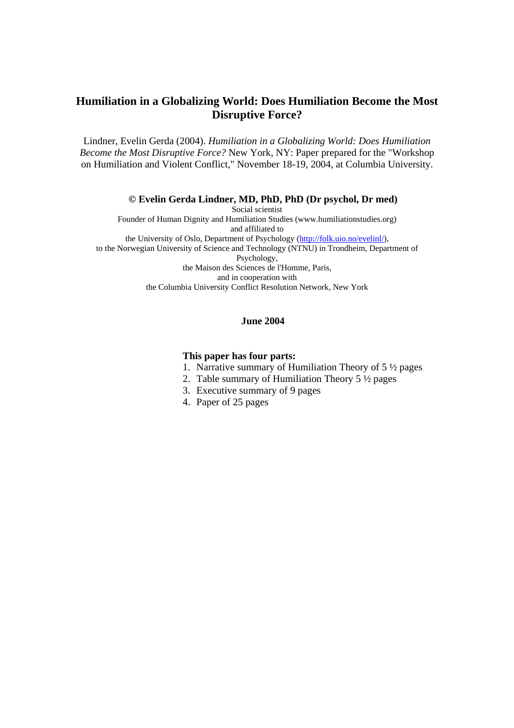# Humiliation in a Globalizing World: Does Humiliation Become the Most Disruptive Force?

Lindner, Evelin Gerda (2004). *Humiliation in a Globalizing World: Does Humiliation Become the Most Disruptive Force?* New York, NY: Paper prepared for the "Workshop on Humiliation and Violent Conflict," November 18-19, 2004, at Columbia University.

**© Evelin Gerda Lindner, MD, PhD, PhD (Dr psychol, Dr med)**

Social scientist
Founder of Human Dignity and Humiliation Studies (www.humiliationstudies.org)
and affiliated to
the University of Oslo, Department of Psychology (http://folk.uio.no/evelinl/),
to the Norwegian University of Science and Technology (NTNU) in Trondheim, Department of Psychology,
the Maison des Sciences de l'Homme, Paris,
and in cooperation with
the Columbia University Conflict Resolution Network, New York

**June 2004**

**This paper has four parts:**

1. Narrative summary of Humiliation Theory of 5 ½ pages
2. Table summary of Humiliation Theory 5 ½ pages
3. Executive summary of 9 pages
4. Paper of 25 pages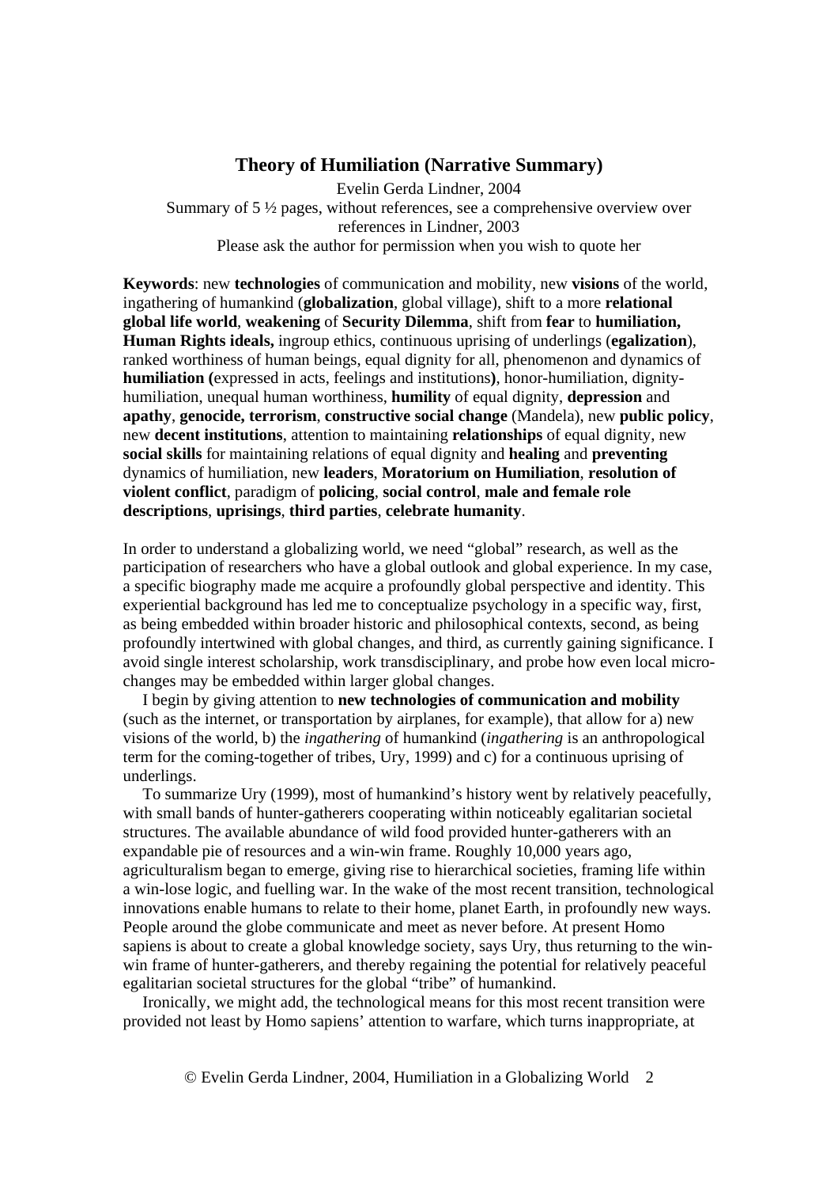## Theory of Humiliation (Narrative Summary)

Evelin Gerda Lindner, 2004
Summary of 5 ½ pages, without references, see a comprehensive overview over references in Lindner, 2003
Please ask the author for permission when you wish to quote her

**Keywords**: new **technologies** of communication and mobility, new **visions** of the world, ingathering of humankind (**globalization**, global village), shift to a more **relational global life world**, **weakening** of **Security Dilemma**, shift from **fear** to **humiliation, Human Rights ideals,** ingroup ethics, continuous uprising of underlings (**egalization**), ranked worthiness of human beings, equal dignity for all, phenomenon and dynamics of **humiliation (**expressed in acts, feelings and institutions**)**, honor-humiliation, dignity-humiliation, unequal human worthiness, **humility** of equal dignity, **depression** and **apathy**, **genocide, terrorism**, **constructive social change** (Mandela), new **public policy**, new **decent institutions**, attention to maintaining **relationships** of equal dignity, new **social skills** for maintaining relations of equal dignity and **healing** and **preventing** dynamics of humiliation, new **leaders**, **Moratorium on Humiliation**, **resolution of violent conflict**, paradigm of **policing**, **social control**, **male and female role descriptions**, **uprisings**, **third parties**, **celebrate humanity**.

In order to understand a globalizing world, we need "global" research, as well as the participation of researchers who have a global outlook and global experience. In my case, a specific biography made me acquire a profoundly global perspective and identity. This experiential background has led me to conceptualize psychology in a specific way, first, as being embedded within broader historic and philosophical contexts, second, as being profoundly intertwined with global changes, and third, as currently gaining significance. I avoid single interest scholarship, work transdisciplinary, and probe how even local micro-changes may be embedded within larger global changes.

I begin by giving attention to **new technologies of communication and mobility** (such as the internet, or transportation by airplanes, for example), that allow for a) new visions of the world, b) the *ingathering* of humankind (*ingathering* is an anthropological term for the coming-together of tribes, Ury, 1999) and c) for a continuous uprising of underlings.

To summarize Ury (1999), most of humankind's history went by relatively peacefully, with small bands of hunter-gatherers cooperating within noticeably egalitarian societal structures. The available abundance of wild food provided hunter-gatherers with an expandable pie of resources and a win-win frame. Roughly 10,000 years ago, agriculturalism began to emerge, giving rise to hierarchical societies, framing life within a win-lose logic, and fuelling war. In the wake of the most recent transition, technological innovations enable humans to relate to their home, planet Earth, in profoundly new ways. People around the globe communicate and meet as never before. At present Homo sapiens is about to create a global knowledge society, says Ury, thus returning to the win-win frame of hunter-gatherers, and thereby regaining the potential for relatively peaceful egalitarian societal structures for the global "tribe" of humankind.

Ironically, we might add, the technological means for this most recent transition were provided not least by Homo sapiens' attention to warfare, which turns inappropriate, at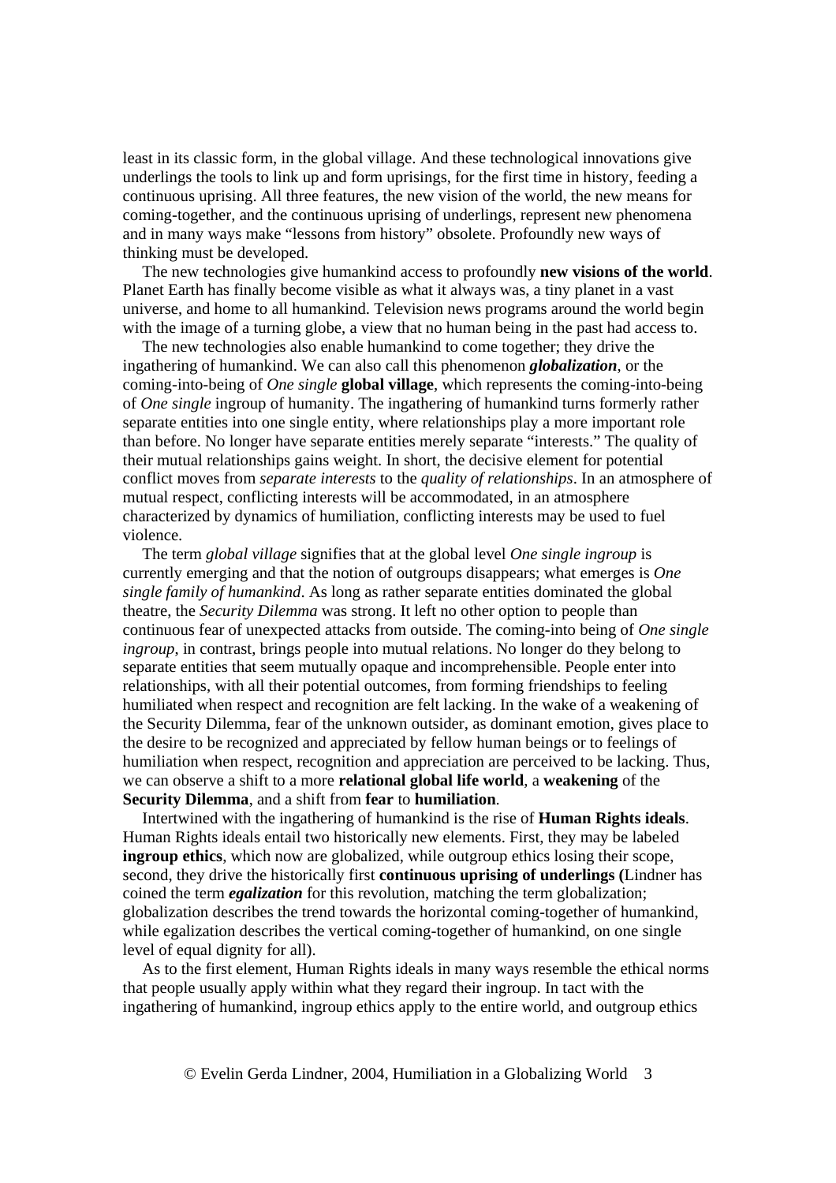least in its classic form, in the global village. And these technological innovations give underlings the tools to link up and form uprisings, for the first time in history, feeding a continuous uprising. All three features, the new vision of the world, the new means for coming-together, and the continuous uprising of underlings, represent new phenomena and in many ways make "lessons from history" obsolete. Profoundly new ways of thinking must be developed.

The new technologies give humankind access to profoundly **new visions of the world**. Planet Earth has finally become visible as what it always was, a tiny planet in a vast universe, and home to all humankind. Television news programs around the world begin with the image of a turning globe, a view that no human being in the past had access to.

The new technologies also enable humankind to come together; they drive the ingathering of humankind. We can also call this phenomenon ***globalization***, or the coming-into-being of *One single* **global village**, which represents the coming-into-being of *One single* ingroup of humanity. The ingathering of humankind turns formerly rather separate entities into one single entity, where relationships play a more important role than before. No longer have separate entities merely separate "interests." The quality of their mutual relationships gains weight. In short, the decisive element for potential conflict moves from *separate interests* to the *quality of relationships*. In an atmosphere of mutual respect, conflicting interests will be accommodated, in an atmosphere characterized by dynamics of humiliation, conflicting interests may be used to fuel violence.

The term *global village* signifies that at the global level *One single ingroup* is currently emerging and that the notion of outgroups disappears; what emerges is *One single family of humankind*. As long as rather separate entities dominated the global theatre, the *Security Dilemma* was strong. It left no other option to people than continuous fear of unexpected attacks from outside. The coming-into being of *One single ingroup*, in contrast, brings people into mutual relations. No longer do they belong to separate entities that seem mutually opaque and incomprehensible. People enter into relationships, with all their potential outcomes, from forming friendships to feeling humiliated when respect and recognition are felt lacking. In the wake of a weakening of the Security Dilemma, fear of the unknown outsider, as dominant emotion, gives place to the desire to be recognized and appreciated by fellow human beings or to feelings of humiliation when respect, recognition and appreciation are perceived to be lacking. Thus, we can observe a shift to a more **relational global life world**, a **weakening** of the **Security Dilemma**, and a shift from **fear** to **humiliation**.

Intertwined with the ingathering of humankind is the rise of **Human Rights ideals**. Human Rights ideals entail two historically new elements. First, they may be labeled **ingroup ethics**, which now are globalized, while outgroup ethics losing their scope, second, they drive the historically first **continuous uprising of underlings (**Lindner has coined the term ***egalization*** for this revolution, matching the term globalization; globalization describes the trend towards the horizontal coming-together of humankind, while egalization describes the vertical coming-together of humankind, on one single level of equal dignity for all).

As to the first element, Human Rights ideals in many ways resemble the ethical norms that people usually apply within what they regard their ingroup. In tact with the ingathering of humankind, ingroup ethics apply to the entire world, and outgroup ethics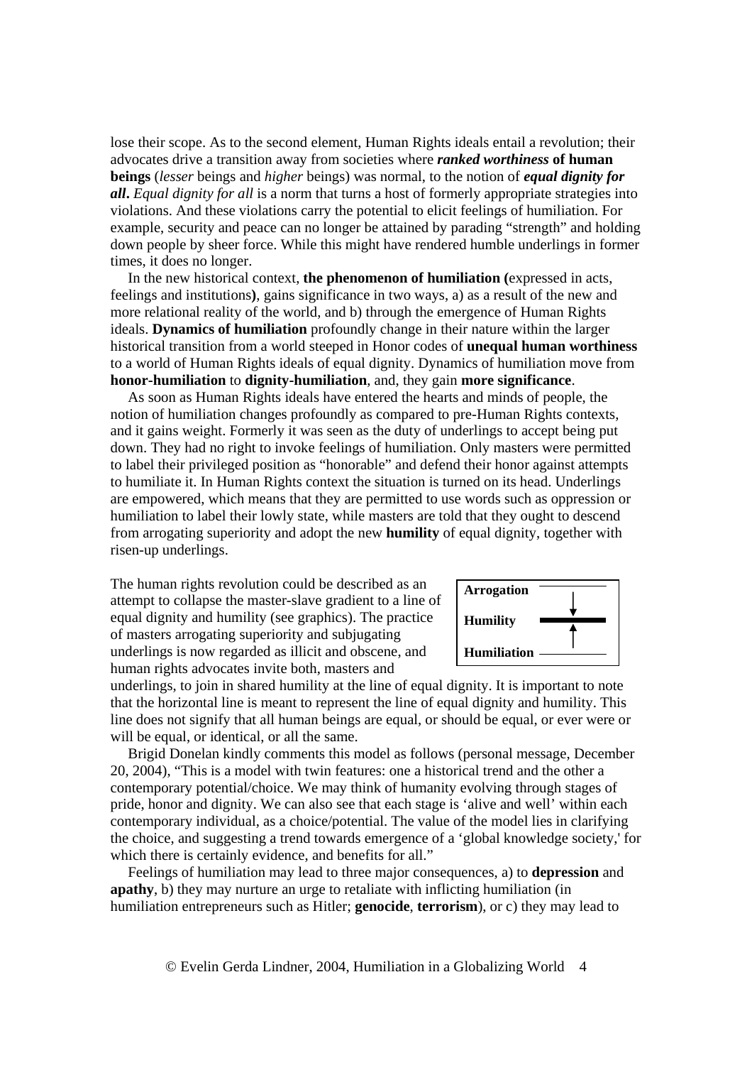lose their scope. As to the second element, Human Rights ideals entail a revolution; their advocates drive a transition away from societies where ***ranked worthiness* of human beings** (*lesser* beings and *higher* beings) was normal, to the notion of ***equal dignity for all***. *Equal dignity for all* is a norm that turns a host of formerly appropriate strategies into violations. And these violations carry the potential to elicit feelings of humiliation. For example, security and peace can no longer be attained by parading "strength" and holding down people by sheer force. While this might have rendered humble underlings in former times, it does no longer.

In the new historical context, **the phenomenon of humiliation (**expressed in acts, feelings and institutions**)**, gains significance in two ways, a) as a result of the new and more relational reality of the world, and b) through the emergence of Human Rights ideals. **Dynamics of humiliation** profoundly change in their nature within the larger historical transition from a world steeped in Honor codes of **unequal human worthiness** to a world of Human Rights ideals of equal dignity. Dynamics of humiliation move from **honor-humiliation** to **dignity-humiliation**, and, they gain **more significance**.

As soon as Human Rights ideals have entered the hearts and minds of people, the notion of humiliation changes profoundly as compared to pre-Human Rights contexts, and it gains weight. Formerly it was seen as the duty of underlings to accept being put down. They had no right to invoke feelings of humiliation. Only masters were permitted to label their privileged position as "honorable" and defend their honor against attempts to humiliate it. In Human Rights context the situation is turned on its head. Underlings are empowered, which means that they are permitted to use words such as oppression or humiliation to label their lowly state, while masters are told that they ought to descend from arrogating superiority and adopt the new **humility** of equal dignity, together with risen-up underlings.

The human rights revolution could be described as an attempt to collapse the master-slave gradient to a line of equal dignity and humility (see graphics). The practice of masters arrogating superiority and subjugating underlings is now regarded as illicit and obscene, and human rights advocates invite both, masters and underlings, to join in shared humility at the line of equal dignity. It is important to note that the horizontal line is meant to represent the line of equal dignity and humility. This line does not signify that all human beings are equal, or should be equal, or ever were or will be equal, or identical, or all the same.

| **Arrogation** |
|---|
| **Humility** |
| **Humiliation** |

Brigid Donelan kindly comments this model as follows (personal message, December 20, 2004), "This is a model with twin features: one a historical trend and the other a contemporary potential/choice. We may think of humanity evolving through stages of pride, honor and dignity. We can also see that each stage is 'alive and well' within each contemporary individual, as a choice/potential. The value of the model lies in clarifying the choice, and suggesting a trend towards emergence of a 'global knowledge society,' for which there is certainly evidence, and benefits for all."

Feelings of humiliation may lead to three major consequences, a) to **depression** and **apathy**, b) they may nurture an urge to retaliate with inflicting humiliation (in humiliation entrepreneurs such as Hitler; **genocide**, **terrorism**), or c) they may lead to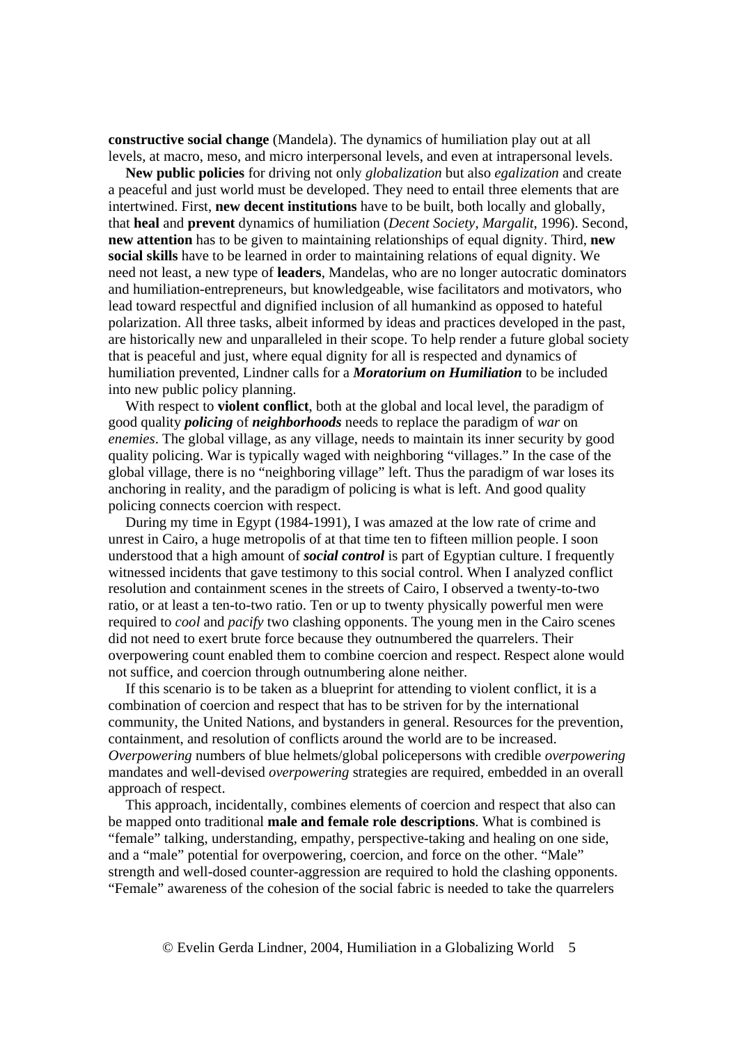**constructive social change** (Mandela). The dynamics of humiliation play out at all levels, at macro, meso, and micro interpersonal levels, and even at intrapersonal levels.

**New public policies** for driving not only *globalization* but also *egalization* and create a peaceful and just world must be developed. They need to entail three elements that are intertwined. First, **new decent institutions** have to be built, both locally and globally, that **heal** and **prevent** dynamics of humiliation (*Decent Society*, *Margalit*, 1996). Second, **new attention** has to be given to maintaining relationships of equal dignity. Third, **new social skills** have to be learned in order to maintaining relations of equal dignity. We need not least, a new type of **leaders**, Mandelas, who are no longer autocratic dominators and humiliation-entrepreneurs, but knowledgeable, wise facilitators and motivators, who lead toward respectful and dignified inclusion of all humankind as opposed to hateful polarization. All three tasks, albeit informed by ideas and practices developed in the past, are historically new and unparalleled in their scope. To help render a future global society that is peaceful and just, where equal dignity for all is respected and dynamics of humiliation prevented, Lindner calls for a ***Moratorium on Humiliation*** to be included into new public policy planning.

With respect to **violent conflict**, both at the global and local level, the paradigm of good quality ***policing*** of ***neighborhoods*** needs to replace the paradigm of *war* on *enemies*. The global village, as any village, needs to maintain its inner security by good quality policing. War is typically waged with neighboring "villages." In the case of the global village, there is no "neighboring village" left. Thus the paradigm of war loses its anchoring in reality, and the paradigm of policing is what is left. And good quality policing connects coercion with respect.

During my time in Egypt (1984-1991), I was amazed at the low rate of crime and unrest in Cairo, a huge metropolis of at that time ten to fifteen million people. I soon understood that a high amount of ***social control*** is part of Egyptian culture. I frequently witnessed incidents that gave testimony to this social control. When I analyzed conflict resolution and containment scenes in the streets of Cairo, I observed a twenty-to-two ratio, or at least a ten-to-two ratio. Ten or up to twenty physically powerful men were required to *cool* and *pacify* two clashing opponents. The young men in the Cairo scenes did not need to exert brute force because they outnumbered the quarrelers. Their overpowering count enabled them to combine coercion and respect. Respect alone would not suffice, and coercion through outnumbering alone neither.

If this scenario is to be taken as a blueprint for attending to violent conflict, it is a combination of coercion and respect that has to be striven for by the international community, the United Nations, and bystanders in general. Resources for the prevention, containment, and resolution of conflicts around the world are to be increased. *Overpowering* numbers of blue helmets/global policepersons with credible *overpowering* mandates and well-devised *overpowering* strategies are required, embedded in an overall approach of respect.

This approach, incidentally, combines elements of coercion and respect that also can be mapped onto traditional **male and female role descriptions**. What is combined is "female" talking, understanding, empathy, perspective-taking and healing on one side, and a "male" potential for overpowering, coercion, and force on the other. "Male" strength and well-dosed counter-aggression are required to hold the clashing opponents. "Female" awareness of the cohesion of the social fabric is needed to take the quarrelers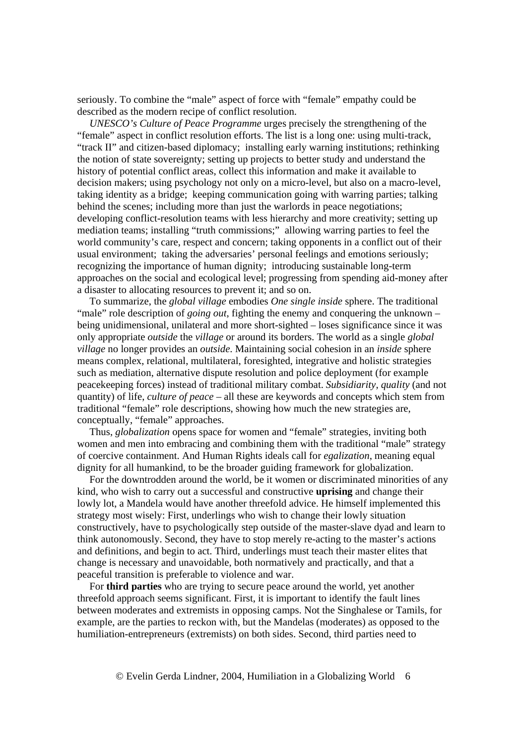seriously. To combine the "male" aspect of force with "female" empathy could be described as the modern recipe of conflict resolution.

*UNESCO's Culture of Peace Programme* urges precisely the strengthening of the "female" aspect in conflict resolution efforts. The list is a long one: using multi-track, "track II" and citizen-based diplomacy; installing early warning institutions; rethinking the notion of state sovereignty; setting up projects to better study and understand the history of potential conflict areas, collect this information and make it available to decision makers; using psychology not only on a micro-level, but also on a macro-level, taking identity as a bridge; keeping communication going with warring parties; talking behind the scenes; including more than just the warlords in peace negotiations; developing conflict-resolution teams with less hierarchy and more creativity; setting up mediation teams; installing "truth commissions;" allowing warring parties to feel the world community's care, respect and concern; taking opponents in a conflict out of their usual environment; taking the adversaries' personal feelings and emotions seriously; recognizing the importance of human dignity; introducing sustainable long-term approaches on the social and ecological level; progressing from spending aid-money after a disaster to allocating resources to prevent it; and so on.

To summarize, the *global village* embodies *One single inside* sphere. The traditional "male" role description of *going out*, fighting the enemy and conquering the unknown – being unidimensional, unilateral and more short-sighted – loses significance since it was only appropriate *outside* the *village* or around its borders. The world as a single *global village* no longer provides an *outside*. Maintaining social cohesion in an *inside* sphere means complex, relational, multilateral, foresighted, integrative and holistic strategies such as mediation, alternative dispute resolution and police deployment (for example peacekeeping forces) instead of traditional military combat. *Subsidiarity*, *quality* (and not quantity) of life, *culture of peace* – all these are keywords and concepts which stem from traditional "female" role descriptions, showing how much the new strategies are, conceptually, "female" approaches.

Thus, *globalization* opens space for women and "female" strategies, inviting both women and men into embracing and combining them with the traditional "male" strategy of coercive containment. And Human Rights ideals call for *egalization*, meaning equal dignity for all humankind, to be the broader guiding framework for globalization.

For the downtrodden around the world, be it women or discriminated minorities of any kind, who wish to carry out a successful and constructive **uprising** and change their lowly lot, a Mandela would have another threefold advice. He himself implemented this strategy most wisely: First, underlings who wish to change their lowly situation constructively, have to psychologically step outside of the master-slave dyad and learn to think autonomously. Second, they have to stop merely re-acting to the master's actions and definitions, and begin to act. Third, underlings must teach their master elites that change is necessary and unavoidable, both normatively and practically, and that a peaceful transition is preferable to violence and war.

For **third parties** who are trying to secure peace around the world, yet another threefold approach seems significant. First, it is important to identify the fault lines between moderates and extremists in opposing camps. Not the Singhalese or Tamils, for example, are the parties to reckon with, but the Mandelas (moderates) as opposed to the humiliation-entrepreneurs (extremists) on both sides. Second, third parties need to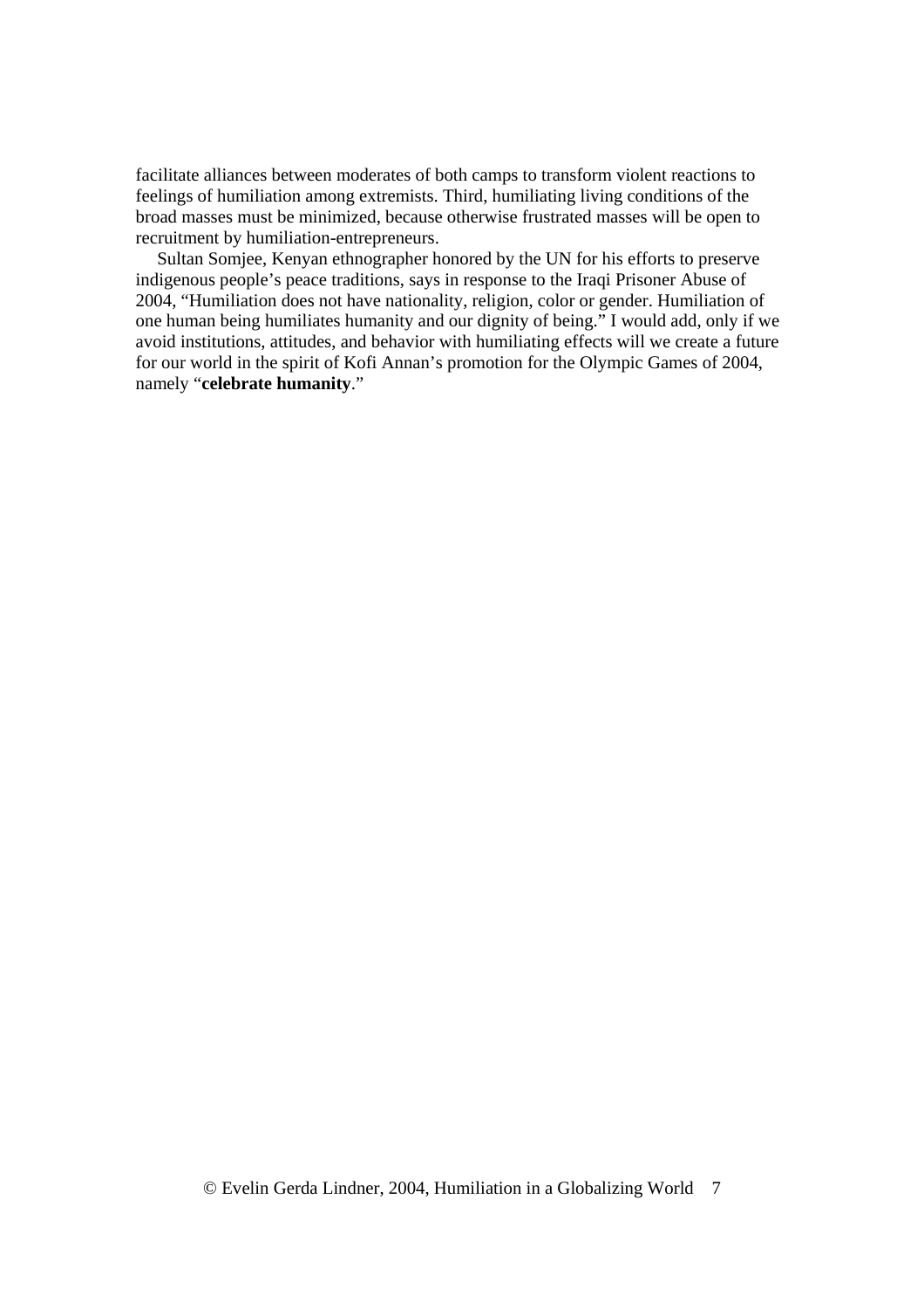facilitate alliances between moderates of both camps to transform violent reactions to feelings of humiliation among extremists. Third, humiliating living conditions of the broad masses must be minimized, because otherwise frustrated masses will be open to recruitment by humiliation-entrepreneurs.

Sultan Somjee, Kenyan ethnographer honored by the UN for his efforts to preserve indigenous people's peace traditions, says in response to the Iraqi Prisoner Abuse of 2004, "Humiliation does not have nationality, religion, color or gender. Humiliation of one human being humiliates humanity and our dignity of being." I would add, only if we avoid institutions, attitudes, and behavior with humiliating effects will we create a future for our world in the spirit of Kofi Annan's promotion for the Olympic Games of 2004, namely "**celebrate humanity**."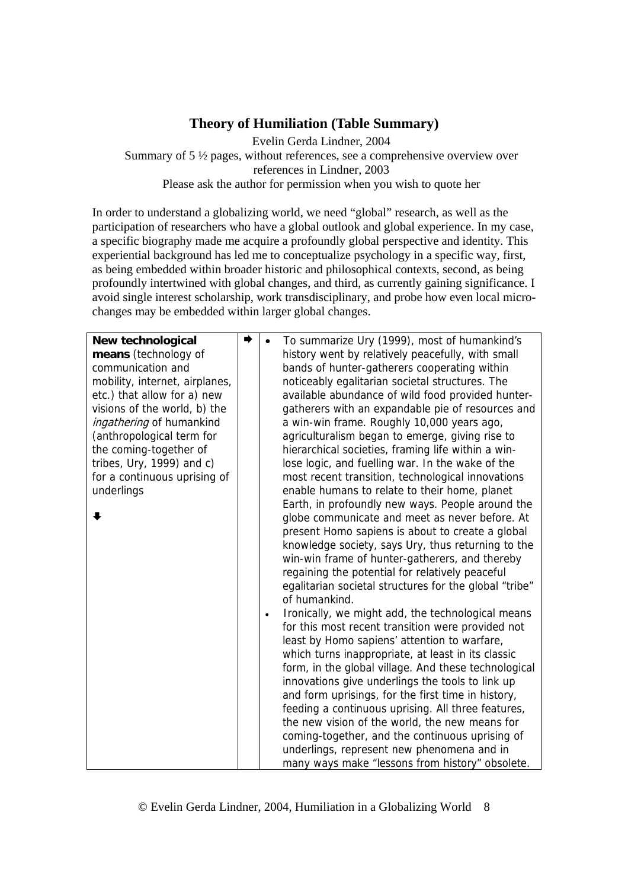## Theory of Humiliation (Table Summary)

Evelin Gerda Lindner, 2004
Summary of 5 ½ pages, without references, see a comprehensive overview over references in Lindner, 2003
Please ask the author for permission when you wish to quote her

In order to understand a globalizing world, we need "global" research, as well as the participation of researchers who have a global outlook and global experience. In my case, a specific biography made me acquire a profoundly global perspective and identity. This experiential background has led me to conceptualize psychology in a specific way, first, as being embedded within broader historic and philosophical contexts, second, as being profoundly intertwined with global changes, and third, as currently gaining significance. I avoid single interest scholarship, work transdisciplinary, and probe how even local micro-changes may be embedded within larger global changes.

| | | |
|---|---|---|
| **New technological means** (technology of communication and mobility, internet, airplanes, etc.) that allow for a) new visions of the world, b) the *ingathering* of humankind (anthropological term for the coming-together of tribes, Ury, 1999) and c) for a continuous uprising of underlings <br><br> ⬇ | ➡ | • To summarize Ury (1999), most of humankind's history went by relatively peacefully, with small bands of hunter-gatherers cooperating within noticeably egalitarian societal structures. The available abundance of wild food provided hunter-gatherers with an expandable pie of resources and a win-win frame. Roughly 10,000 years ago, agriculturalism began to emerge, giving rise to hierarchical societies, framing life within a win-lose logic, and fuelling war. In the wake of the most recent transition, technological innovations enable humans to relate to their home, planet Earth, in profoundly new ways. People around the globe communicate and meet as never before. At present Homo sapiens is about to create a global knowledge society, says Ury, thus returning to the win-win frame of hunter-gatherers, and thereby regaining the potential for relatively peaceful egalitarian societal structures for the global "tribe" of humankind. <br> • Ironically, we might add, the technological means for this most recent transition were provided not least by Homo sapiens' attention to warfare, which turns inappropriate, at least in its classic form, in the global village. And these technological innovations give underlings the tools to link up and form uprisings, for the first time in history, feeding a continuous uprising. All three features, the new vision of the world, the new means for coming-together, and the continuous uprising of underlings, represent new phenomena and in many ways make "lessons from history" obsolete. |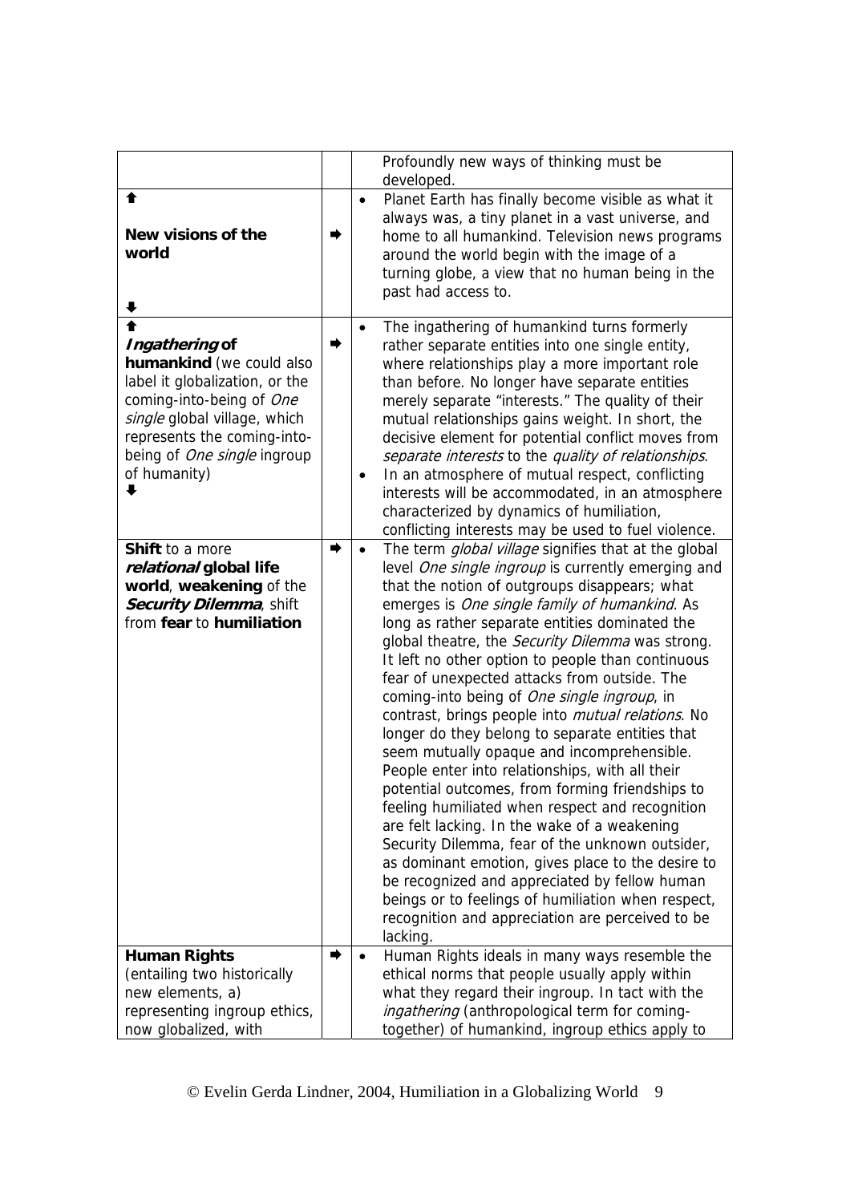| | | |
|---|---|---|
| | | Profoundly new ways of thinking must be developed. |
| ⬆<br>**New visions of the world**<br>⬇ | ➡ | • Planet Earth has finally become visible as what it always was, a tiny planet in a vast universe, and home to all humankind. Television news programs around the world begin with the image of a turning globe, a view that no human being in the past had access to. |
| ⬆<br>***Ingathering* of humankind** (we could also label it globalization, or the coming-into-being of *One single* global village, which represents the coming-into-being of *One single* ingroup of humanity)<br>⬇ | ➡ | • The ingathering of humankind turns formerly rather separate entities into one single entity, where relationships play a more important role than before. No longer have separate entities merely separate "interests." The quality of their mutual relationships gains weight. In short, the decisive element for potential conflict moves from *separate interests* to the *quality of relationships*.<br>• In an atmosphere of mutual respect, conflicting interests will be accommodated, in an atmosphere characterized by dynamics of humiliation, conflicting interests may be used to fuel violence. |
| **Shift** to a more ***relational* global life world**, **weakening** of the ***Security Dilemma***, shift from **fear** to **humiliation** | ➡ | • The term *global village* signifies that at the global level *One single ingroup* is currently emerging and that the notion of outgroups disappears; what emerges is *One single family of humankind*. As long as rather separate entities dominated the global theatre, the *Security Dilemma* was strong. It left no other option to people than continuous fear of unexpected attacks from outside. The coming-into being of *One single ingroup*, in contrast, brings people into *mutual relations*. No longer do they belong to separate entities that seem mutually opaque and incomprehensible. People enter into relationships, with all their potential outcomes, from forming friendships to feeling humiliated when respect and recognition are felt lacking. In the wake of a weakening Security Dilemma, fear of the unknown outsider, as dominant emotion, gives place to the desire to be recognized and appreciated by fellow human beings or to feelings of humiliation when respect, recognition and appreciation are perceived to be lacking. |
| **Human Rights** (entailing two historically new elements, a) representing ingroup ethics, now globalized, with | ➡ | • Human Rights ideals in many ways resemble the ethical norms that people usually apply within what they regard their ingroup. In tact with the *ingathering* (anthropological term for coming-together) of humankind, ingroup ethics apply to |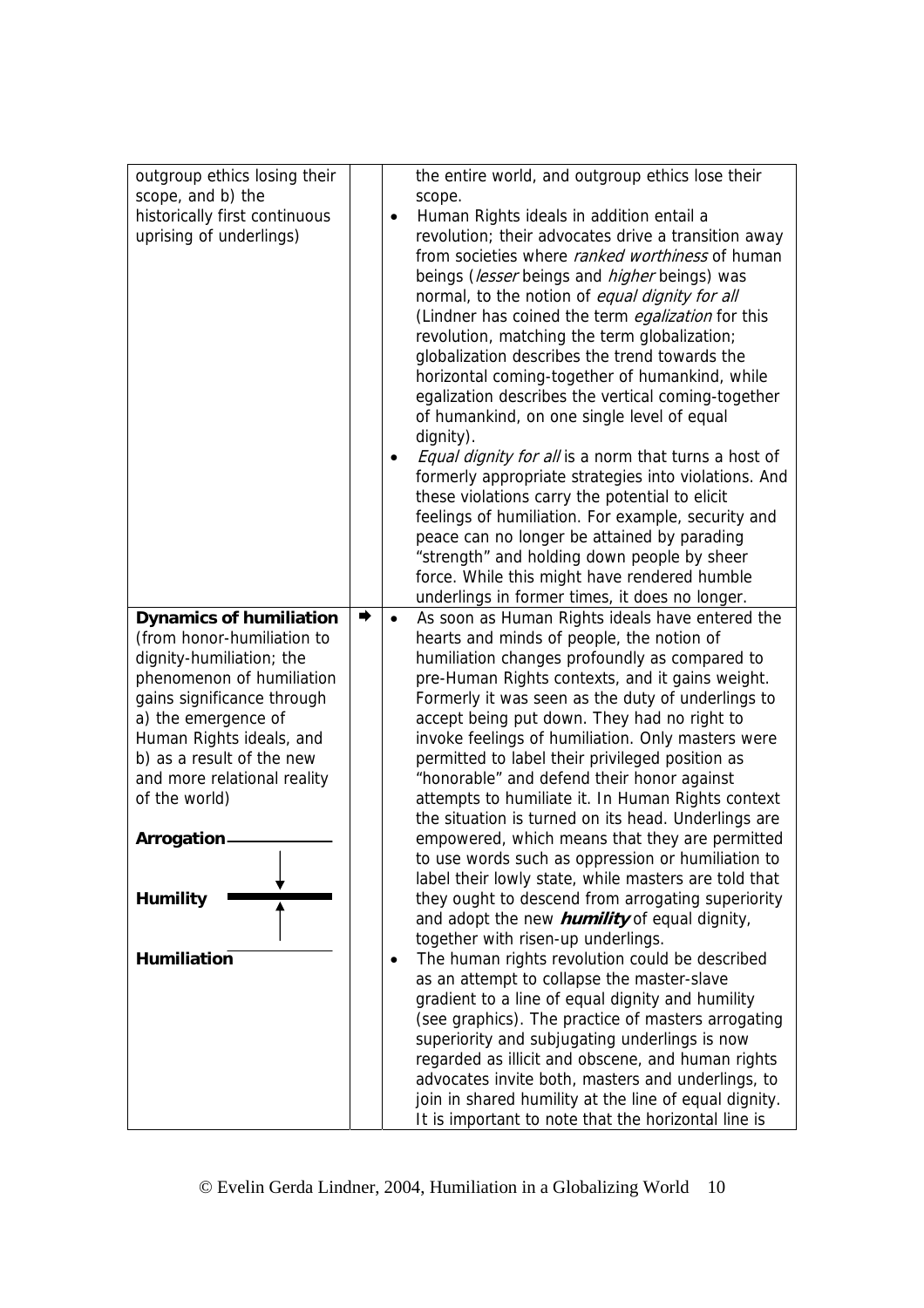| | | |
|---|---|---|
| outgroup ethics losing their scope, and b) the historically first continuous uprising of underlings) | | the entire world, and outgroup ethics lose their scope.<br>• Human Rights ideals in addition entail a revolution; their advocates drive a transition away from societies where *ranked worthiness* of human beings (*lesser* beings and *higher* beings) was normal, to the notion of *equal dignity for all* (Lindner has coined the term *egalization* for this revolution, matching the term globalization; globalization describes the trend towards the horizontal coming-together of humankind, while egalization describes the vertical coming-together of humankind, on one single level of equal dignity).<br>• *Equal dignity for all* is a norm that turns a host of formerly appropriate strategies into violations. And these violations carry the potential to elicit feelings of humiliation. For example, security and peace can no longer be attained by parading "strength" and holding down people by sheer force. While this might have rendered humble underlings in former times, it does no longer. |
| **Dynamics of humiliation** (from honor-humiliation to dignity-humiliation; the phenomenon of humiliation gains significance through a) the emergence of Human Rights ideals, and b) as a result of the new and more relational reality of the world)<br><br>**Arrogation**<br>↓<br>**Humility**<br>↑<br>**Humiliation** | ➡ | • As soon as Human Rights ideals have entered the hearts and minds of people, the notion of humiliation changes profoundly as compared to pre-Human Rights contexts, and it gains weight. Formerly it was seen as the duty of underlings to accept being put down. They had no right to invoke feelings of humiliation. Only masters were permitted to label their privileged position as "honorable" and defend their honor against attempts to humiliate it. In Human Rights context the situation is turned on its head. Underlings are empowered, which means that they are permitted to use words such as oppression or humiliation to label their lowly state, while masters are told that they ought to descend from arrogating superiority and adopt the new ***humility*** of equal dignity, together with risen-up underlings.<br>• The human rights revolution could be described as an attempt to collapse the master-slave gradient to a line of equal dignity and humility (see graphics). The practice of masters arrogating superiority and subjugating underlings is now regarded as illicit and obscene, and human rights advocates invite both, masters and underlings, to join in shared humility at the line of equal dignity. It is important to note that the horizontal line is |

© Evelin Gerda Lindner, 2004, Humiliation in a Globalizing World 10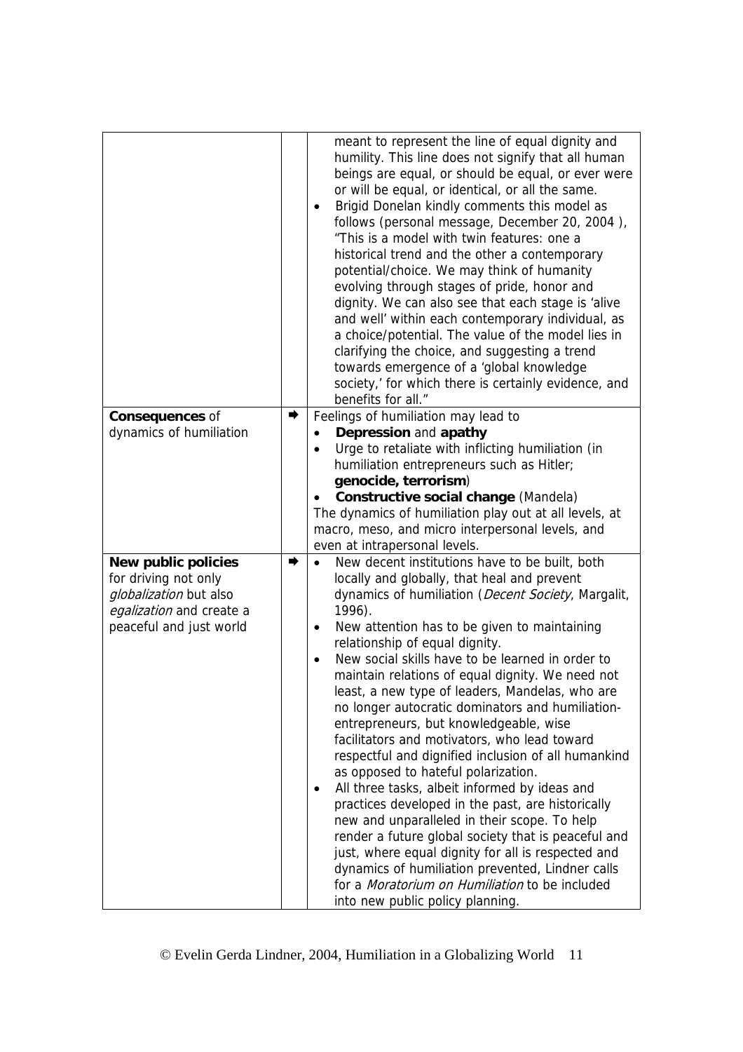| | | |
|---|---|---|
| | | meant to represent the line of equal dignity and humility. This line does not signify that all human beings are equal, or should be equal, or ever were or will be equal, or identical, or all the same.<br>• Brigid Donelan kindly comments this model as follows (personal message, December 20, 2004 ), "This is a model with twin features: one a historical trend and the other a contemporary potential/choice. We may think of humanity evolving through stages of pride, honor and dignity. We can also see that each stage is 'alive and well' within each contemporary individual, as a choice/potential. The value of the model lies in clarifying the choice, and suggesting a trend towards emergence of a 'global knowledge society,' for which there is certainly evidence, and benefits for all." |
| **Consequences** of dynamics of humiliation | ➡ | Feelings of humiliation may lead to<br>• **Depression** and **apathy**<br>• Urge to retaliate with inflicting humiliation (in humiliation entrepreneurs such as Hitler; **genocide, terrorism**)<br>• **Constructive social change** (Mandela)<br>The dynamics of humiliation play out at all levels, at macro, meso, and micro interpersonal levels, and even at intrapersonal levels. |
| **New public policies** for driving not only *globalization* but also *egalization* and create a peaceful and just world | ➡ | • New decent institutions have to be built, both locally and globally, that heal and prevent dynamics of humiliation (*Decent Society*, Margalit, 1996).<br>• New attention has to be given to maintaining relationship of equal dignity.<br>• New social skills have to be learned in order to maintain relations of equal dignity. We need not least, a new type of leaders, Mandelas, who are no longer autocratic dominators and humiliation-entrepreneurs, but knowledgeable, wise facilitators and motivators, who lead toward respectful and dignified inclusion of all humankind as opposed to hateful polarization.<br>• All three tasks, albeit informed by ideas and practices developed in the past, are historically new and unparalleled in their scope. To help render a future global society that is peaceful and just, where equal dignity for all is respected and dynamics of humiliation prevented, Lindner calls for a *Moratorium on Humiliation* to be included into new public policy planning. |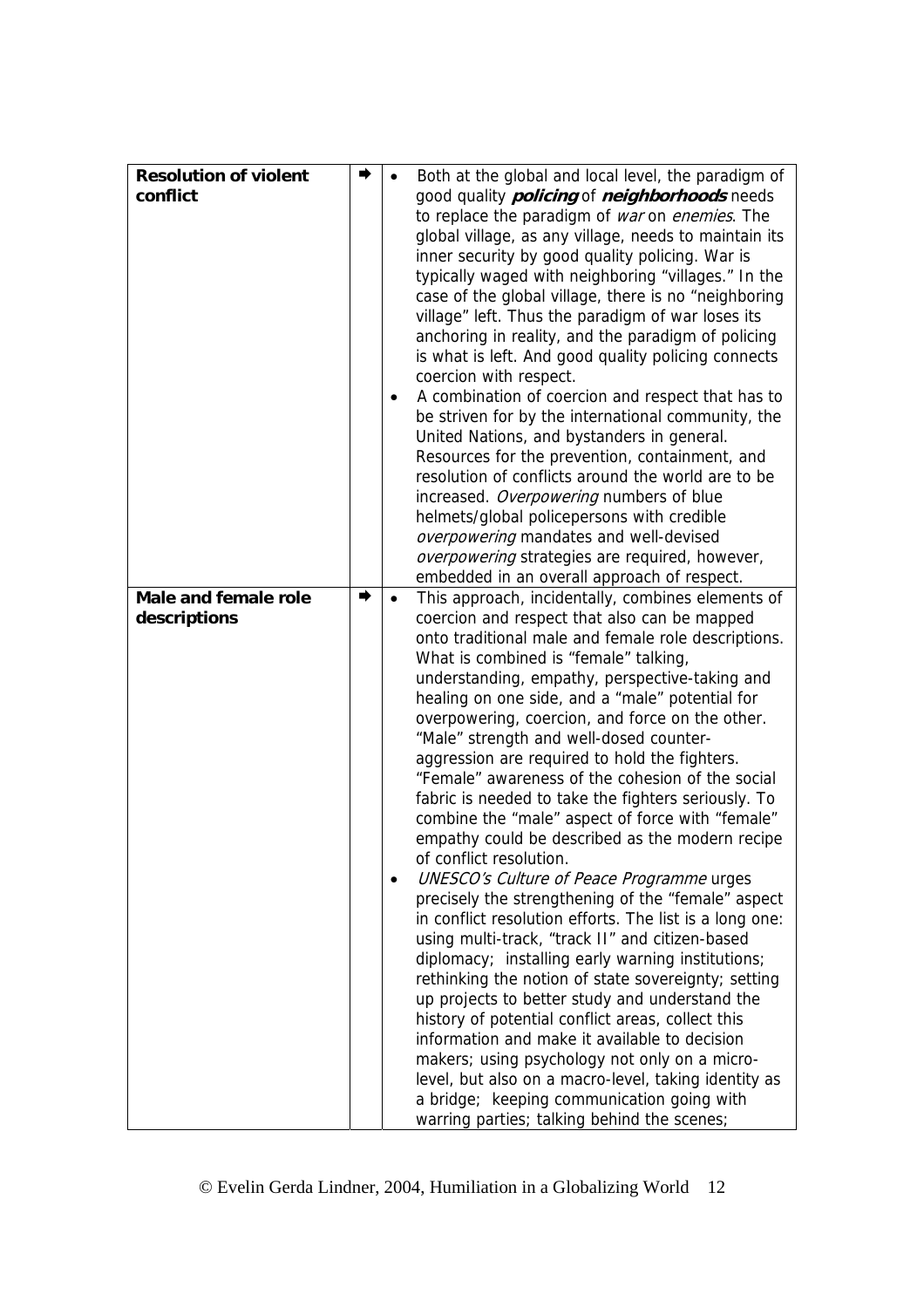| | | |
|---|---|---|
| **Resolution of violent conflict** | ➡ | • Both at the global and local level, the paradigm of good quality ***policing*** of ***neighborhoods*** needs to replace the paradigm of *war* on *enemies*. The global village, as any village, needs to maintain its inner security by good quality policing. War is typically waged with neighboring "villages." In the case of the global village, there is no "neighboring village" left. Thus the paradigm of war loses its anchoring in reality, and the paradigm of policing is what is left. And good quality policing connects coercion with respect.<br>• A combination of coercion and respect that has to be striven for by the international community, the United Nations, and bystanders in general. Resources for the prevention, containment, and resolution of conflicts around the world are to be increased. *Overpowering* numbers of blue helmets/global policepersons with credible *overpowering* mandates and well-devised *overpowering* strategies are required, however, embedded in an overall approach of respect. |
| **Male and female role descriptions** | ➡ | • This approach, incidentally, combines elements of coercion and respect that also can be mapped onto traditional male and female role descriptions. What is combined is "female" talking, understanding, empathy, perspective-taking and healing on one side, and a "male" potential for overpowering, coercion, and force on the other. "Male" strength and well-dosed counter-aggression are required to hold the fighters. "Female" awareness of the cohesion of the social fabric is needed to take the fighters seriously. To combine the "male" aspect of force with "female" empathy could be described as the modern recipe of conflict resolution.<br>• *UNESCO's Culture of Peace Programme* urges precisely the strengthening of the "female" aspect in conflict resolution efforts. The list is a long one: using multi-track, "track II" and citizen-based diplomacy; installing early warning institutions; rethinking the notion of state sovereignty; setting up projects to better study and understand the history of potential conflict areas, collect this information and make it available to decision makers; using psychology not only on a micro-level, but also on a macro-level, taking identity as a bridge; keeping communication going with warring parties; talking behind the scenes; |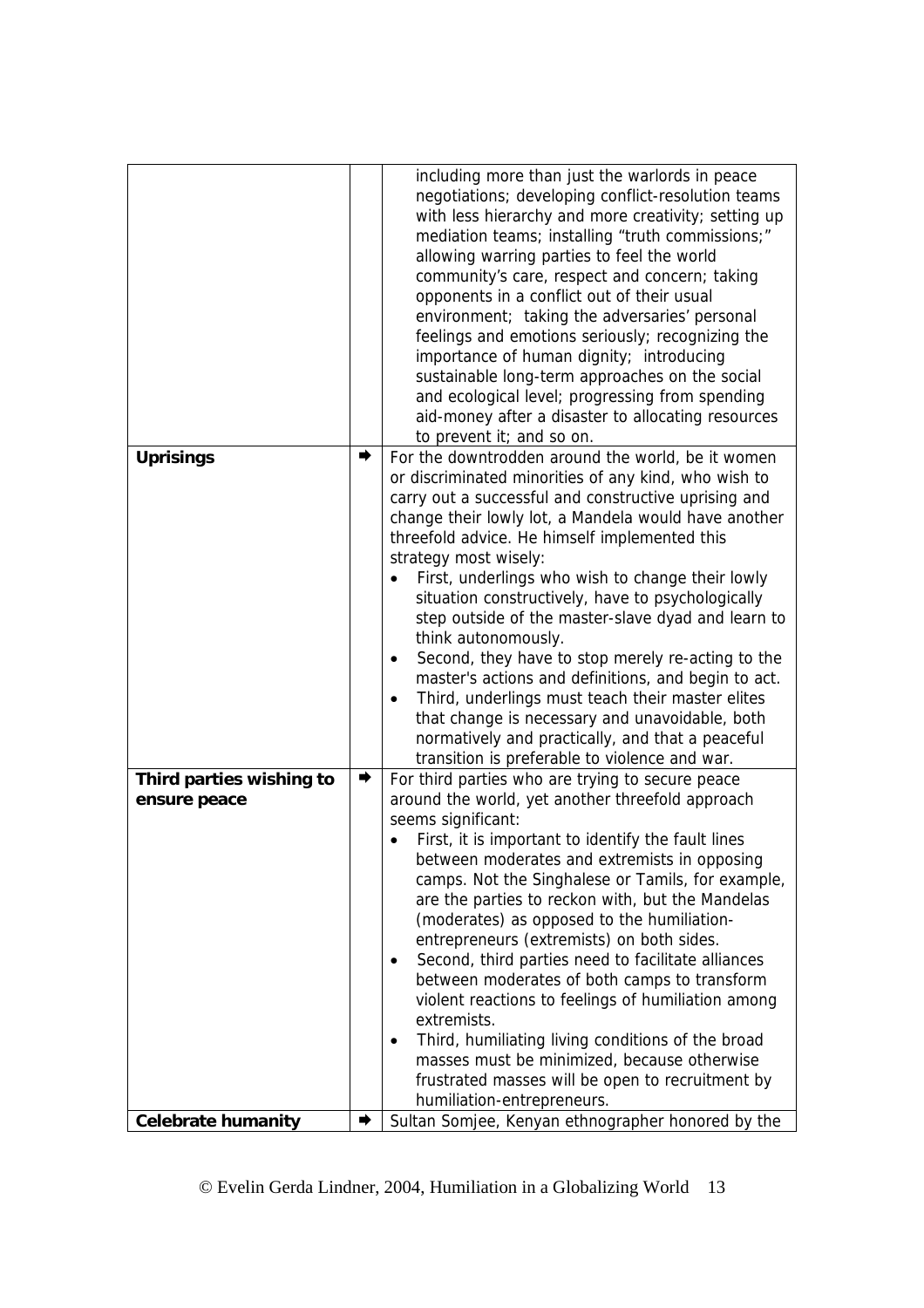| | | |
|---|---|---|
| | | including more than just the warlords in peace negotiations; developing conflict-resolution teams with less hierarchy and more creativity; setting up mediation teams; installing "truth commissions;" allowing warring parties to feel the world community's care, respect and concern; taking opponents in a conflict out of their usual environment; taking the adversaries' personal feelings and emotions seriously; recognizing the importance of human dignity; introducing sustainable long-term approaches on the social and ecological level; progressing from spending aid-money after a disaster to allocating resources to prevent it; and so on. |
| **Uprisings** | ➡ | For the downtrodden around the world, be it women or discriminated minorities of any kind, who wish to carry out a successful and constructive uprising and change their lowly lot, a Mandela would have another threefold advice. He himself implemented this strategy most wisely:<br>• First, underlings who wish to change their lowly situation constructively, have to psychologically step outside of the master-slave dyad and learn to think autonomously.<br>• Second, they have to stop merely re-acting to the master's actions and definitions, and begin to act.<br>• Third, underlings must teach their master elites that change is necessary and unavoidable, both normatively and practically, and that a peaceful transition is preferable to violence and war. |
| **Third parties wishing to ensure peace** | ➡ | For third parties who are trying to secure peace around the world, yet another threefold approach seems significant:<br>• First, it is important to identify the fault lines between moderates and extremists in opposing camps. Not the Singhalese or Tamils, for example, are the parties to reckon with, but the Mandelas (moderates) as opposed to the humiliation-entrepreneurs (extremists) on both sides.<br>• Second, third parties need to facilitate alliances between moderates of both camps to transform violent reactions to feelings of humiliation among extremists.<br>• Third, humiliating living conditions of the broad masses must be minimized, because otherwise frustrated masses will be open to recruitment by humiliation-entrepreneurs. |
| **Celebrate humanity** | ➡ | Sultan Somjee, Kenyan ethnographer honored by the |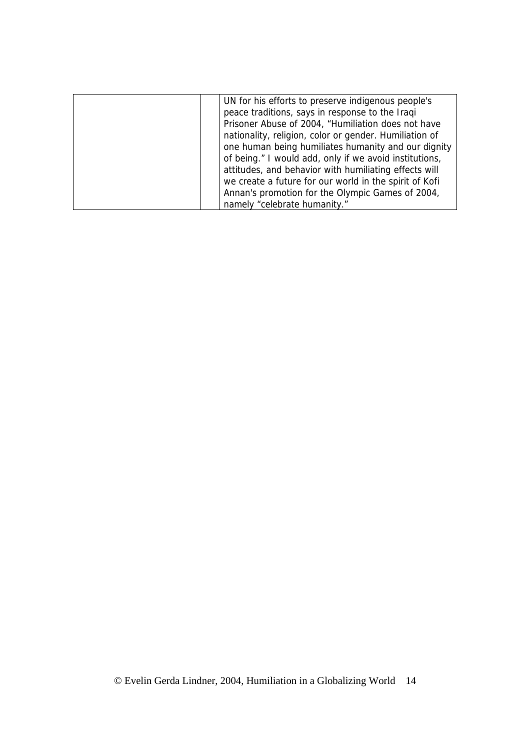|  |  | UN for his efforts to preserve indigenous people's peace traditions, says in response to the Iraqi Prisoner Abuse of 2004, "Humiliation does not have nationality, religion, color or gender. Humiliation of one human being humiliates humanity and our dignity of being." I would add, only if we avoid institutions, attitudes, and behavior with humiliating effects will we create a future for our world in the spirit of Kofi Annan's promotion for the Olympic Games of 2004, namely "celebrate humanity." |
|---|---|---|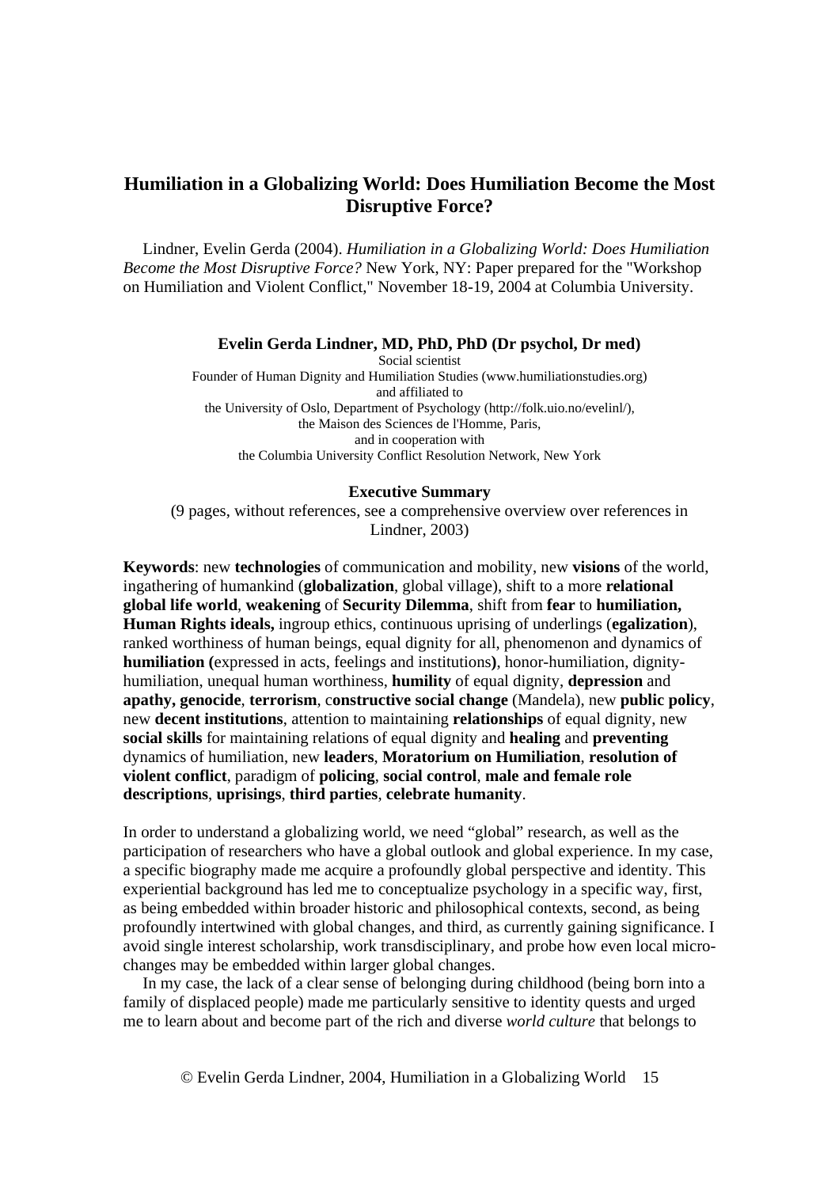## Humiliation in a Globalizing World: Does Humiliation Become the Most Disruptive Force?

Lindner, Evelin Gerda (2004). *Humiliation in a Globalizing World: Does Humiliation Become the Most Disruptive Force?* New York, NY: Paper prepared for the "Workshop on Humiliation and Violent Conflict," November 18-19, 2004 at Columbia University.

**Evelin Gerda Lindner, MD, PhD, PhD (Dr psychol, Dr med)**
Social scientist
Founder of Human Dignity and Humiliation Studies (www.humiliationstudies.org)
and affiliated to
the University of Oslo, Department of Psychology (http://folk.uio.no/evelinl/),
the Maison des Sciences de l'Homme, Paris,
and in cooperation with
the Columbia University Conflict Resolution Network, New York

**Executive Summary**
(9 pages, without references, see a comprehensive overview over references in Lindner, 2003)

**Keywords**: new **technologies** of communication and mobility, new **visions** of the world, ingathering of humankind (**globalization**, global village), shift to a more **relational global life world**, **weakening** of **Security Dilemma**, shift from **fear** to **humiliation, Human Rights ideals,** ingroup ethics, continuous uprising of underlings (**egalization**), ranked worthiness of human beings, equal dignity for all, phenomenon and dynamics of **humiliation (**expressed in acts, feelings and institutions**)**, honor-humiliation, dignity-humiliation, unequal human worthiness, **humility** of equal dignity, **depression** and **apathy, genocide**, **terrorism**, **constructive social change** (Mandela), new **public policy**, new **decent institutions**, attention to maintaining **relationships** of equal dignity, new **social skills** for maintaining relations of equal dignity and **healing** and **preventing** dynamics of humiliation, new **leaders**, **Moratorium on Humiliation**, **resolution of violent conflict**, paradigm of **policing**, **social control**, **male and female role descriptions**, **uprisings**, **third parties**, **celebrate humanity**.

In order to understand a globalizing world, we need "global" research, as well as the participation of researchers who have a global outlook and global experience. In my case, a specific biography made me acquire a profoundly global perspective and identity. This experiential background has led me to conceptualize psychology in a specific way, first, as being embedded within broader historic and philosophical contexts, second, as being profoundly intertwined with global changes, and third, as currently gaining significance. I avoid single interest scholarship, work transdisciplinary, and probe how even local micro-changes may be embedded within larger global changes.

In my case, the lack of a clear sense of belonging during childhood (being born into a family of displaced people) made me particularly sensitive to identity quests and urged me to learn about and become part of the rich and diverse *world culture* that belongs to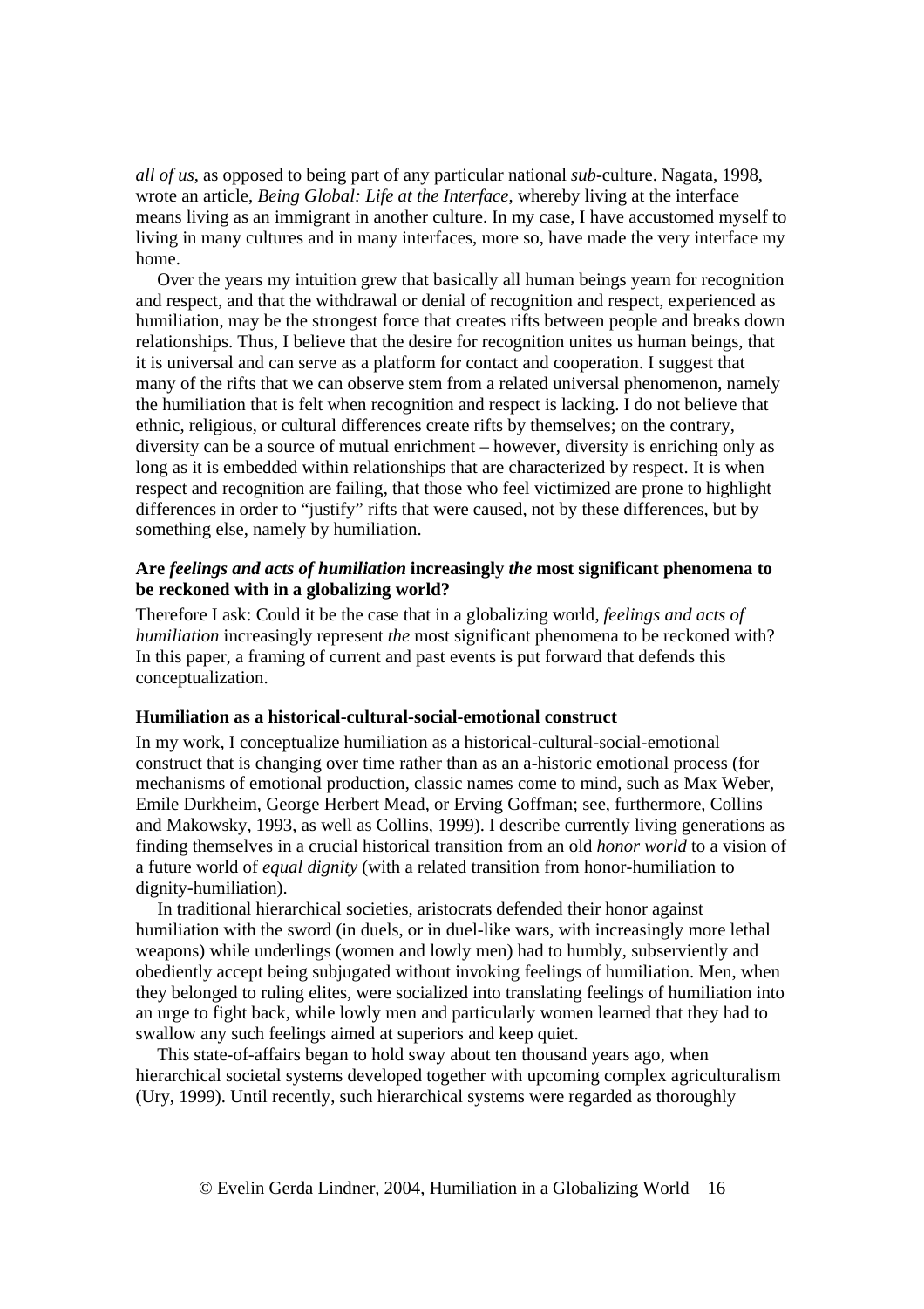*all of us*, as opposed to being part of any particular national *sub*-culture. Nagata, 1998, wrote an article, *Being Global: Life at the Interface*, whereby living at the interface means living as an immigrant in another culture. In my case, I have accustomed myself to living in many cultures and in many interfaces, more so, have made the very interface my home.

Over the years my intuition grew that basically all human beings yearn for recognition and respect, and that the withdrawal or denial of recognition and respect, experienced as humiliation, may be the strongest force that creates rifts between people and breaks down relationships. Thus, I believe that the desire for recognition unites us human beings, that it is universal and can serve as a platform for contact and cooperation. I suggest that many of the rifts that we can observe stem from a related universal phenomenon, namely the humiliation that is felt when recognition and respect is lacking. I do not believe that ethnic, religious, or cultural differences create rifts by themselves; on the contrary, diversity can be a source of mutual enrichment – however, diversity is enriching only as long as it is embedded within relationships that are characterized by respect. It is when respect and recognition are failing, that those who feel victimized are prone to highlight differences in order to "justify" rifts that were caused, not by these differences, but by something else, namely by humiliation.

### Are *feelings and acts of humiliation* increasingly *the* most significant phenomena to be reckoned with in a globalizing world?

Therefore I ask: Could it be the case that in a globalizing world, *feelings and acts of humiliation* increasingly represent *the* most significant phenomena to be reckoned with? In this paper, a framing of current and past events is put forward that defends this conceptualization.

### Humiliation as a historical-cultural-social-emotional construct

In my work, I conceptualize humiliation as a historical-cultural-social-emotional construct that is changing over time rather than as an a-historic emotional process (for mechanisms of emotional production, classic names come to mind, such as Max Weber, Emile Durkheim, George Herbert Mead, or Erving Goffman; see, furthermore, Collins and Makowsky, 1993, as well as Collins, 1999). I describe currently living generations as finding themselves in a crucial historical transition from an old *honor world* to a vision of a future world of *equal dignity* (with a related transition from honor-humiliation to dignity-humiliation).

In traditional hierarchical societies, aristocrats defended their honor against humiliation with the sword (in duels, or in duel-like wars, with increasingly more lethal weapons) while underlings (women and lowly men) had to humbly, subserviently and obediently accept being subjugated without invoking feelings of humiliation. Men, when they belonged to ruling elites, were socialized into translating feelings of humiliation into an urge to fight back, while lowly men and particularly women learned that they had to swallow any such feelings aimed at superiors and keep quiet.

This state-of-affairs began to hold sway about ten thousand years ago, when hierarchical societal systems developed together with upcoming complex agriculturalism (Ury, 1999). Until recently, such hierarchical systems were regarded as thoroughly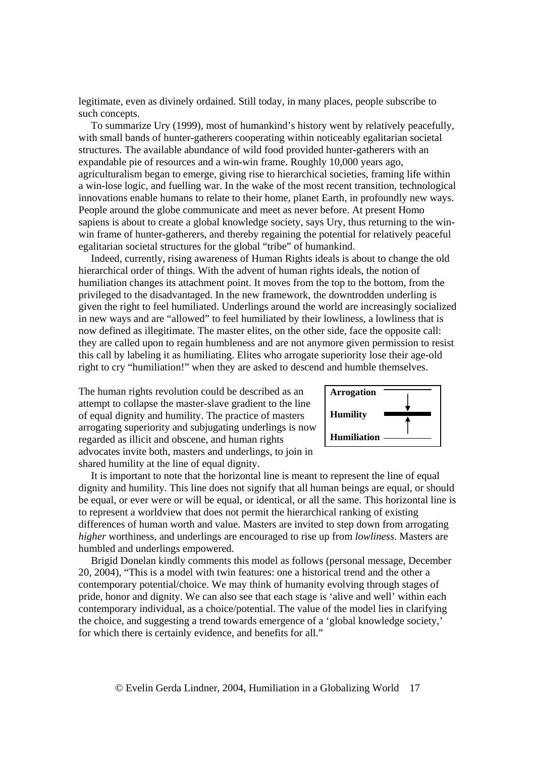legitimate, even as divinely ordained. Still today, in many places, people subscribe to such concepts.

To summarize Ury (1999), most of humankind's history went by relatively peacefully, with small bands of hunter-gatherers cooperating within noticeably egalitarian societal structures. The available abundance of wild food provided hunter-gatherers with an expandable pie of resources and a win-win frame. Roughly 10,000 years ago, agriculturalism began to emerge, giving rise to hierarchical societies, framing life within a win-lose logic, and fuelling war. In the wake of the most recent transition, technological innovations enable humans to relate to their home, planet Earth, in profoundly new ways. People around the globe communicate and meet as never before. At present Homo sapiens is about to create a global knowledge society, says Ury, thus returning to the win-win frame of hunter-gatherers, and thereby regaining the potential for relatively peaceful egalitarian societal structures for the global "tribe" of humankind.

Indeed, currently, rising awareness of Human Rights ideals is about to change the old hierarchical order of things. With the advent of human rights ideals, the notion of humiliation changes its attachment point. It moves from the top to the bottom, from the privileged to the disadvantaged. In the new framework, the downtrodden underling is given the right to feel humiliated. Underlings around the world are increasingly socialized in new ways and are "allowed" to feel humiliated by their lowliness, a lowliness that is now defined as illegitimate. The master elites, on the other side, face the opposite call: they are called upon to regain humbleness and are not anymore given permission to resist this call by labeling it as humiliating. Elites who arrogate superiority lose their age-old right to cry "humiliation!" when they are asked to descend and humble themselves.

The human rights revolution could be described as an attempt to collapse the master-slave gradient to the line of equal dignity and humility. The practice of masters arrogating superiority and subjugating underlings is now regarded as illicit and obscene, and human rights advocates invite both, masters and underlings, to join in shared humility at the line of equal dignity.

**Arrogation**

**Humility**

**Humiliation**

It is important to note that the horizontal line is meant to represent the line of equal dignity and humility. This line does not signify that all human beings are equal, or should be equal, or ever were or will be equal, or identical, or all the same. This horizontal line is to represent a worldview that does not permit the hierarchical ranking of existing differences of human worth and value. Masters are invited to step down from arrogating *higher* worthiness, and underlings are encouraged to rise up from *lowliness*. Masters are humbled and underlings empowered.

Brigid Donelan kindly comments this model as follows (personal message, December 20, 2004), "This is a model with twin features: one a historical trend and the other a contemporary potential/choice. We may think of humanity evolving through stages of pride, honor and dignity. We can also see that each stage is 'alive and well' within each contemporary individual, as a choice/potential. The value of the model lies in clarifying the choice, and suggesting a trend towards emergence of a 'global knowledge society,' for which there is certainly evidence, and benefits for all."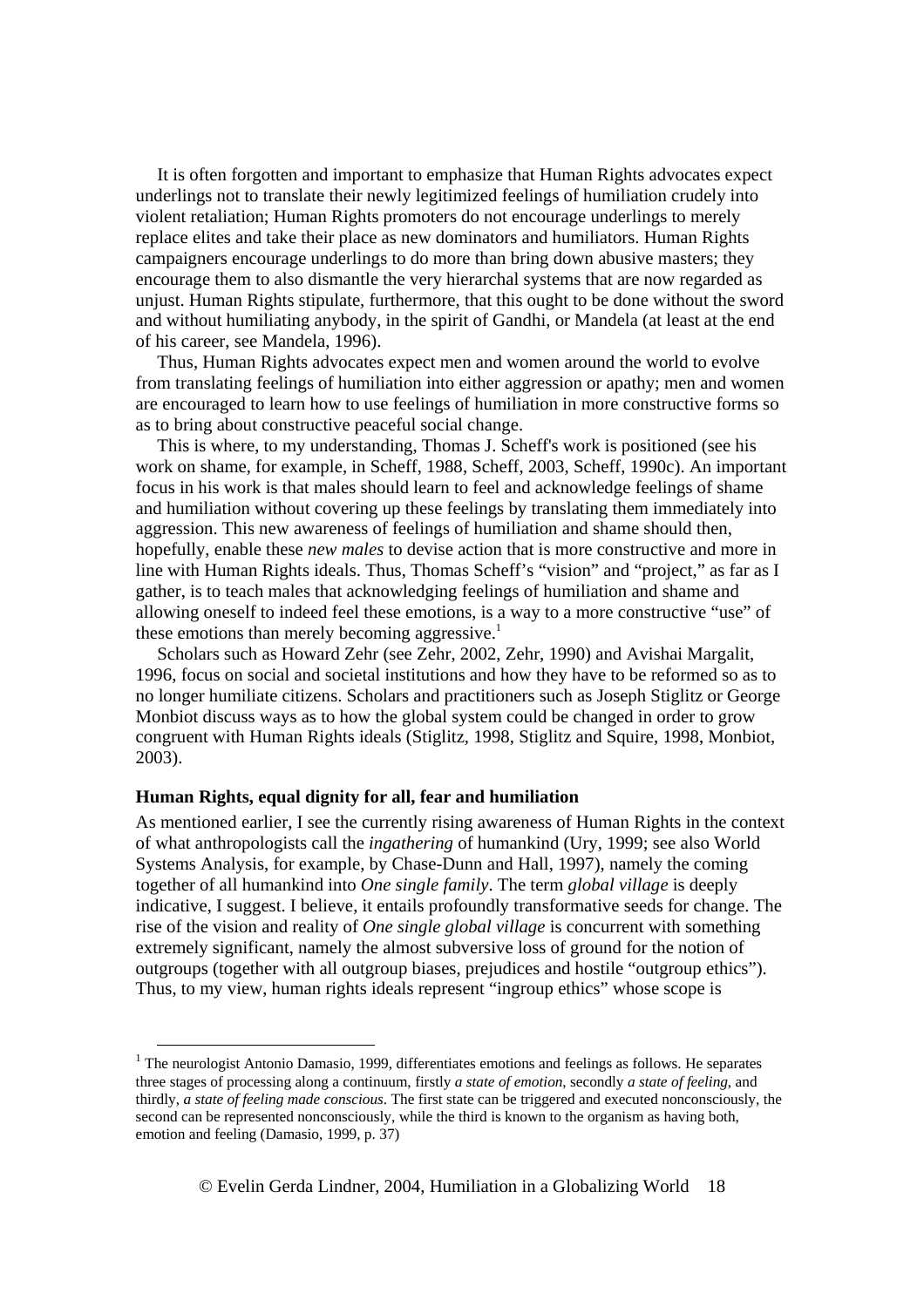It is often forgotten and important to emphasize that Human Rights advocates expect underlings not to translate their newly legitimized feelings of humiliation crudely into violent retaliation; Human Rights promoters do not encourage underlings to merely replace elites and take their place as new dominators and humiliators. Human Rights campaigners encourage underlings to do more than bring down abusive masters; they encourage them to also dismantle the very hierarchal systems that are now regarded as unjust. Human Rights stipulate, furthermore, that this ought to be done without the sword and without humiliating anybody, in the spirit of Gandhi, or Mandela (at least at the end of his career, see Mandela, 1996).

Thus, Human Rights advocates expect men and women around the world to evolve from translating feelings of humiliation into either aggression or apathy; men and women are encouraged to learn how to use feelings of humiliation in more constructive forms so as to bring about constructive peaceful social change.

This is where, to my understanding, Thomas J. Scheff's work is positioned (see his work on shame, for example, in Scheff, 1988, Scheff, 2003, Scheff, 1990c). An important focus in his work is that males should learn to feel and acknowledge feelings of shame and humiliation without covering up these feelings by translating them immediately into aggression. This new awareness of feelings of humiliation and shame should then, hopefully, enable these *new males* to devise action that is more constructive and more in line with Human Rights ideals. Thus, Thomas Scheff's "vision" and "project," as far as I gather, is to teach males that acknowledging feelings of humiliation and shame and allowing oneself to indeed feel these emotions, is a way to a more constructive "use" of these emotions than merely becoming aggressive.[1]

Scholars such as Howard Zehr (see Zehr, 2002, Zehr, 1990) and Avishai Margalit, 1996, focus on social and societal institutions and how they have to be reformed so as to no longer humiliate citizens. Scholars and practitioners such as Joseph Stiglitz or George Monbiot discuss ways as to how the global system could be changed in order to grow congruent with Human Rights ideals (Stiglitz, 1998, Stiglitz and Squire, 1998, Monbiot, 2003).

**Human Rights, equal dignity for all, fear and humiliation**

As mentioned earlier, I see the currently rising awareness of Human Rights in the context of what anthropologists call the *ingathering* of humankind (Ury, 1999; see also World Systems Analysis, for example, by Chase-Dunn and Hall, 1997), namely the coming together of all humankind into *One single family*. The term *global village* is deeply indicative, I suggest. I believe, it entails profoundly transformative seeds for change. The rise of the vision and reality of *One single global village* is concurrent with something extremely significant, namely the almost subversive loss of ground for the notion of outgroups (together with all outgroup biases, prejudices and hostile "outgroup ethics"). Thus, to my view, human rights ideals represent "ingroup ethics" whose scope is

[1] The neurologist Antonio Damasio, 1999, differentiates emotions and feelings as follows. He separates three stages of processing along a continuum, firstly *a state of emotion*, secondly *a state of feeling*, and thirdly, *a state of feeling made conscious*. The first state can be triggered and executed nonconsciously, the second can be represented nonconsciously, while the third is known to the organism as having both, emotion and feeling (Damasio, 1999, p. 37)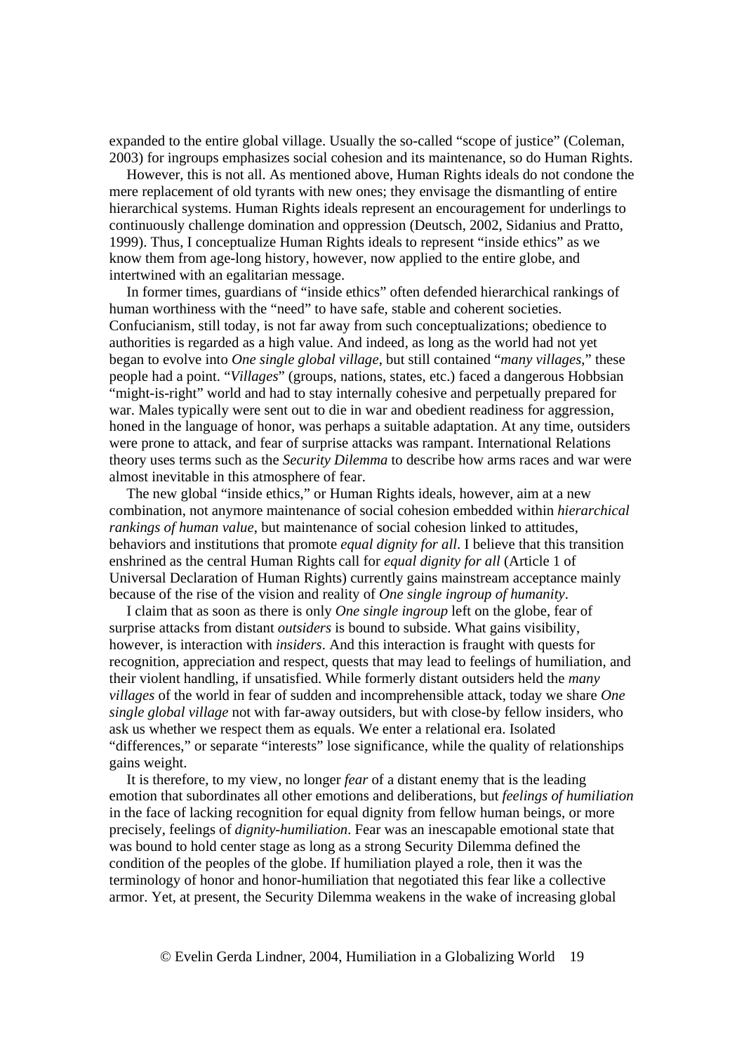expanded to the entire global village. Usually the so-called "scope of justice" (Coleman, 2003) for ingroups emphasizes social cohesion and its maintenance, so do Human Rights.

However, this is not all. As mentioned above, Human Rights ideals do not condone the mere replacement of old tyrants with new ones; they envisage the dismantling of entire hierarchical systems. Human Rights ideals represent an encouragement for underlings to continuously challenge domination and oppression (Deutsch, 2002, Sidanius and Pratto, 1999). Thus, I conceptualize Human Rights ideals to represent "inside ethics" as we know them from age-long history, however, now applied to the entire globe, and intertwined with an egalitarian message.

In former times, guardians of "inside ethics" often defended hierarchical rankings of human worthiness with the "need" to have safe, stable and coherent societies. Confucianism, still today, is not far away from such conceptualizations; obedience to authorities is regarded as a high value. And indeed, as long as the world had not yet began to evolve into *One single global village*, but still contained "*many villages*," these people had a point. "*Villages*" (groups, nations, states, etc.) faced a dangerous Hobbsian "might-is-right" world and had to stay internally cohesive and perpetually prepared for war. Males typically were sent out to die in war and obedient readiness for aggression, honed in the language of honor, was perhaps a suitable adaptation. At any time, outsiders were prone to attack, and fear of surprise attacks was rampant. International Relations theory uses terms such as the *Security Dilemma* to describe how arms races and war were almost inevitable in this atmosphere of fear.

The new global "inside ethics," or Human Rights ideals, however, aim at a new combination, not anymore maintenance of social cohesion embedded within *hierarchical rankings of human value*, but maintenance of social cohesion linked to attitudes, behaviors and institutions that promote *equal dignity for all*. I believe that this transition enshrined as the central Human Rights call for *equal dignity for all* (Article 1 of Universal Declaration of Human Rights) currently gains mainstream acceptance mainly because of the rise of the vision and reality of *One single ingroup of humanity*.

I claim that as soon as there is only *One single ingroup* left on the globe, fear of surprise attacks from distant *outsiders* is bound to subside. What gains visibility, however, is interaction with *insiders*. And this interaction is fraught with quests for recognition, appreciation and respect, quests that may lead to feelings of humiliation, and their violent handling, if unsatisfied. While formerly distant outsiders held the *many villages* of the world in fear of sudden and incomprehensible attack, today we share *One single global village* not with far-away outsiders, but with close-by fellow insiders, who ask us whether we respect them as equals. We enter a relational era. Isolated "differences," or separate "interests" lose significance, while the quality of relationships gains weight.

It is therefore, to my view, no longer *fear* of a distant enemy that is the leading emotion that subordinates all other emotions and deliberations, but *feelings of humiliation* in the face of lacking recognition for equal dignity from fellow human beings, or more precisely, feelings of *dignity-humiliation*. Fear was an inescapable emotional state that was bound to hold center stage as long as a strong Security Dilemma defined the condition of the peoples of the globe. If humiliation played a role, then it was the terminology of honor and honor-humiliation that negotiated this fear like a collective armor. Yet, at present, the Security Dilemma weakens in the wake of increasing global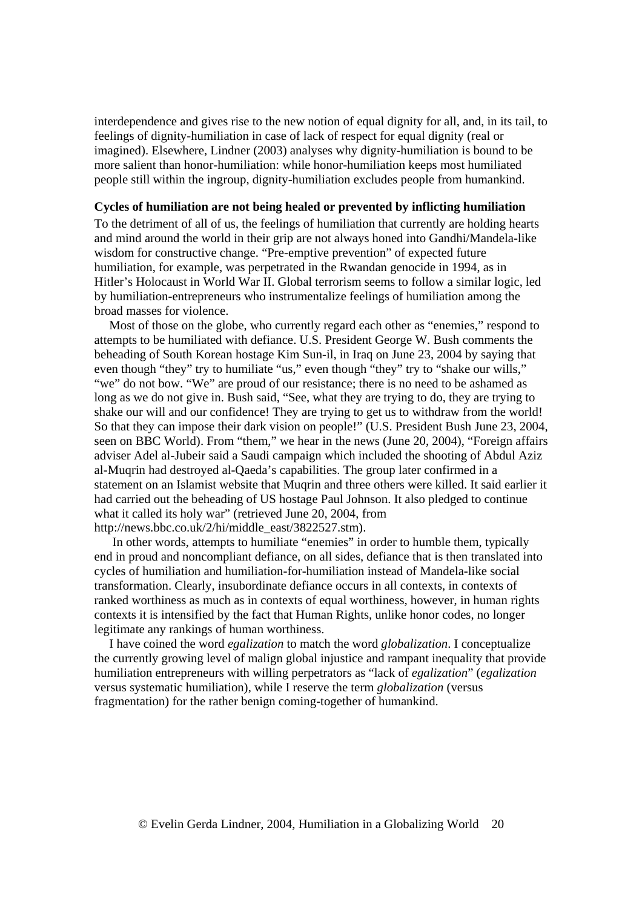interdependence and gives rise to the new notion of equal dignity for all, and, in its tail, to feelings of dignity-humiliation in case of lack of respect for equal dignity (real or imagined). Elsewhere, Lindner (2003) analyses why dignity-humiliation is bound to be more salient than honor-humiliation: while honor-humiliation keeps most humiliated people still within the ingroup, dignity-humiliation excludes people from humankind.

**Cycles of humiliation are not being healed or prevented by inflicting humiliation**

To the detriment of all of us, the feelings of humiliation that currently are holding hearts and mind around the world in their grip are not always honed into Gandhi/Mandela-like wisdom for constructive change. "Pre-emptive prevention" of expected future humiliation, for example, was perpetrated in the Rwandan genocide in 1994, as in Hitler's Holocaust in World War II. Global terrorism seems to follow a similar logic, led by humiliation-entrepreneurs who instrumentalize feelings of humiliation among the broad masses for violence.

Most of those on the globe, who currently regard each other as "enemies," respond to attempts to be humiliated with defiance. U.S. President George W. Bush comments the beheading of South Korean hostage Kim Sun-il, in Iraq on June 23, 2004 by saying that even though "they" try to humiliate "us," even though "they" try to "shake our wills," "we" do not bow. "We" are proud of our resistance; there is no need to be ashamed as long as we do not give in. Bush said, "See, what they are trying to do, they are trying to shake our will and our confidence! They are trying to get us to withdraw from the world! So that they can impose their dark vision on people!" (U.S. President Bush June 23, 2004, seen on BBC World). From "them," we hear in the news (June 20, 2004), "Foreign affairs adviser Adel al-Jubeir said a Saudi campaign which included the shooting of Abdul Aziz al-Muqrin had destroyed al-Qaeda's capabilities. The group later confirmed in a statement on an Islamist website that Muqrin and three others were killed. It said earlier it had carried out the beheading of US hostage Paul Johnson. It also pledged to continue what it called its holy war" (retrieved June 20, 2004, from http://news.bbc.co.uk/2/hi/middle_east/3822527.stm).

In other words, attempts to humiliate "enemies" in order to humble them, typically end in proud and noncompliant defiance, on all sides, defiance that is then translated into cycles of humiliation and humiliation-for-humiliation instead of Mandela-like social transformation. Clearly, insubordinate defiance occurs in all contexts, in contexts of ranked worthiness as much as in contexts of equal worthiness, however, in human rights contexts it is intensified by the fact that Human Rights, unlike honor codes, no longer legitimate any rankings of human worthiness.

I have coined the word *egalization* to match the word *globalization*. I conceptualize the currently growing level of malign global injustice and rampant inequality that provide humiliation entrepreneurs with willing perpetrators as "lack of *egalization*" (*egalization* versus systematic humiliation), while I reserve the term *globalization* (versus fragmentation) for the rather benign coming-together of humankind.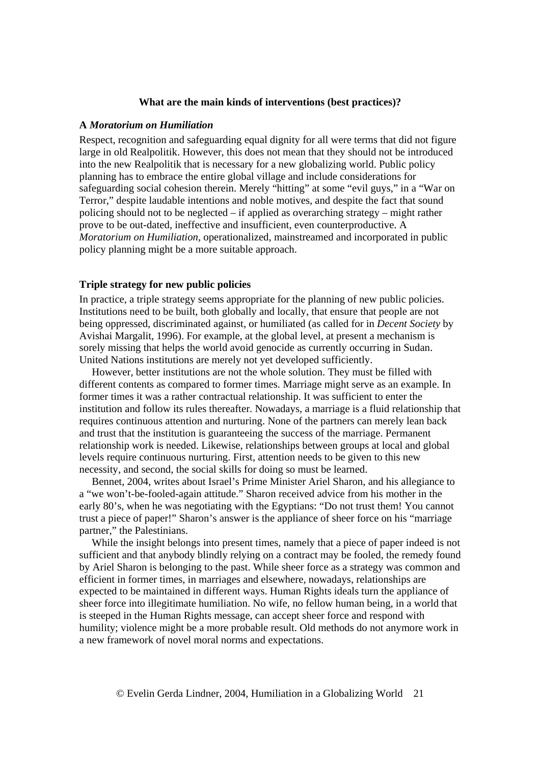**What are the main kinds of interventions (best practices)?**

**A *Moratorium on Humiliation***

Respect, recognition and safeguarding equal dignity for all were terms that did not figure large in old Realpolitik. However, this does not mean that they should not be introduced into the new Realpolitik that is necessary for a new globalizing world. Public policy planning has to embrace the entire global village and include considerations for safeguarding social cohesion therein. Merely "hitting" at some "evil guys," in a "War on Terror," despite laudable intentions and noble motives, and despite the fact that sound policing should not to be neglected – if applied as overarching strategy – might rather prove to be out-dated, ineffective and insufficient, even counterproductive. A *Moratorium on Humiliation*, operationalized, mainstreamed and incorporated in public policy planning might be a more suitable approach.

**Triple strategy for new public policies**

In practice, a triple strategy seems appropriate for the planning of new public policies. Institutions need to be built, both globally and locally, that ensure that people are not being oppressed, discriminated against, or humiliated (as called for in *Decent Society* by Avishai Margalit, 1996). For example, at the global level, at present a mechanism is sorely missing that helps the world avoid genocide as currently occurring in Sudan. United Nations institutions are merely not yet developed sufficiently.

However, better institutions are not the whole solution. They must be filled with different contents as compared to former times. Marriage might serve as an example. In former times it was a rather contractual relationship. It was sufficient to enter the institution and follow its rules thereafter. Nowadays, a marriage is a fluid relationship that requires continuous attention and nurturing. None of the partners can merely lean back and trust that the institution is guaranteeing the success of the marriage. Permanent relationship work is needed. Likewise, relationships between groups at local and global levels require continuous nurturing. First, attention needs to be given to this new necessity, and second, the social skills for doing so must be learned.

Bennet, 2004, writes about Israel's Prime Minister Ariel Sharon, and his allegiance to a "we won't-be-fooled-again attitude." Sharon received advice from his mother in the early 80's, when he was negotiating with the Egyptians: "Do not trust them! You cannot trust a piece of paper!" Sharon's answer is the appliance of sheer force on his "marriage partner," the Palestinians.

While the insight belongs into present times, namely that a piece of paper indeed is not sufficient and that anybody blindly relying on a contract may be fooled, the remedy found by Ariel Sharon is belonging to the past. While sheer force as a strategy was common and efficient in former times, in marriages and elsewhere, nowadays, relationships are expected to be maintained in different ways. Human Rights ideals turn the appliance of sheer force into illegitimate humiliation. No wife, no fellow human being, in a world that is steeped in the Human Rights message, can accept sheer force and respond with humility; violence might be a more probable result. Old methods do not anymore work in a new framework of novel moral norms and expectations.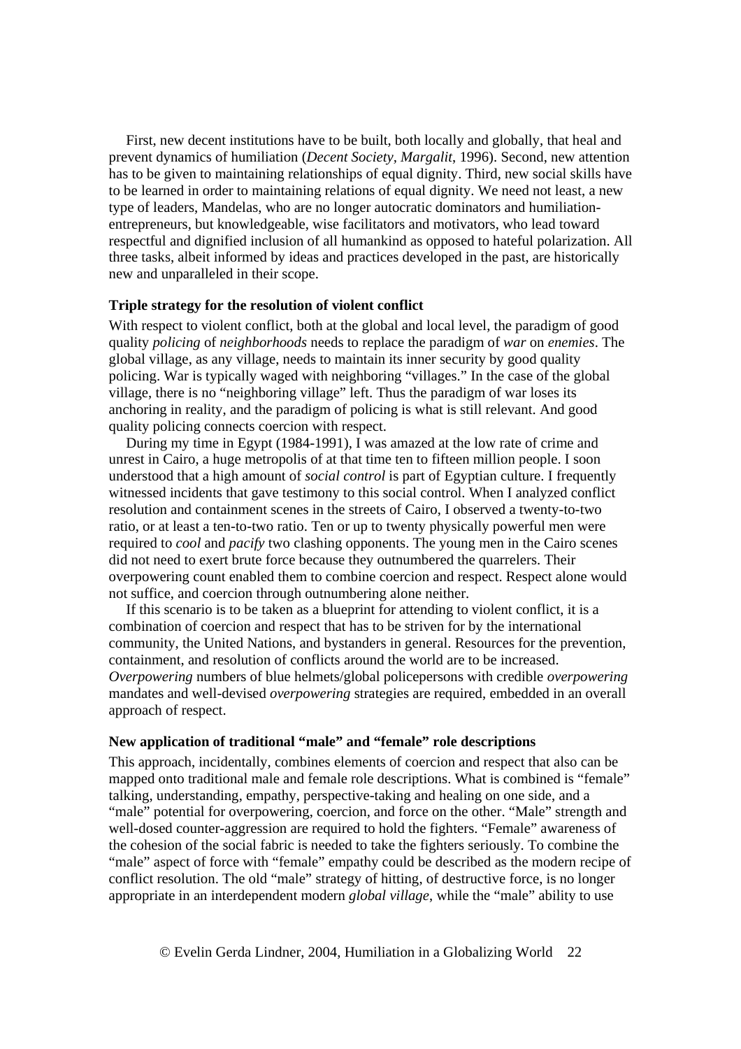First, new decent institutions have to be built, both locally and globally, that heal and prevent dynamics of humiliation (*Decent Society, Margalit*, 1996). Second, new attention has to be given to maintaining relationships of equal dignity. Third, new social skills have to be learned in order to maintaining relations of equal dignity. We need not least, a new type of leaders, Mandelas, who are no longer autocratic dominators and humiliation-entrepreneurs, but knowledgeable, wise facilitators and motivators, who lead toward respectful and dignified inclusion of all humankind as opposed to hateful polarization. All three tasks, albeit informed by ideas and practices developed in the past, are historically new and unparalleled in their scope.

**Triple strategy for the resolution of violent conflict**

With respect to violent conflict, both at the global and local level, the paradigm of good quality *policing* of *neighborhoods* needs to replace the paradigm of *war* on *enemies*. The global village, as any village, needs to maintain its inner security by good quality policing. War is typically waged with neighboring "villages." In the case of the global village, there is no "neighboring village" left. Thus the paradigm of war loses its anchoring in reality, and the paradigm of policing is what is still relevant. And good quality policing connects coercion with respect.

During my time in Egypt (1984-1991), I was amazed at the low rate of crime and unrest in Cairo, a huge metropolis of at that time ten to fifteen million people. I soon understood that a high amount of *social control* is part of Egyptian culture. I frequently witnessed incidents that gave testimony to this social control. When I analyzed conflict resolution and containment scenes in the streets of Cairo, I observed a twenty-to-two ratio, or at least a ten-to-two ratio. Ten or up to twenty physically powerful men were required to *cool* and *pacify* two clashing opponents. The young men in the Cairo scenes did not need to exert brute force because they outnumbered the quarrelers. Their overpowering count enabled them to combine coercion and respect. Respect alone would not suffice, and coercion through outnumbering alone neither.

If this scenario is to be taken as a blueprint for attending to violent conflict, it is a combination of coercion and respect that has to be striven for by the international community, the United Nations, and bystanders in general. Resources for the prevention, containment, and resolution of conflicts around the world are to be increased. *Overpowering* numbers of blue helmets/global policepersons with credible *overpowering* mandates and well-devised *overpowering* strategies are required, embedded in an overall approach of respect.

**New application of traditional "male" and "female" role descriptions**

This approach, incidentally, combines elements of coercion and respect that also can be mapped onto traditional male and female role descriptions. What is combined is "female" talking, understanding, empathy, perspective-taking and healing on one side, and a "male" potential for overpowering, coercion, and force on the other. "Male" strength and well-dosed counter-aggression are required to hold the fighters. "Female" awareness of the cohesion of the social fabric is needed to take the fighters seriously. To combine the "male" aspect of force with "female" empathy could be described as the modern recipe of conflict resolution. The old "male" strategy of hitting, of destructive force, is no longer appropriate in an interdependent modern *global village*, while the "male" ability to use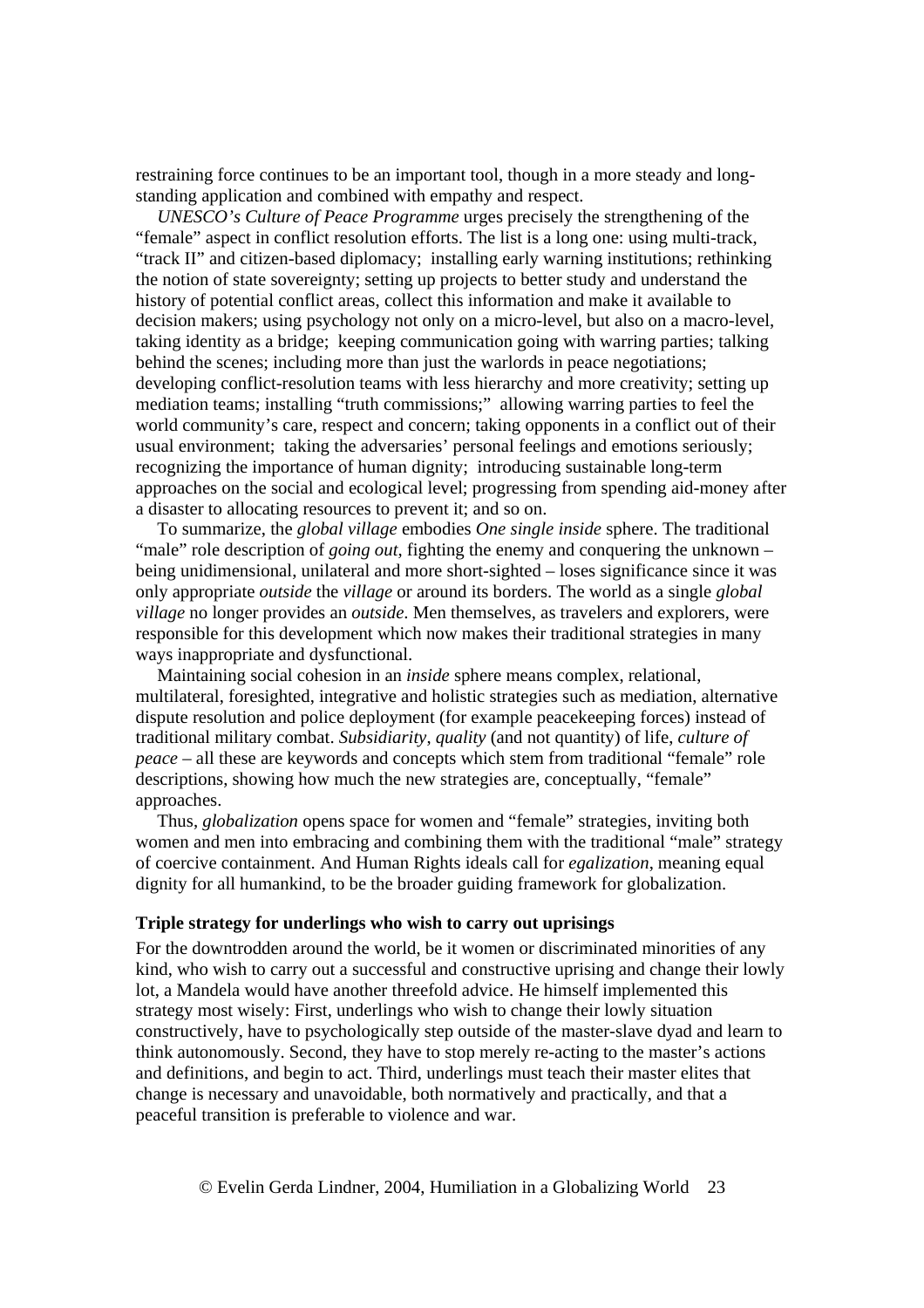restraining force continues to be an important tool, though in a more steady and long-standing application and combined with empathy and respect.

*UNESCO's Culture of Peace Programme* urges precisely the strengthening of the "female" aspect in conflict resolution efforts. The list is a long one: using multi-track, "track II" and citizen-based diplomacy; installing early warning institutions; rethinking the notion of state sovereignty; setting up projects to better study and understand the history of potential conflict areas, collect this information and make it available to decision makers; using psychology not only on a micro-level, but also on a macro-level, taking identity as a bridge; keeping communication going with warring parties; talking behind the scenes; including more than just the warlords in peace negotiations; developing conflict-resolution teams with less hierarchy and more creativity; setting up mediation teams; installing "truth commissions;" allowing warring parties to feel the world community's care, respect and concern; taking opponents in a conflict out of their usual environment; taking the adversaries' personal feelings and emotions seriously; recognizing the importance of human dignity; introducing sustainable long-term approaches on the social and ecological level; progressing from spending aid-money after a disaster to allocating resources to prevent it; and so on.

To summarize, the *global village* embodies *One single inside* sphere. The traditional "male" role description of *going out*, fighting the enemy and conquering the unknown – being unidimensional, unilateral and more short-sighted – loses significance since it was only appropriate *outside* the *village* or around its borders. The world as a single *global village* no longer provides an *outside*. Men themselves, as travelers and explorers, were responsible for this development which now makes their traditional strategies in many ways inappropriate and dysfunctional.

Maintaining social cohesion in an *inside* sphere means complex, relational, multilateral, foresighted, integrative and holistic strategies such as mediation, alternative dispute resolution and police deployment (for example peacekeeping forces) instead of traditional military combat. *Subsidiarity*, *quality* (and not quantity) of life, *culture of peace* – all these are keywords and concepts which stem from traditional "female" role descriptions, showing how much the new strategies are, conceptually, "female" approaches.

Thus, *globalization* opens space for women and "female" strategies, inviting both women and men into embracing and combining them with the traditional "male" strategy of coercive containment. And Human Rights ideals call for *egalization*, meaning equal dignity for all humankind, to be the broader guiding framework for globalization.

**Triple strategy for underlings who wish to carry out uprisings**

For the downtrodden around the world, be it women or discriminated minorities of any kind, who wish to carry out a successful and constructive uprising and change their lowly lot, a Mandela would have another threefold advice. He himself implemented this strategy most wisely: First, underlings who wish to change their lowly situation constructively, have to psychologically step outside of the master-slave dyad and learn to think autonomously. Second, they have to stop merely re-acting to the master's actions and definitions, and begin to act. Third, underlings must teach their master elites that change is necessary and unavoidable, both normatively and practically, and that a peaceful transition is preferable to violence and war.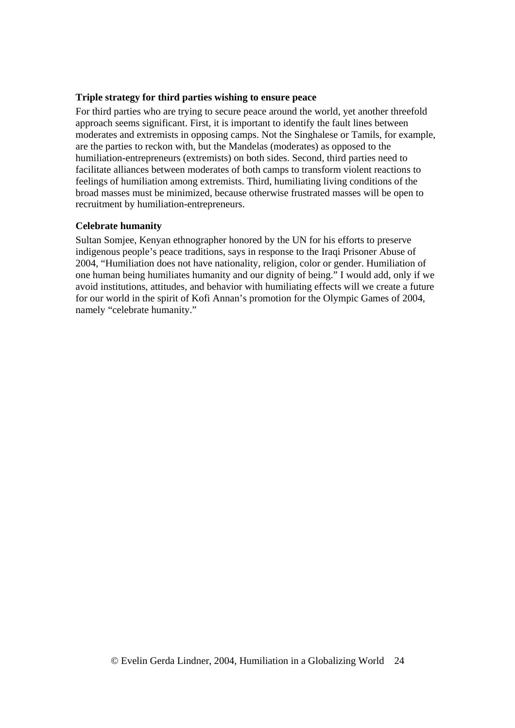**Triple strategy for third parties wishing to ensure peace**

For third parties who are trying to secure peace around the world, yet another threefold approach seems significant. First, it is important to identify the fault lines between moderates and extremists in opposing camps. Not the Singhalese or Tamils, for example, are the parties to reckon with, but the Mandelas (moderates) as opposed to the humiliation-entrepreneurs (extremists) on both sides. Second, third parties need to facilitate alliances between moderates of both camps to transform violent reactions to feelings of humiliation among extremists. Third, humiliating living conditions of the broad masses must be minimized, because otherwise frustrated masses will be open to recruitment by humiliation-entrepreneurs.

**Celebrate humanity**

Sultan Somjee, Kenyan ethnographer honored by the UN for his efforts to preserve indigenous people's peace traditions, says in response to the Iraqi Prisoner Abuse of 2004, "Humiliation does not have nationality, religion, color or gender. Humiliation of one human being humiliates humanity and our dignity of being." I would add, only if we avoid institutions, attitudes, and behavior with humiliating effects will we create a future for our world in the spirit of Kofi Annan's promotion for the Olympic Games of 2004, namely "celebrate humanity."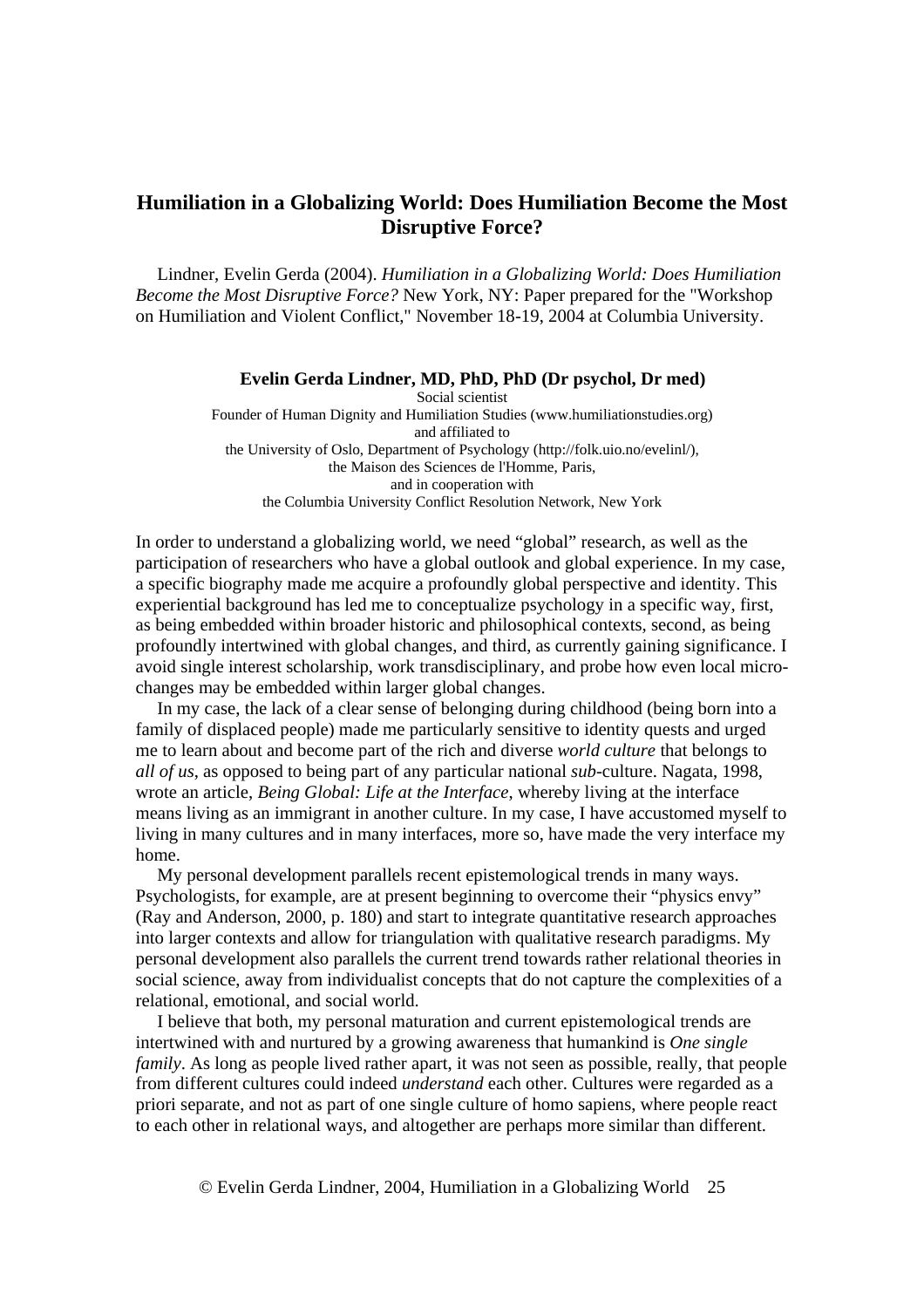## Humiliation in a Globalizing World: Does Humiliation Become the Most Disruptive Force?

Lindner, Evelin Gerda (2004). *Humiliation in a Globalizing World: Does Humiliation Become the Most Disruptive Force?* New York, NY: Paper prepared for the "Workshop on Humiliation and Violent Conflict," November 18-19, 2004 at Columbia University.

**Evelin Gerda Lindner, MD, PhD, PhD (Dr psychol, Dr med)**
Social scientist
Founder of Human Dignity and Humiliation Studies (www.humiliationstudies.org)
and affiliated to
the University of Oslo, Department of Psychology (http://folk.uio.no/evelinl/),
the Maison des Sciences de l'Homme, Paris,
and in cooperation with
the Columbia University Conflict Resolution Network, New York

In order to understand a globalizing world, we need "global" research, as well as the participation of researchers who have a global outlook and global experience. In my case, a specific biography made me acquire a profoundly global perspective and identity. This experiential background has led me to conceptualize psychology in a specific way, first, as being embedded within broader historic and philosophical contexts, second, as being profoundly intertwined with global changes, and third, as currently gaining significance. I avoid single interest scholarship, work transdisciplinary, and probe how even local micro-changes may be embedded within larger global changes.

In my case, the lack of a clear sense of belonging during childhood (being born into a family of displaced people) made me particularly sensitive to identity quests and urged me to learn about and become part of the rich and diverse *world culture* that belongs to *all of us*, as opposed to being part of any particular national *sub*-culture. Nagata, 1998, wrote an article, *Being Global: Life at the Interface*, whereby living at the interface means living as an immigrant in another culture. In my case, I have accustomed myself to living in many cultures and in many interfaces, more so, have made the very interface my home.

My personal development parallels recent epistemological trends in many ways. Psychologists, for example, are at present beginning to overcome their "physics envy" (Ray and Anderson, 2000, p. 180) and start to integrate quantitative research approaches into larger contexts and allow for triangulation with qualitative research paradigms. My personal development also parallels the current trend towards rather relational theories in social science, away from individualist concepts that do not capture the complexities of a relational, emotional, and social world.

I believe that both, my personal maturation and current epistemological trends are intertwined with and nurtured by a growing awareness that humankind is *One single family*. As long as people lived rather apart, it was not seen as possible, really, that people from different cultures could indeed *understand* each other. Cultures were regarded as a priori separate, and not as part of one single culture of homo sapiens, where people react to each other in relational ways, and altogether are perhaps more similar than different.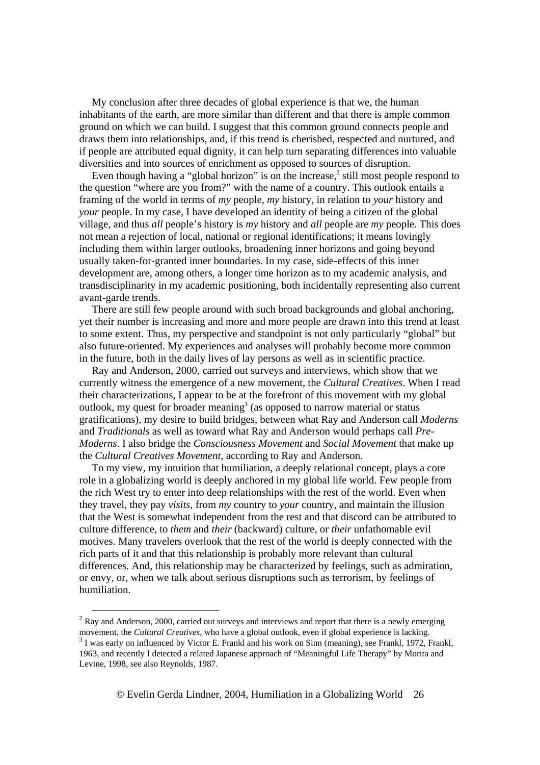My conclusion after three decades of global experience is that we, the human inhabitants of the earth, are more similar than different and that there is ample common ground on which we can build. I suggest that this common ground connects people and draws them into relationships, and, if this trend is cherished, respected and nurtured, and if people are attributed equal dignity, it can help turn separating differences into valuable diversities and into sources of enrichment as opposed to sources of disruption.

Even though having a "global horizon" is on the increase,[2] still most people respond to the question "where are you from?" with the name of a country. This outlook entails a framing of the world in terms of *my* people, *my* history, in relation to *your* history and *your* people. In my case, I have developed an identity of being a citizen of the global village, and thus *all* people's history is *my* history and *all* people are *my* people. This does not mean a rejection of local, national or regional identifications; it means lovingly including them within larger outlooks, broadening inner horizons and going beyond usually taken-for-granted inner boundaries. In my case, side-effects of this inner development are, among others, a longer time horizon as to my academic analysis, and transdisciplinarity in my academic positioning, both incidentally representing also current avant-garde trends.

There are still few people around with such broad backgrounds and global anchoring, yet their number is increasing and more and more people are drawn into this trend at least to some extent. Thus, my perspective and standpoint is not only particularly "global" but also future-oriented. My experiences and analyses will probably become more common in the future, both in the daily lives of lay persons as well as in scientific practice.

Ray and Anderson, 2000, carried out surveys and interviews, which show that we currently witness the emergence of a new movement, the *Cultural Creatives*. When I read their characterizations, I appear to be at the forefront of this movement with my global outlook, my quest for broader meaning[3] (as opposed to narrow material or status gratifications), my desire to build bridges, between what Ray and Anderson call *Moderns* and *Traditionals* as well as toward what Ray and Anderson would perhaps call *Pre-Moderns*. I also bridge the *Consciousness Movement* and *Social Movement* that make up the *Cultural Creatives Movement*, according to Ray and Anderson.

To my view, my intuition that humiliation, a deeply relational concept, plays a core role in a globalizing world is deeply anchored in my global life world. Few people from the rich West try to enter into deep relationships with the rest of the world. Even when they travel, they pay *visits*, from *my* country to *your* country, and maintain the illusion that the West is somewhat independent from the rest and that discord can be attributed to culture difference, to *them* and *their* (backward) culture, or *their* unfathomable evil motives. Many travelers overlook that the rest of the world is deeply connected with the rich parts of it and that this relationship is probably more relevant than cultural differences. And, this relationship may be characterized by feelings, such as admiration, or envy, or, when we talk about serious disruptions such as terrorism, by feelings of humiliation.

---

[2] Ray and Anderson, 2000, carried out surveys and interviews and report that there is a newly emerging movement, the *Cultural Creatives*, who have a global outlook, even if global experience is lacking.

[3] I was early on influenced by Victor E. Frankl and his work on Sinn (meaning), see Frankl, 1972, Frankl, 1963, and recently I detected a related Japanese approach of "Meaningful Life Therapy" by Morita and Levine, 1998, see also Reynolds, 1987.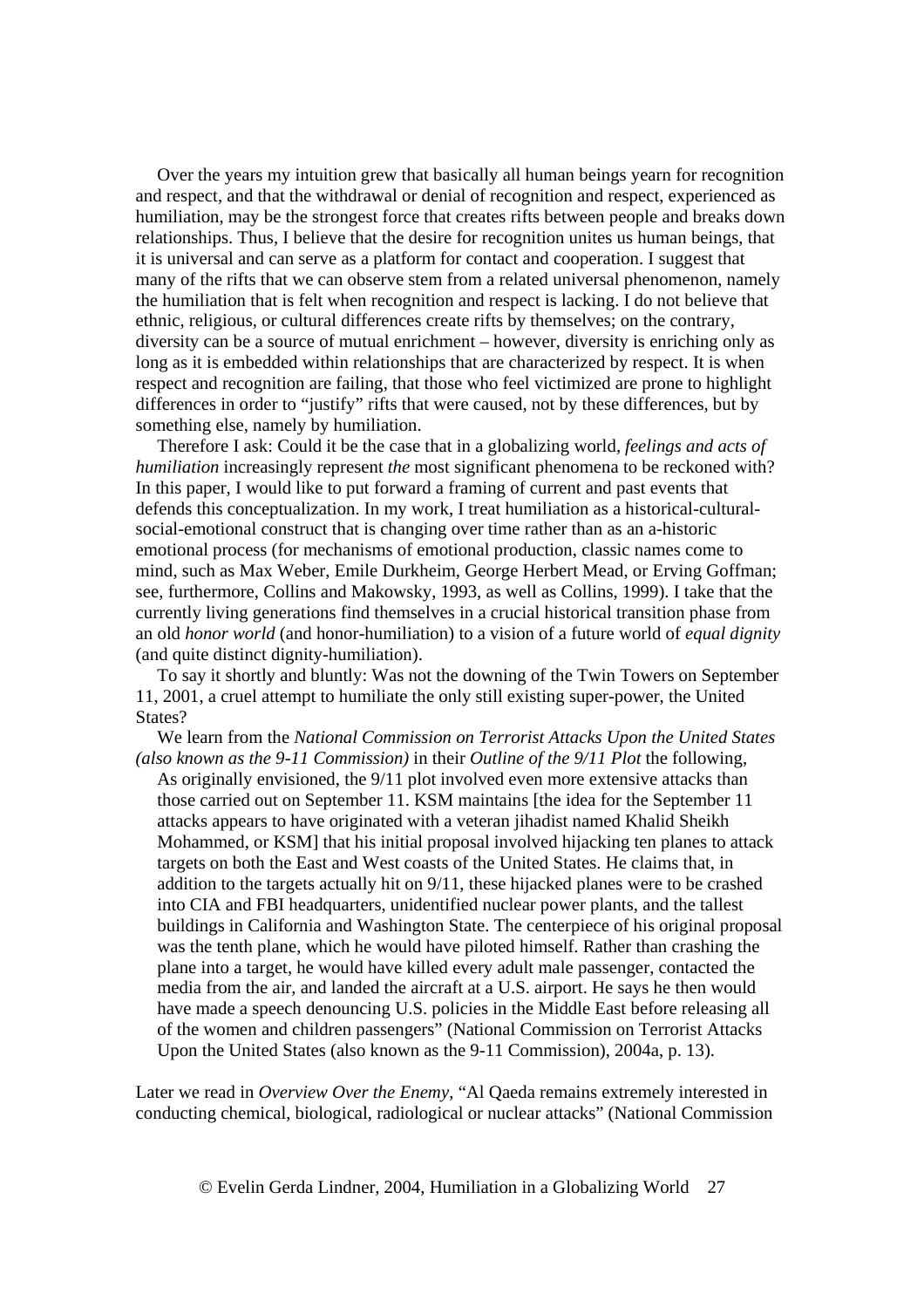Over the years my intuition grew that basically all human beings yearn for recognition and respect, and that the withdrawal or denial of recognition and respect, experienced as humiliation, may be the strongest force that creates rifts between people and breaks down relationships. Thus, I believe that the desire for recognition unites us human beings, that it is universal and can serve as a platform for contact and cooperation. I suggest that many of the rifts that we can observe stem from a related universal phenomenon, namely the humiliation that is felt when recognition and respect is lacking. I do not believe that ethnic, religious, or cultural differences create rifts by themselves; on the contrary, diversity can be a source of mutual enrichment – however, diversity is enriching only as long as it is embedded within relationships that are characterized by respect. It is when respect and recognition are failing, that those who feel victimized are prone to highlight differences in order to "justify" rifts that were caused, not by these differences, but by something else, namely by humiliation.

Therefore I ask: Could it be the case that in a globalizing world, *feelings and acts of humiliation* increasingly represent *the* most significant phenomena to be reckoned with? In this paper, I would like to put forward a framing of current and past events that defends this conceptualization. In my work, I treat humiliation as a historical-cultural-social-emotional construct that is changing over time rather than as an a-historic emotional process (for mechanisms of emotional production, classic names come to mind, such as Max Weber, Emile Durkheim, George Herbert Mead, or Erving Goffman; see, furthermore, Collins and Makowsky, 1993, as well as Collins, 1999). I take that the currently living generations find themselves in a crucial historical transition phase from an old *honor world* (and honor-humiliation) to a vision of a future world of *equal dignity* (and quite distinct dignity-humiliation).

To say it shortly and bluntly: Was not the downing of the Twin Towers on September 11, 2001, a cruel attempt to humiliate the only still existing super-power, the United States?

We learn from the *National Commission on Terrorist Attacks Upon the United States (also known as the 9-11 Commission)* in their *Outline of the 9/11 Plot* the following,

> As originally envisioned, the 9/11 plot involved even more extensive attacks than those carried out on September 11. KSM maintains [the idea for the September 11 attacks appears to have originated with a veteran jihadist named Khalid Sheikh Mohammed, or KSM] that his initial proposal involved hijacking ten planes to attack targets on both the East and West coasts of the United States. He claims that, in addition to the targets actually hit on 9/11, these hijacked planes were to be crashed into CIA and FBI headquarters, unidentified nuclear power plants, and the tallest buildings in California and Washington State. The centerpiece of his original proposal was the tenth plane, which he would have piloted himself. Rather than crashing the plane into a target, he would have killed every adult male passenger, contacted the media from the air, and landed the aircraft at a U.S. airport. He says he then would have made a speech denouncing U.S. policies in the Middle East before releasing all of the women and children passengers" (National Commission on Terrorist Attacks Upon the United States (also known as the 9-11 Commission), 2004a, p. 13).

Later we read in *Overview Over the Enemy*, "Al Qaeda remains extremely interested in conducting chemical, biological, radiological or nuclear attacks" (National Commission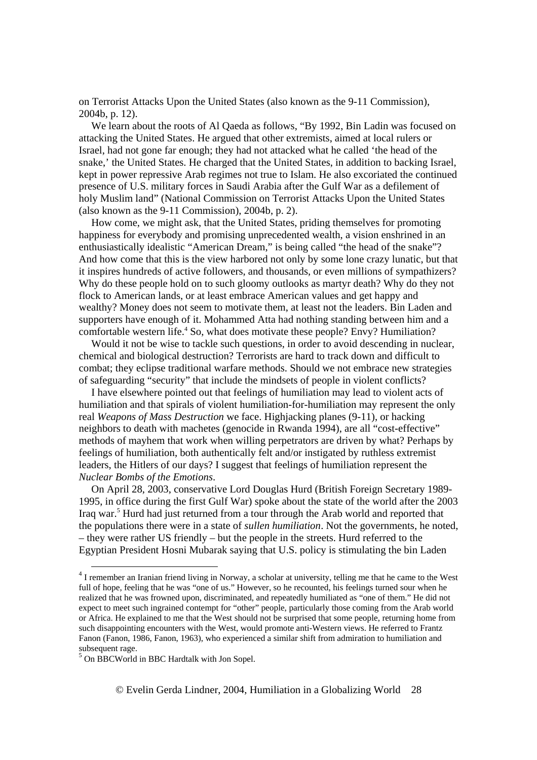on Terrorist Attacks Upon the United States (also known as the 9-11 Commission), 2004b, p. 12).

We learn about the roots of Al Qaeda as follows, "By 1992, Bin Ladin was focused on attacking the United States. He argued that other extremists, aimed at local rulers or Israel, had not gone far enough; they had not attacked what he called 'the head of the snake,' the United States. He charged that the United States, in addition to backing Israel, kept in power repressive Arab regimes not true to Islam. He also excoriated the continued presence of U.S. military forces in Saudi Arabia after the Gulf War as a defilement of holy Muslim land" (National Commission on Terrorist Attacks Upon the United States (also known as the 9-11 Commission), 2004b, p. 2).

How come, we might ask, that the United States, priding themselves for promoting happiness for everybody and promising unprecedented wealth, a vision enshrined in an enthusiastically idealistic "American Dream," is being called "the head of the snake"? And how come that this is the view harbored not only by some lone crazy lunatic, but that it inspires hundreds of active followers, and thousands, or even millions of sympathizers? Why do these people hold on to such gloomy outlooks as martyr death? Why do they not flock to American lands, or at least embrace American values and get happy and wealthy? Money does not seem to motivate them, at least not the leaders. Bin Laden and supporters have enough of it. Mohammed Atta had nothing standing between him and a comfortable western life.[4] So, what does motivate these people? Envy? Humiliation?

Would it not be wise to tackle such questions, in order to avoid descending in nuclear, chemical and biological destruction? Terrorists are hard to track down and difficult to combat; they eclipse traditional warfare methods. Should we not embrace new strategies of safeguarding "security" that include the mindsets of people in violent conflicts?

I have elsewhere pointed out that feelings of humiliation may lead to violent acts of humiliation and that spirals of violent humiliation-for-humiliation may represent the only real *Weapons of Mass Destruction* we face. Highjacking planes (9-11), or hacking neighbors to death with machetes (genocide in Rwanda 1994), are all "cost-effective" methods of mayhem that work when willing perpetrators are driven by what? Perhaps by feelings of humiliation, both authentically felt and/or instigated by ruthless extremist leaders, the Hitlers of our days? I suggest that feelings of humiliation represent the *Nuclear Bombs of the Emotions*.

On April 28, 2003, conservative Lord Douglas Hurd (British Foreign Secretary 1989-1995, in office during the first Gulf War) spoke about the state of the world after the 2003 Iraq war.[5] Hurd had just returned from a tour through the Arab world and reported that the populations there were in a state of *sullen humiliation*. Not the governments, he noted, – they were rather US friendly – but the people in the streets. Hurd referred to the Egyptian President Hosni Mubarak saying that U.S. policy is stimulating the bin Laden

---

[4] I remember an Iranian friend living in Norway, a scholar at university, telling me that he came to the West full of hope, feeling that he was "one of us." However, so he recounted, his feelings turned sour when he realized that he was frowned upon, discriminated, and repeatedly humiliated as "one of them." He did not expect to meet such ingrained contempt for "other" people, particularly those coming from the Arab world or Africa. He explained to me that the West should not be surprised that some people, returning home from such disappointing encounters with the West, would promote anti-Western views. He referred to Frantz Fanon (Fanon, 1986, Fanon, 1963), who experienced a similar shift from admiration to humiliation and subsequent rage.

[5] On BBCWorld in BBC Hardtalk with Jon Sopel.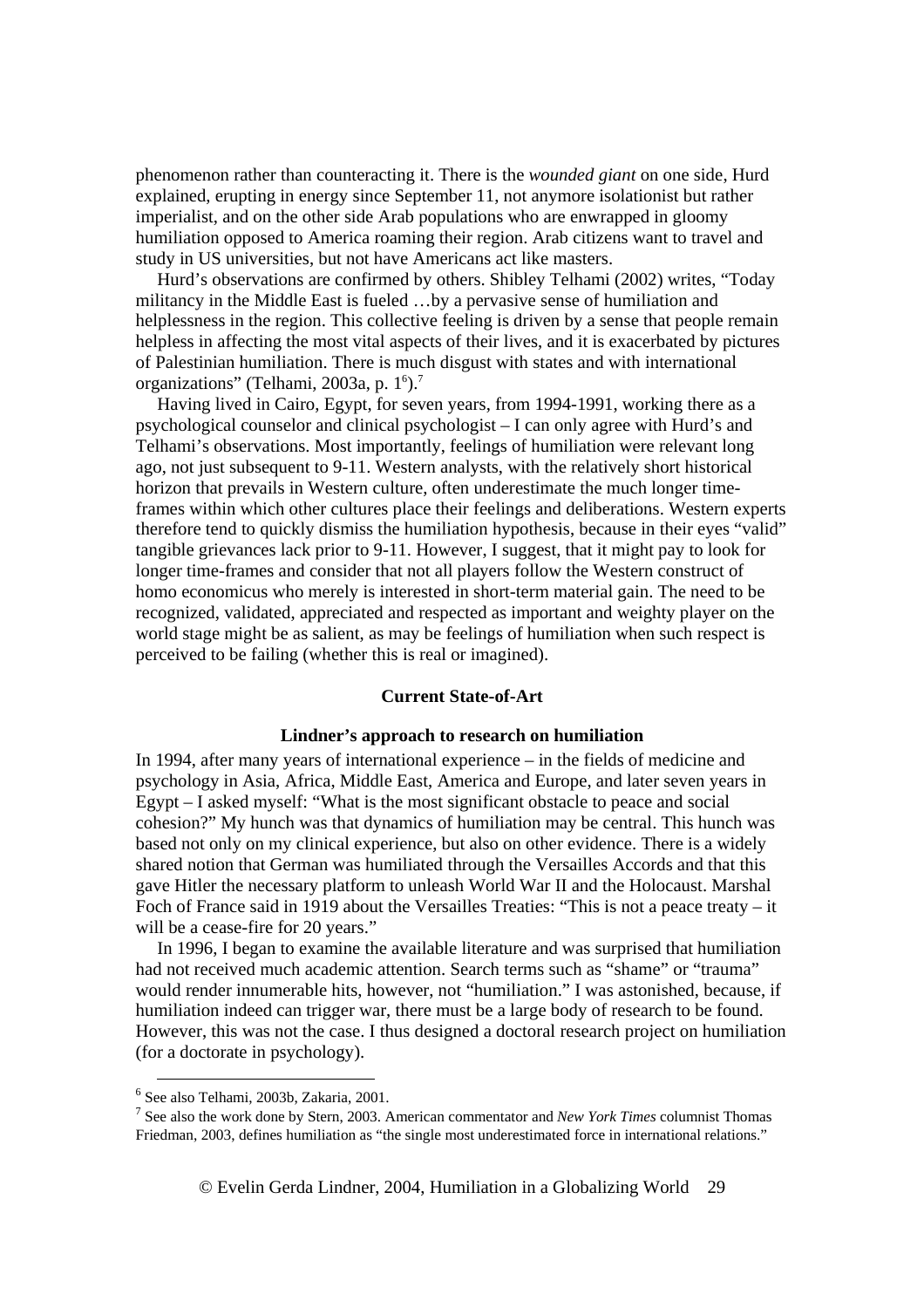phenomenon rather than counteracting it. There is the *wounded giant* on one side, Hurd explained, erupting in energy since September 11, not anymore isolationist but rather imperialist, and on the other side Arab populations who are enwrapped in gloomy humiliation opposed to America roaming their region. Arab citizens want to travel and study in US universities, but not have Americans act like masters.

Hurd's observations are confirmed by others. Shibley Telhami (2002) writes, "Today militancy in the Middle East is fueled …by a pervasive sense of humiliation and helplessness in the region. This collective feeling is driven by a sense that people remain helpless in affecting the most vital aspects of their lives, and it is exacerbated by pictures of Palestinian humiliation. There is much disgust with states and with international organizations" (Telhami, 2003a, p. 1[6]).[7]

Having lived in Cairo, Egypt, for seven years, from 1994-1991, working there as a psychological counselor and clinical psychologist – I can only agree with Hurd's and Telhami's observations. Most importantly, feelings of humiliation were relevant long ago, not just subsequent to 9-11. Western analysts, with the relatively short historical horizon that prevails in Western culture, often underestimate the much longer time-frames within which other cultures place their feelings and deliberations. Western experts therefore tend to quickly dismiss the humiliation hypothesis, because in their eyes "valid" tangible grievances lack prior to 9-11. However, I suggest, that it might pay to look for longer time-frames and consider that not all players follow the Western construct of homo economicus who merely is interested in short-term material gain. The need to be recognized, validated, appreciated and respected as important and weighty player on the world stage might be as salient, as may be feelings of humiliation when such respect is perceived to be failing (whether this is real or imagined).

## Current State-of-Art

### Lindner's approach to research on humiliation

In 1994, after many years of international experience – in the fields of medicine and psychology in Asia, Africa, Middle East, America and Europe, and later seven years in Egypt – I asked myself: "What is the most significant obstacle to peace and social cohesion?" My hunch was that dynamics of humiliation may be central. This hunch was based not only on my clinical experience, but also on other evidence. There is a widely shared notion that German was humiliated through the Versailles Accords and that this gave Hitler the necessary platform to unleash World War II and the Holocaust. Marshal Foch of France said in 1919 about the Versailles Treaties: "This is not a peace treaty – it will be a cease-fire for 20 years."

In 1996, I began to examine the available literature and was surprised that humiliation had not received much academic attention. Search terms such as "shame" or "trauma" would render innumerable hits, however, not "humiliation." I was astonished, because, if humiliation indeed can trigger war, there must be a large body of research to be found. However, this was not the case. I thus designed a doctoral research project on humiliation (for a doctorate in psychology).

---

[6] See also Telhami, 2003b, Zakaria, 2001.

[7] See also the work done by Stern, 2003. American commentator and *New York Times* columnist Thomas Friedman, 2003, defines humiliation as "the single most underestimated force in international relations."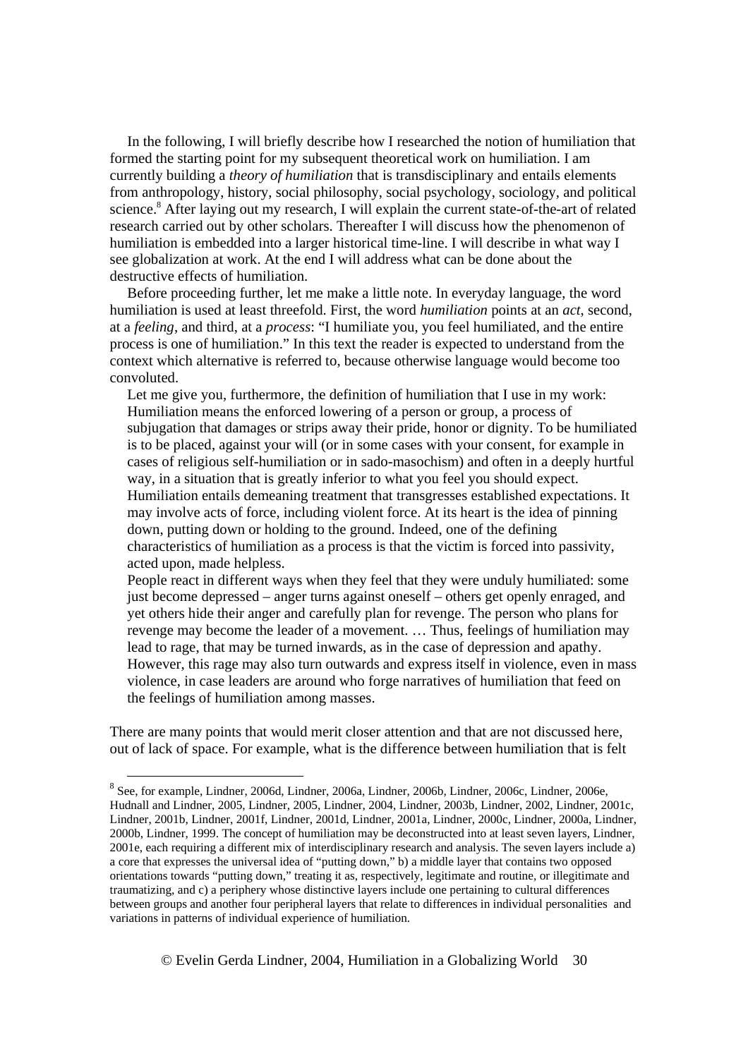In the following, I will briefly describe how I researched the notion of humiliation that formed the starting point for my subsequent theoretical work on humiliation. I am currently building a *theory of humiliation* that is transdisciplinary and entails elements from anthropology, history, social philosophy, social psychology, sociology, and political science.[8] After laying out my research, I will explain the current state-of-the-art of related research carried out by other scholars. Thereafter I will discuss how the phenomenon of humiliation is embedded into a larger historical time-line. I will describe in what way I see globalization at work. At the end I will address what can be done about the destructive effects of humiliation.

Before proceeding further, let me make a little note. In everyday language, the word humiliation is used at least threefold. First, the word *humiliation* points at an *act*, second, at a *feeling*, and third, at a *process*: "I humiliate you, you feel humiliated, and the entire process is one of humiliation." In this text the reader is expected to understand from the context which alternative is referred to, because otherwise language would become too convoluted.

> Let me give you, furthermore, the definition of humiliation that I use in my work: Humiliation means the enforced lowering of a person or group, a process of subjugation that damages or strips away their pride, honor or dignity. To be humiliated is to be placed, against your will (or in some cases with your consent, for example in cases of religious self-humiliation or in sado-masochism) and often in a deeply hurtful way, in a situation that is greatly inferior to what you feel you should expect. Humiliation entails demeaning treatment that transgresses established expectations. It may involve acts of force, including violent force. At its heart is the idea of pinning down, putting down or holding to the ground. Indeed, one of the defining characteristics of humiliation as a process is that the victim is forced into passivity, acted upon, made helpless.
>
> People react in different ways when they feel that they were unduly humiliated: some just become depressed – anger turns against oneself – others get openly enraged, and yet others hide their anger and carefully plan for revenge. The person who plans for revenge may become the leader of a movement. … Thus, feelings of humiliation may lead to rage, that may be turned inwards, as in the case of depression and apathy. However, this rage may also turn outwards and express itself in violence, even in mass violence, in case leaders are around who forge narratives of humiliation that feed on the feelings of humiliation among masses.

There are many points that would merit closer attention and that are not discussed here, out of lack of space. For example, what is the difference between humiliation that is felt

---

[8] See, for example, Lindner, 2006d, Lindner, 2006a, Lindner, 2006b, Lindner, 2006c, Lindner, 2006e, Hudnall and Lindner, 2005, Lindner, 2005, Lindner, 2004, Lindner, 2003b, Lindner, 2002, Lindner, 2001c, Lindner, 2001b, Lindner, 2001f, Lindner, 2001d, Lindner, 2001a, Lindner, 2000c, Lindner, 2000a, Lindner, 2000b, Lindner, 1999. The concept of humiliation may be deconstructed into at least seven layers, Lindner, 2001e, each requiring a different mix of interdisciplinary research and analysis. The seven layers include a) a core that expresses the universal idea of "putting down," b) a middle layer that contains two opposed orientations towards "putting down," treating it as, respectively, legitimate and routine, or illegitimate and traumatizing, and c) a periphery whose distinctive layers include one pertaining to cultural differences between groups and another four peripheral layers that relate to differences in individual personalities and variations in patterns of individual experience of humiliation.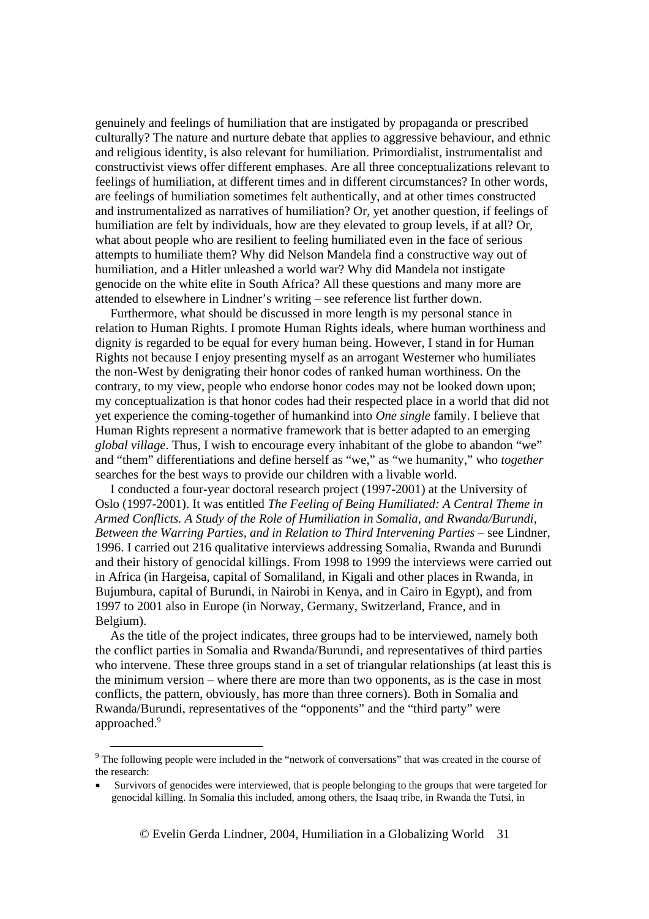genuinely and feelings of humiliation that are instigated by propaganda or prescribed culturally? The nature and nurture debate that applies to aggressive behaviour, and ethnic and religious identity, is also relevant for humiliation. Primordialist, instrumentalist and constructivist views offer different emphases. Are all three conceptualizations relevant to feelings of humiliation, at different times and in different circumstances? In other words, are feelings of humiliation sometimes felt authentically, and at other times constructed and instrumentalized as narratives of humiliation? Or, yet another question, if feelings of humiliation are felt by individuals, how are they elevated to group levels, if at all? Or, what about people who are resilient to feeling humiliated even in the face of serious attempts to humiliate them? Why did Nelson Mandela find a constructive way out of humiliation, and a Hitler unleashed a world war? Why did Mandela not instigate genocide on the white elite in South Africa? All these questions and many more are attended to elsewhere in Lindner's writing – see reference list further down.

Furthermore, what should be discussed in more length is my personal stance in relation to Human Rights. I promote Human Rights ideals, where human worthiness and dignity is regarded to be equal for every human being. However, I stand in for Human Rights not because I enjoy presenting myself as an arrogant Westerner who humiliates the non-West by denigrating their honor codes of ranked human worthiness. On the contrary, to my view, people who endorse honor codes may not be looked down upon; my conceptualization is that honor codes had their respected place in a world that did not yet experience the coming-together of humankind into *One single* family. I believe that Human Rights represent a normative framework that is better adapted to an emerging *global village*. Thus, I wish to encourage every inhabitant of the globe to abandon "we" and "them" differentiations and define herself as "we," as "we humanity," who *together* searches for the best ways to provide our children with a livable world.

I conducted a four-year doctoral research project (1997-2001) at the University of Oslo (1997-2001). It was entitled *The Feeling of Being Humiliated: A Central Theme in Armed Conflicts. A Study of the Role of Humiliation in Somalia, and Rwanda/Burundi, Between the Warring Parties, and in Relation to Third Intervening Parties* – see Lindner, 1996. I carried out 216 qualitative interviews addressing Somalia, Rwanda and Burundi and their history of genocidal killings. From 1998 to 1999 the interviews were carried out in Africa (in Hargeisa, capital of Somaliland, in Kigali and other places in Rwanda, in Bujumbura, capital of Burundi, in Nairobi in Kenya, and in Cairo in Egypt), and from 1997 to 2001 also in Europe (in Norway, Germany, Switzerland, France, and in Belgium).

As the title of the project indicates, three groups had to be interviewed, namely both the conflict parties in Somalia and Rwanda/Burundi, and representatives of third parties who intervene. These three groups stand in a set of triangular relationships (at least this is the minimum version – where there are more than two opponents, as is the case in most conflicts, the pattern, obviously, has more than three corners). Both in Somalia and Rwanda/Burundi, representatives of the "opponents" and the "third party" were approached.[9]

---

[9] The following people were included in the "network of conversations" that was created in the course of the research:

- Survivors of genocides were interviewed, that is people belonging to the groups that were targeted for genocidal killing. In Somalia this included, among others, the Isaaq tribe, in Rwanda the Tutsi, in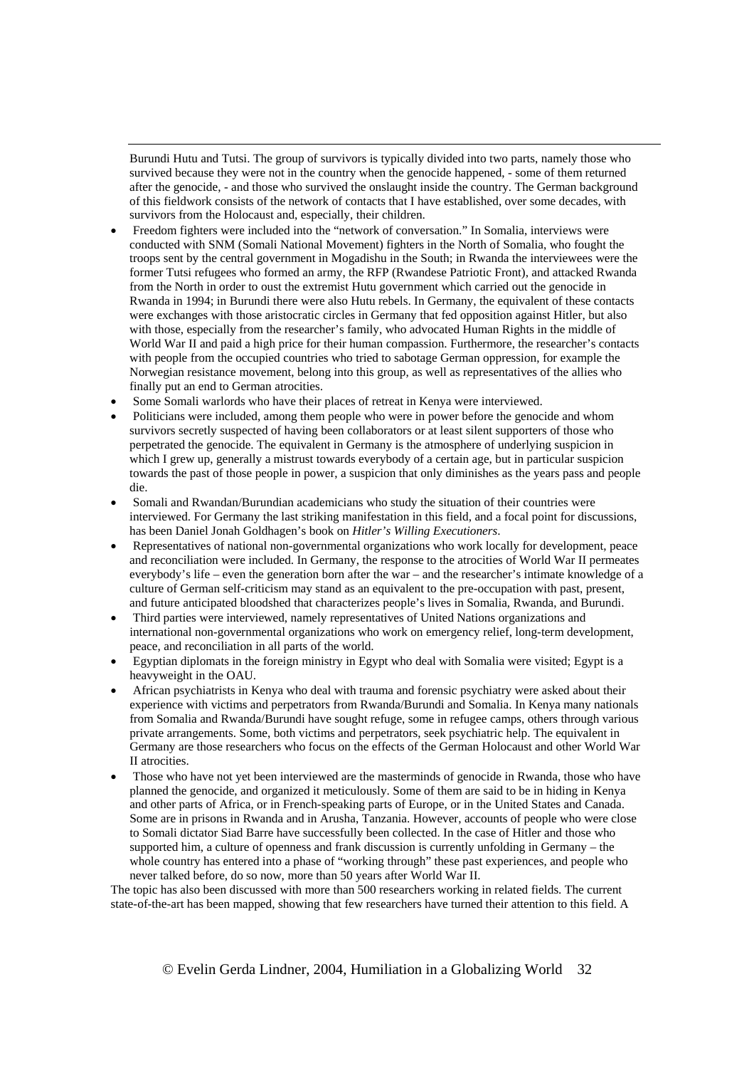Burundi Hutu and Tutsi. The group of survivors is typically divided into two parts, namely those who survived because they were not in the country when the genocide happened, - some of them returned after the genocide, - and those who survived the onslaught inside the country. The German background of this fieldwork consists of the network of contacts that I have established, over some decades, with survivors from the Holocaust and, especially, their children.

- Freedom fighters were included into the "network of conversation." In Somalia, interviews were conducted with SNM (Somali National Movement) fighters in the North of Somalia, who fought the troops sent by the central government in Mogadishu in the South; in Rwanda the interviewees were the former Tutsi refugees who formed an army, the RFP (Rwandese Patriotic Front), and attacked Rwanda from the North in order to oust the extremist Hutu government which carried out the genocide in Rwanda in 1994; in Burundi there were also Hutu rebels. In Germany, the equivalent of these contacts were exchanges with those aristocratic circles in Germany that fed opposition against Hitler, but also with those, especially from the researcher's family, who advocated Human Rights in the middle of World War II and paid a high price for their human compassion. Furthermore, the researcher's contacts with people from the occupied countries who tried to sabotage German oppression, for example the Norwegian resistance movement, belong into this group, as well as representatives of the allies who finally put an end to German atrocities.
- Some Somali warlords who have their places of retreat in Kenya were interviewed.
- Politicians were included, among them people who were in power before the genocide and whom survivors secretly suspected of having been collaborators or at least silent supporters of those who perpetrated the genocide. The equivalent in Germany is the atmosphere of underlying suspicion in which I grew up, generally a mistrust towards everybody of a certain age, but in particular suspicion towards the past of those people in power, a suspicion that only diminishes as the years pass and people die.
- Somali and Rwandan/Burundian academicians who study the situation of their countries were interviewed. For Germany the last striking manifestation in this field, and a focal point for discussions, has been Daniel Jonah Goldhagen's book on *Hitler's Willing Executioners*.
- Representatives of national non-governmental organizations who work locally for development, peace and reconciliation were included. In Germany, the response to the atrocities of World War II permeates everybody's life – even the generation born after the war – and the researcher's intimate knowledge of a culture of German self-criticism may stand as an equivalent to the pre-occupation with past, present, and future anticipated bloodshed that characterizes people's lives in Somalia, Rwanda, and Burundi.
- Third parties were interviewed, namely representatives of United Nations organizations and international non-governmental organizations who work on emergency relief, long-term development, peace, and reconciliation in all parts of the world.
- Egyptian diplomats in the foreign ministry in Egypt who deal with Somalia were visited; Egypt is a heavyweight in the OAU.
- African psychiatrists in Kenya who deal with trauma and forensic psychiatry were asked about their experience with victims and perpetrators from Rwanda/Burundi and Somalia. In Kenya many nationals from Somalia and Rwanda/Burundi have sought refuge, some in refugee camps, others through various private arrangements. Some, both victims and perpetrators, seek psychiatric help. The equivalent in Germany are those researchers who focus on the effects of the German Holocaust and other World War II atrocities.
- Those who have not yet been interviewed are the masterminds of genocide in Rwanda, those who have planned the genocide, and organized it meticulously. Some of them are said to be in hiding in Kenya and other parts of Africa, or in French-speaking parts of Europe, or in the United States and Canada. Some are in prisons in Rwanda and in Arusha, Tanzania. However, accounts of people who were close to Somali dictator Siad Barre have successfully been collected. In the case of Hitler and those who supported him, a culture of openness and frank discussion is currently unfolding in Germany – the whole country has entered into a phase of "working through" these past experiences, and people who never talked before, do so now, more than 50 years after World War II.

The topic has also been discussed with more than 500 researchers working in related fields. The current state-of-the-art has been mapped, showing that few researchers have turned their attention to this field. A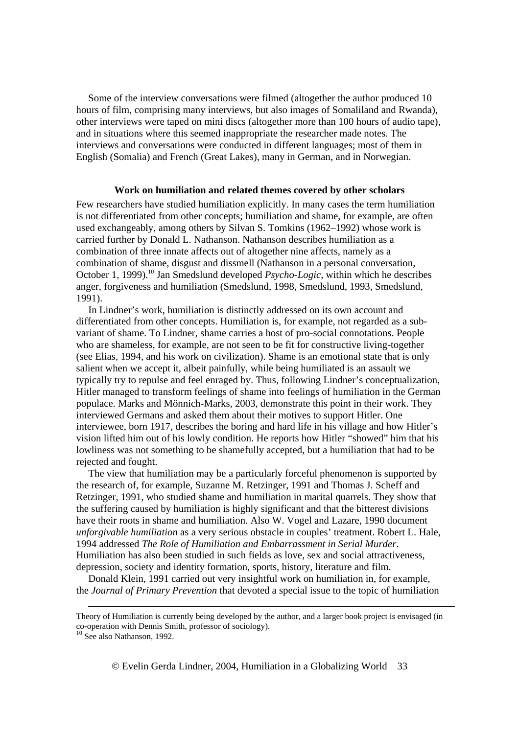Some of the interview conversations were filmed (altogether the author produced 10 hours of film, comprising many interviews, but also images of Somaliland and Rwanda), other interviews were taped on mini discs (altogether more than 100 hours of audio tape), and in situations where this seemed inappropriate the researcher made notes. The interviews and conversations were conducted in different languages; most of them in English (Somalia) and French (Great Lakes), many in German, and in Norwegian.

### Work on humiliation and related themes covered by other scholars

Few researchers have studied humiliation explicitly. In many cases the term humiliation is not differentiated from other concepts; humiliation and shame, for example, are often used exchangeably, among others by Silvan S. Tomkins (1962–1992) whose work is carried further by Donald L. Nathanson. Nathanson describes humiliation as a combination of three innate affects out of altogether nine affects, namely as a combination of shame, disgust and dissmell (Nathanson in a personal conversation, October 1, 1999).[10] Jan Smedslund developed *Psycho-Logic*, within which he describes anger, forgiveness and humiliation (Smedslund, 1998, Smedslund, 1993, Smedslund, 1991).

In Lindner's work, humiliation is distinctly addressed on its own account and differentiated from other concepts. Humiliation is, for example, not regarded as a sub-variant of shame. To Lindner, shame carries a host of pro-social connotations. People who are shameless, for example, are not seen to be fit for constructive living-together (see Elias, 1994, and his work on civilization). Shame is an emotional state that is only salient when we accept it, albeit painfully, while being humiliated is an assault we typically try to repulse and feel enraged by. Thus, following Lindner's conceptualization, Hitler managed to transform feelings of shame into feelings of humiliation in the German populace. Marks and Mönnich-Marks, 2003, demonstrate this point in their work. They interviewed Germans and asked them about their motives to support Hitler. One interviewee, born 1917, describes the boring and hard life in his village and how Hitler's vision lifted him out of his lowly condition. He reports how Hitler "showed" him that his lowliness was not something to be shamefully accepted, but a humiliation that had to be rejected and fought.

The view that humiliation may be a particularly forceful phenomenon is supported by the research of, for example, Suzanne M. Retzinger, 1991 and Thomas J. Scheff and Retzinger, 1991, who studied shame and humiliation in marital quarrels. They show that the suffering caused by humiliation is highly significant and that the bitterest divisions have their roots in shame and humiliation. Also W. Vogel and Lazare, 1990 document *unforgivable humiliation* as a very serious obstacle in couples' treatment. Robert L. Hale, 1994 addressed *The Role of Humiliation and Embarrassment in Serial Murder*. Humiliation has also been studied in such fields as love, sex and social attractiveness, depression, society and identity formation, sports, history, literature and film.

Donald Klein, 1991 carried out very insightful work on humiliation in, for example, the *Journal of Primary Prevention* that devoted a special issue to the topic of humiliation

---

Theory of Humiliation is currently being developed by the author, and a larger book project is envisaged (in co-operation with Dennis Smith, professor of sociology).

[10] See also Nathanson, 1992.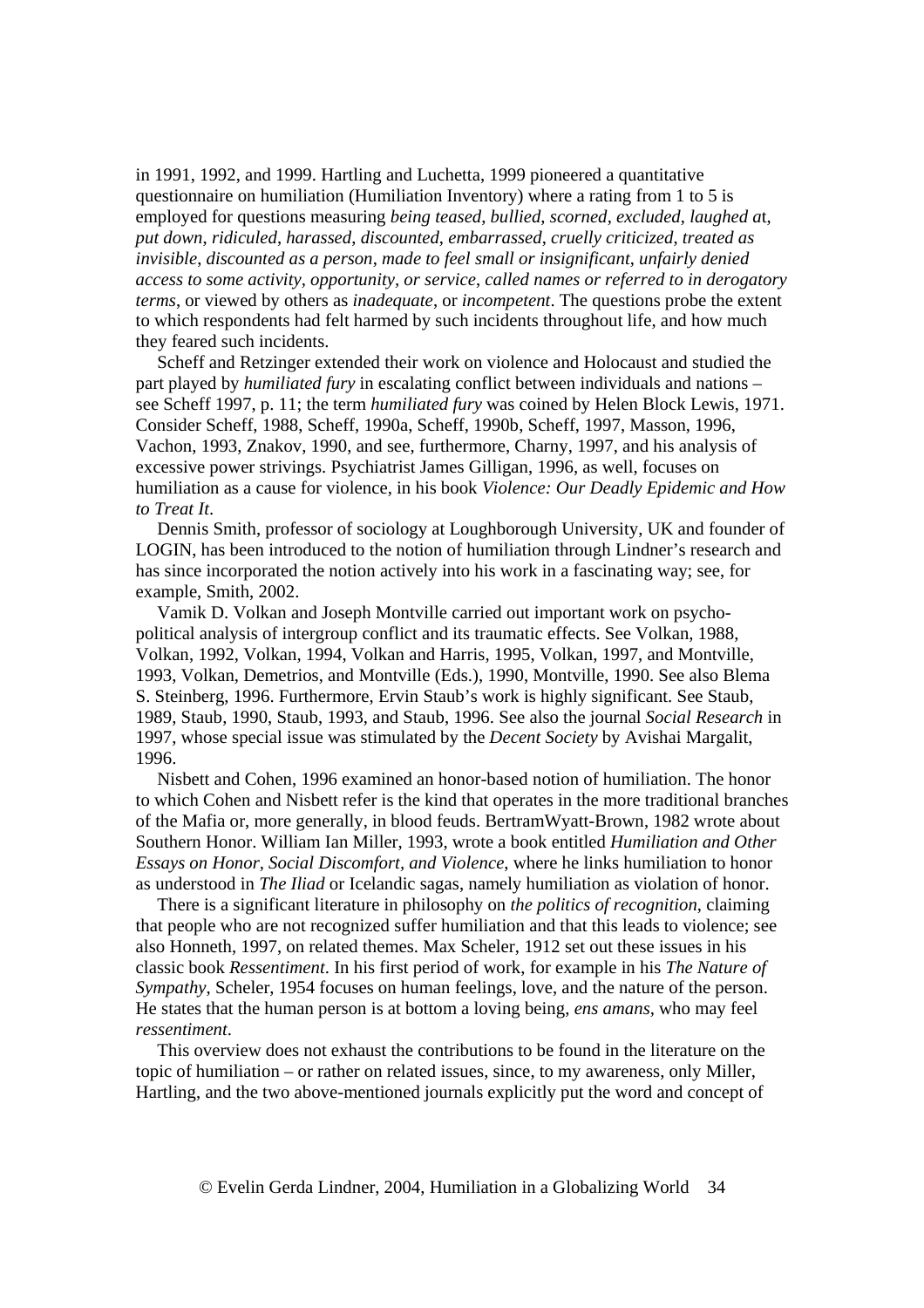in 1991, 1992, and 1999. Hartling and Luchetta, 1999 pioneered a quantitative questionnaire on humiliation (Humiliation Inventory) where a rating from 1 to 5 is employed for questions measuring *being teased*, *bullied*, *scorned*, *excluded*, *laughed a*t, *put down*, *ridiculed*, *harassed*, *discounted*, *embarrassed*, *cruelly criticized*, *treated as invisible*, *discounted as a person*, *made to feel small or insignificant*, *unfairly denied access to some activity, opportunity, or service*, *called names or referred to in derogatory terms*, or viewed by others as *inadequate*, or *incompetent*. The questions probe the extent to which respondents had felt harmed by such incidents throughout life, and how much they feared such incidents.

Scheff and Retzinger extended their work on violence and Holocaust and studied the part played by *humiliated fury* in escalating conflict between individuals and nations – see Scheff 1997, p. 11; the term *humiliated fury* was coined by Helen Block Lewis, 1971. Consider Scheff, 1988, Scheff, 1990a, Scheff, 1990b, Scheff, 1997, Masson, 1996, Vachon, 1993, Znakov, 1990, and see, furthermore, Charny, 1997, and his analysis of excessive power strivings. Psychiatrist James Gilligan, 1996, as well, focuses on humiliation as a cause for violence, in his book *Violence: Our Deadly Epidemic and How to Treat It*.

Dennis Smith, professor of sociology at Loughborough University, UK and founder of LOGIN, has been introduced to the notion of humiliation through Lindner's research and has since incorporated the notion actively into his work in a fascinating way; see, for example, Smith, 2002.

Vamik D. Volkan and Joseph Montville carried out important work on psycho-political analysis of intergroup conflict and its traumatic effects. See Volkan, 1988, Volkan, 1992, Volkan, 1994, Volkan and Harris, 1995, Volkan, 1997, and Montville, 1993, Volkan, Demetrios, and Montville (Eds.), 1990, Montville, 1990. See also Blema S. Steinberg, 1996. Furthermore, Ervin Staub's work is highly significant. See Staub, 1989, Staub, 1990, Staub, 1993, and Staub, 1996. See also the journal *Social Research* in 1997, whose special issue was stimulated by the *Decent Society* by Avishai Margalit, 1996.

Nisbett and Cohen, 1996 examined an honor-based notion of humiliation. The honor to which Cohen and Nisbett refer is the kind that operates in the more traditional branches of the Mafia or, more generally, in blood feuds. BertramWyatt-Brown, 1982 wrote about Southern Honor. William Ian Miller, 1993, wrote a book entitled *Humiliation and Other Essays on Honor, Social Discomfort, and Violence*, where he links humiliation to honor as understood in *The Iliad* or Icelandic sagas, namely humiliation as violation of honor.

There is a significant literature in philosophy on *the politics of recognition*, claiming that people who are not recognized suffer humiliation and that this leads to violence; see also Honneth, 1997, on related themes. Max Scheler, 1912 set out these issues in his classic book *Ressentiment*. In his first period of work, for example in his *The Nature of Sympathy*, Scheler, 1954 focuses on human feelings, love, and the nature of the person. He states that the human person is at bottom a loving being, *ens amans*, who may feel *ressentiment*.

This overview does not exhaust the contributions to be found in the literature on the topic of humiliation – or rather on related issues, since, to my awareness, only Miller, Hartling, and the two above-mentioned journals explicitly put the word and concept of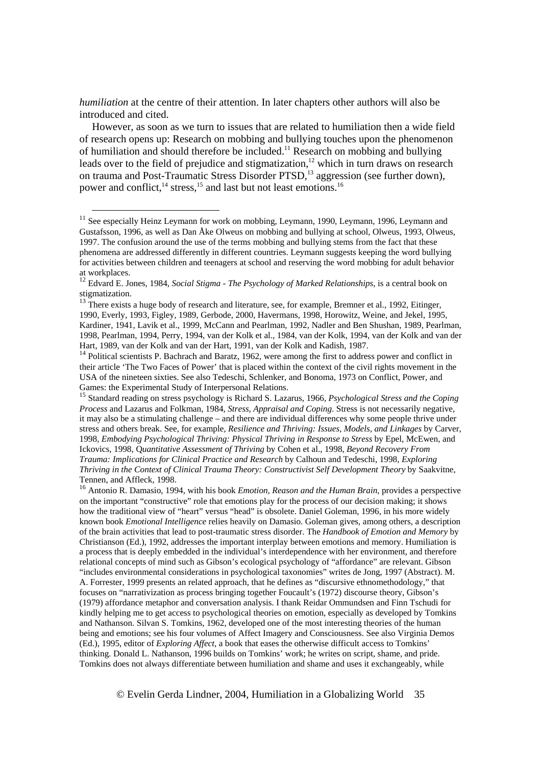*humiliation* at the centre of their attention. In later chapters other authors will also be introduced and cited.

However, as soon as we turn to issues that are related to humiliation then a wide field of research opens up: Research on mobbing and bullying touches upon the phenomenon of humiliation and should therefore be included.[11] Research on mobbing and bullying leads over to the field of prejudice and stigmatization,[12] which in turn draws on research on trauma and Post-Traumatic Stress Disorder PTSD,[13] aggression (see further down), power and conflict,[14] stress,[15] and last but not least emotions.[16]

---

[11] See especially Heinz Leymann for work on mobbing, Leymann, 1990, Leymann, 1996, Leymann and Gustafsson, 1996, as well as Dan Åke Olweus on mobbing and bullying at school, Olweus, 1993, Olweus, 1997. The confusion around the use of the terms mobbing and bullying stems from the fact that these phenomena are addressed differently in different countries. Leymann suggests keeping the word bullying for activities between children and teenagers at school and reserving the word mobbing for adult behavior at workplaces.

[12] Edvard E. Jones, 1984, *Social Stigma - The Psychology of Marked Relationships*, is a central book on stigmatization.

[13] There exists a huge body of research and literature, see, for example, Bremner et al., 1992, Eitinger, 1990, Everly, 1993, Figley, 1989, Gerbode, 2000, Havermans, 1998, Horowitz, Weine, and Jekel, 1995, Kardiner, 1941, Lavik et al., 1999, McCann and Pearlman, 1992, Nadler and Ben Shushan, 1989, Pearlman, 1998, Pearlman, 1994, Perry, 1994, van der Kolk et al., 1984, van der Kolk, 1994, van der Kolk and van der Hart, 1989, van der Kolk and van der Hart, 1991, van der Kolk and Kadish, 1987.

[14] Political scientists P. Bachrach and Baratz, 1962, were among the first to address power and conflict in their article 'The Two Faces of Power' that is placed within the context of the civil rights movement in the USA of the nineteen sixties. See also Tedeschi, Schlenker, and Bonoma, 1973 on Conflict, Power, and Games: the Experimental Study of Interpersonal Relations.

[15] Standard reading on stress psychology is Richard S. Lazarus, 1966, *Psychological Stress and the Coping Process* and Lazarus and Folkman, 1984, *Stress, Appraisal and Coping*. Stress is not necessarily negative, it may also be a stimulating challenge – and there are individual differences why some people thrive under stress and others break. See, for example, *Resilience and Thriving: Issues, Models, and Linkages* by Carver, 1998, *Embodying Psychological Thriving: Physical Thriving in Response to Stress* by Epel, McEwen, and Ickovics, 1998, Q*uantitative Assessment of Thriving* by Cohen et al., 1998, *Beyond Recovery From Trauma: Implications for Clinical Practice and Research* by Calhoun and Tedeschi, 1998, *Exploring Thriving in the Context of Clinical Trauma Theory: Constructivist Self Development Theory* by Saakvitne, Tennen, and Affleck, 1998.

[16] Antonio R. Damasio, 1994, with his book *Emotion, Reason and the Human Brain*, provides a perspective on the important "constructive" role that emotions play for the process of our decision making; it shows how the traditional view of "heart" versus "head" is obsolete. Daniel Goleman, 1996, in his more widely known book *Emotional Intelligence* relies heavily on Damasio. Goleman gives, among others, a description of the brain activities that lead to post-traumatic stress disorder. The *Handbook of Emotion and Memory* by Christianson (Ed.), 1992, addresses the important interplay between emotions and memory. Humiliation is a process that is deeply embedded in the individual's interdependence with her environment, and therefore relational concepts of mind such as Gibson's ecological psychology of "affordance" are relevant. Gibson "includes environmental considerations in psychological taxonomies" writes de Jong, 1997 (Abstract). M. A. Forrester, 1999 presents an related approach, that he defines as "discursive ethnomethodology," that focuses on "narrativization as process bringing together Foucault's (1972) discourse theory, Gibson's (1979) affordance metaphor and conversation analysis. I thank Reidar Ommundsen and Finn Tschudi for kindly helping me to get access to psychological theories on emotion, especially as developed by Tomkins and Nathanson. Silvan S. Tomkins, 1962, developed one of the most interesting theories of the human being and emotions; see his four volumes of Affect Imagery and Consciousness. See also Virginia Demos (Ed.), 1995, editor of *Exploring Affect*, a book that eases the otherwise difficult access to Tomkins' thinking. Donald L. Nathanson, 1996 builds on Tomkins' work; he writes on script, shame, and pride. Tomkins does not always differentiate between humiliation and shame and uses it exchangeably, while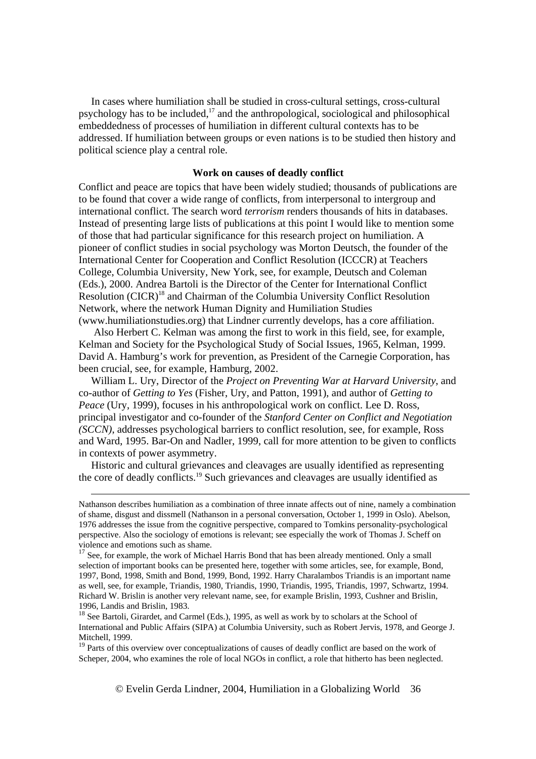In cases where humiliation shall be studied in cross-cultural settings, cross-cultural psychology has to be included,[17] and the anthropological, sociological and philosophical embeddedness of processes of humiliation in different cultural contexts has to be addressed. If humiliation between groups or even nations is to be studied then history and political science play a central role.

### Work on causes of deadly conflict

Conflict and peace are topics that have been widely studied; thousands of publications are to be found that cover a wide range of conflicts, from interpersonal to intergroup and international conflict. The search word *terrorism* renders thousands of hits in databases. Instead of presenting large lists of publications at this point I would like to mention some of those that had particular significance for this research project on humiliation. A pioneer of conflict studies in social psychology was Morton Deutsch, the founder of the International Center for Cooperation and Conflict Resolution (ICCCR) at Teachers College, Columbia University, New York, see, for example, Deutsch and Coleman (Eds.), 2000. Andrea Bartoli is the Director of the Center for International Conflict Resolution (CICR)[18] and Chairman of the Columbia University Conflict Resolution Network, where the network Human Dignity and Humiliation Studies (www.humiliationstudies.org) that Lindner currently develops, has a core affiliation.

Also Herbert C. Kelman was among the first to work in this field, see, for example, Kelman and Society for the Psychological Study of Social Issues, 1965, Kelman, 1999. David A. Hamburg's work for prevention, as President of the Carnegie Corporation, has been crucial, see, for example, Hamburg, 2002.

William L. Ury, Director of the *Project on Preventing War at Harvard University*, and co-author of *Getting to Yes* (Fisher, Ury, and Patton, 1991), and author of *Getting to Peace* (Ury, 1999), focuses in his anthropological work on conflict. Lee D. Ross, principal investigator and co-founder of the *Stanford Center on Conflict and Negotiation (SCCN)*, addresses psychological barriers to conflict resolution, see, for example, Ross and Ward, 1995. Bar-On and Nadler, 1999, call for more attention to be given to conflicts in contexts of power asymmetry.

Historic and cultural grievances and cleavages are usually identified as representing the core of deadly conflicts.[19] Such grievances and cleavages are usually identified as

---

Nathanson describes humiliation as a combination of three innate affects out of nine, namely a combination of shame, disgust and dissmell (Nathanson in a personal conversation, October 1, 1999 in Oslo). Abelson, 1976 addresses the issue from the cognitive perspective, compared to Tomkins personality-psychological perspective. Also the sociology of emotions is relevant; see especially the work of Thomas J. Scheff on violence and emotions such as shame.

[17] See, for example, the work of Michael Harris Bond that has been already mentioned. Only a small selection of important books can be presented here, together with some articles, see, for example, Bond, 1997, Bond, 1998, Smith and Bond, 1999, Bond, 1992. Harry Charalambos Triandis is an important name as well, see, for example, Triandis, 1980, Triandis, 1990, Triandis, 1995, Triandis, 1997, Schwartz, 1994. Richard W. Brislin is another very relevant name, see, for example Brislin, 1993, Cushner and Brislin, 1996, Landis and Brislin, 1983.

[18] See Bartoli, Girardet, and Carmel (Eds.), 1995, as well as work by to scholars at the School of International and Public Affairs (SIPA) at Columbia University, such as Robert Jervis, 1978, and George J. Mitchell, 1999.

[19] Parts of this overview over conceptualizations of causes of deadly conflict are based on the work of Scheper, 2004, who examines the role of local NGOs in conflict, a role that hitherto has been neglected.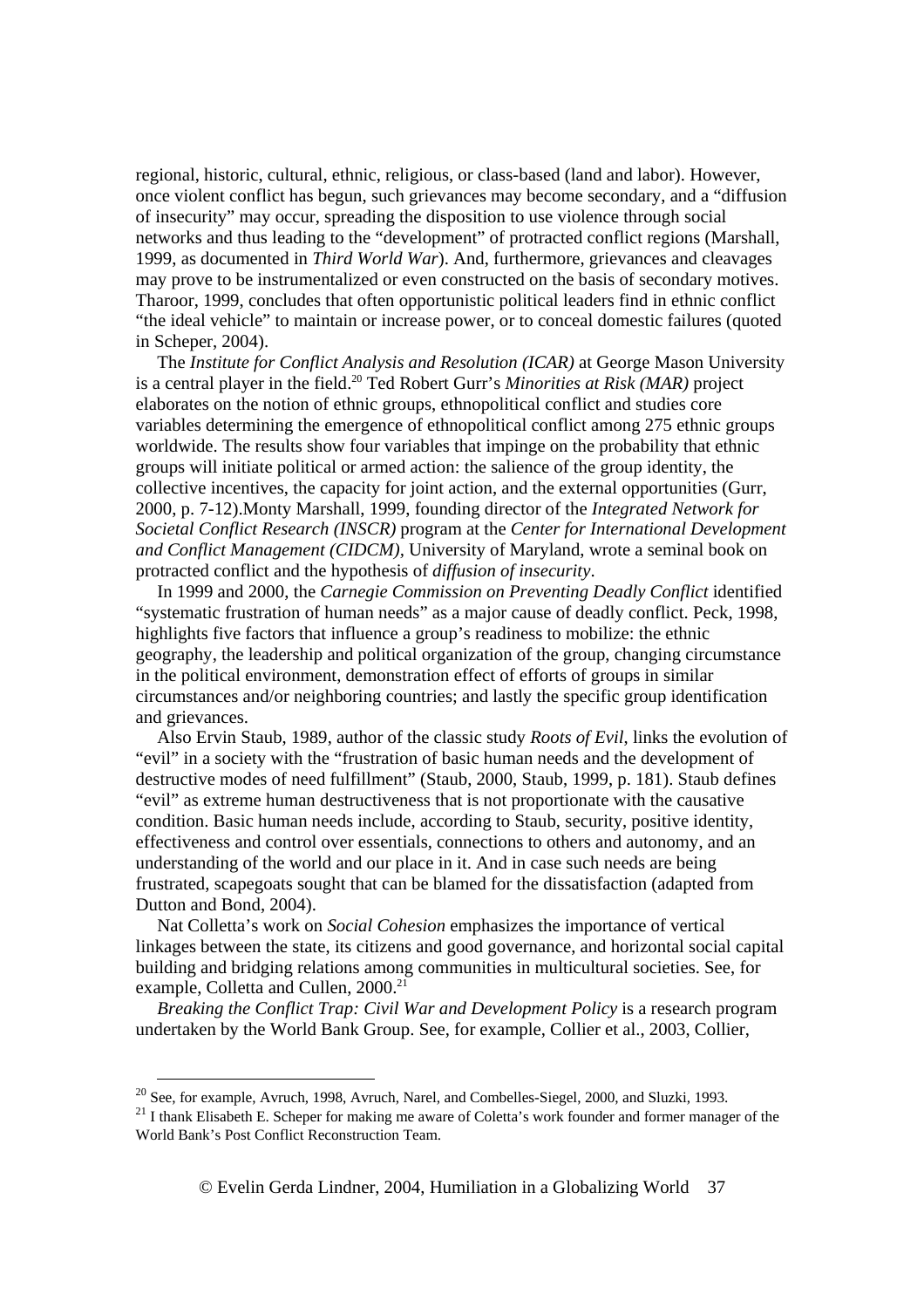regional, historic, cultural, ethnic, religious, or class-based (land and labor). However, once violent conflict has begun, such grievances may become secondary, and a "diffusion of insecurity" may occur, spreading the disposition to use violence through social networks and thus leading to the "development" of protracted conflict regions (Marshall, 1999, as documented in *Third World War*). And, furthermore, grievances and cleavages may prove to be instrumentalized or even constructed on the basis of secondary motives. Tharoor, 1999, concludes that often opportunistic political leaders find in ethnic conflict "the ideal vehicle" to maintain or increase power, or to conceal domestic failures (quoted in Scheper, 2004).

The *Institute for Conflict Analysis and Resolution (ICAR)* at George Mason University is a central player in the field.[20] Ted Robert Gurr's *Minorities at Risk (MAR)* project elaborates on the notion of ethnic groups, ethnopolitical conflict and studies core variables determining the emergence of ethnopolitical conflict among 275 ethnic groups worldwide. The results show four variables that impinge on the probability that ethnic groups will initiate political or armed action: the salience of the group identity, the collective incentives, the capacity for joint action, and the external opportunities (Gurr, 2000, p. 7-12).Monty Marshall, 1999, founding director of the *Integrated Network for Societal Conflict Research (INSCR)* program at the *Center for International Development and Conflict Management (CIDCM)*, University of Maryland, wrote a seminal book on protracted conflict and the hypothesis of *diffusion of insecurity*.

In 1999 and 2000, the *Carnegie Commission on Preventing Deadly Conflict* identified "systematic frustration of human needs" as a major cause of deadly conflict. Peck, 1998, highlights five factors that influence a group's readiness to mobilize: the ethnic geography, the leadership and political organization of the group, changing circumstance in the political environment, demonstration effect of efforts of groups in similar circumstances and/or neighboring countries; and lastly the specific group identification and grievances.

Also Ervin Staub, 1989, author of the classic study *Roots of Evil*, links the evolution of "evil" in a society with the "frustration of basic human needs and the development of destructive modes of need fulfillment" (Staub, 2000, Staub, 1999, p. 181). Staub defines "evil" as extreme human destructiveness that is not proportionate with the causative condition. Basic human needs include, according to Staub, security, positive identity, effectiveness and control over essentials, connections to others and autonomy, and an understanding of the world and our place in it. And in case such needs are being frustrated, scapegoats sought that can be blamed for the dissatisfaction (adapted from Dutton and Bond, 2004).

Nat Colletta's work on *Social Cohesion* emphasizes the importance of vertical linkages between the state, its citizens and good governance, and horizontal social capital building and bridging relations among communities in multicultural societies. See, for example, Colletta and Cullen, 2000.[21]

*Breaking the Conflict Trap: Civil War and Development Policy* is a research program undertaken by the World Bank Group. See, for example, Collier et al., 2003, Collier,

---

[20] See, for example, Avruch, 1998, Avruch, Narel, and Combelles-Siegel, 2000, and Sluzki, 1993.

[21] I thank Elisabeth E. Scheper for making me aware of Coletta's work founder and former manager of the World Bank's Post Conflict Reconstruction Team.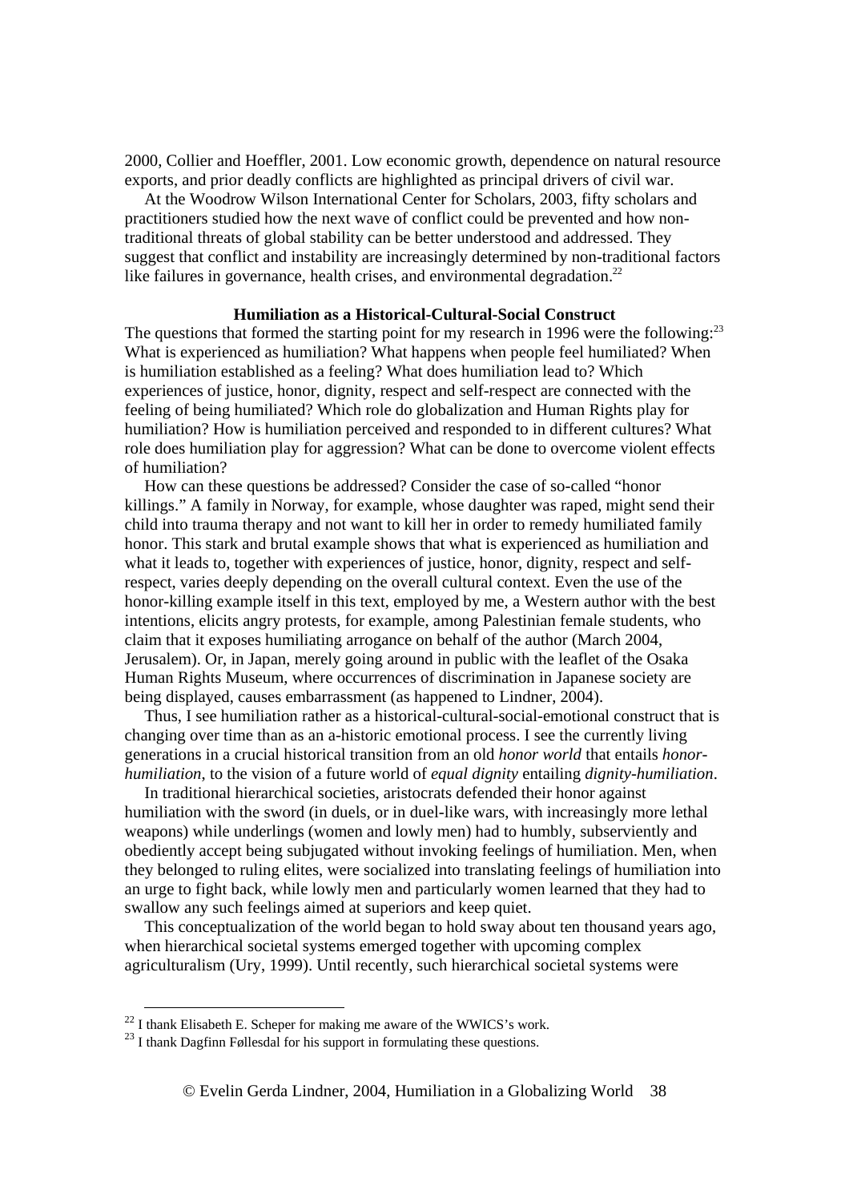2000, Collier and Hoeffler, 2001. Low economic growth, dependence on natural resource exports, and prior deadly conflicts are highlighted as principal drivers of civil war.

At the Woodrow Wilson International Center for Scholars, 2003, fifty scholars and practitioners studied how the next wave of conflict could be prevented and how non-traditional threats of global stability can be better understood and addressed. They suggest that conflict and instability are increasingly determined by non-traditional factors like failures in governance, health crises, and environmental degradation.[22]

### Humiliation as a Historical-Cultural-Social Construct

The questions that formed the starting point for my research in 1996 were the following:[23] What is experienced as humiliation? What happens when people feel humiliated? When is humiliation established as a feeling? What does humiliation lead to? Which experiences of justice, honor, dignity, respect and self-respect are connected with the feeling of being humiliated? Which role do globalization and Human Rights play for humiliation? How is humiliation perceived and responded to in different cultures? What role does humiliation play for aggression? What can be done to overcome violent effects of humiliation?

How can these questions be addressed? Consider the case of so-called "honor killings." A family in Norway, for example, whose daughter was raped, might send their child into trauma therapy and not want to kill her in order to remedy humiliated family honor. This stark and brutal example shows that what is experienced as humiliation and what it leads to, together with experiences of justice, honor, dignity, respect and self-respect, varies deeply depending on the overall cultural context. Even the use of the honor-killing example itself in this text, employed by me, a Western author with the best intentions, elicits angry protests, for example, among Palestinian female students, who claim that it exposes humiliating arrogance on behalf of the author (March 2004, Jerusalem). Or, in Japan, merely going around in public with the leaflet of the Osaka Human Rights Museum, where occurrences of discrimination in Japanese society are being displayed, causes embarrassment (as happened to Lindner, 2004).

Thus, I see humiliation rather as a historical-cultural-social-emotional construct that is changing over time than as an a-historic emotional process. I see the currently living generations in a crucial historical transition from an old *honor world* that entails *honor-humiliation*, to the vision of a future world of *equal dignity* entailing *dignity-humiliation*.

In traditional hierarchical societies, aristocrats defended their honor against humiliation with the sword (in duels, or in duel-like wars, with increasingly more lethal weapons) while underlings (women and lowly men) had to humbly, subserviently and obediently accept being subjugated without invoking feelings of humiliation. Men, when they belonged to ruling elites, were socialized into translating feelings of humiliation into an urge to fight back, while lowly men and particularly women learned that they had to swallow any such feelings aimed at superiors and keep quiet.

This conceptualization of the world began to hold sway about ten thousand years ago, when hierarchical societal systems emerged together with upcoming complex agriculturalism (Ury, 1999). Until recently, such hierarchical societal systems were

[22] I thank Elisabeth E. Scheper for making me aware of the WWICS's work.

[23] I thank Dagfinn Føllesdal for his support in formulating these questions.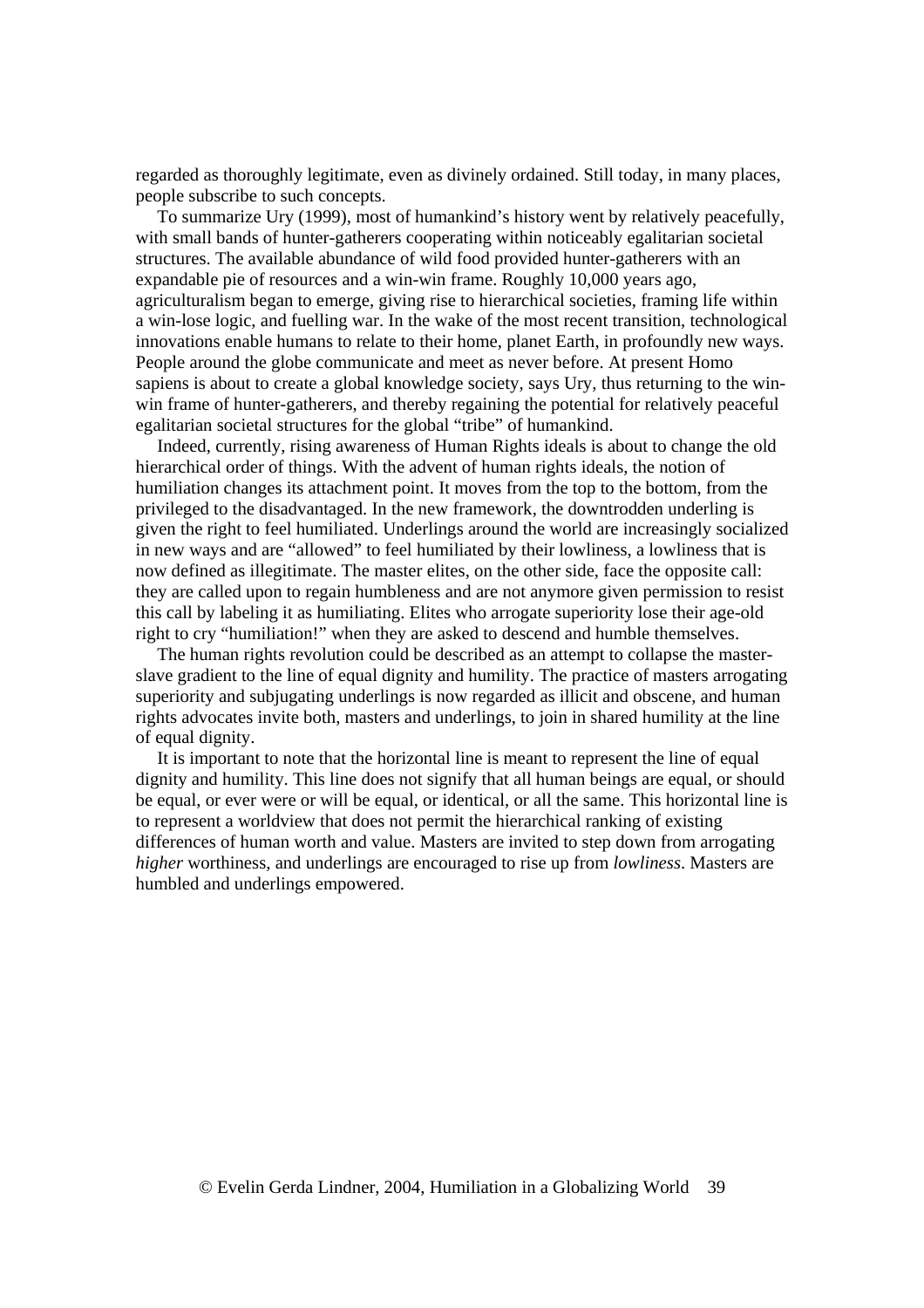regarded as thoroughly legitimate, even as divinely ordained. Still today, in many places, people subscribe to such concepts.

To summarize Ury (1999), most of humankind's history went by relatively peacefully, with small bands of hunter-gatherers cooperating within noticeably egalitarian societal structures. The available abundance of wild food provided hunter-gatherers with an expandable pie of resources and a win-win frame. Roughly 10,000 years ago, agriculturalism began to emerge, giving rise to hierarchical societies, framing life within a win-lose logic, and fuelling war. In the wake of the most recent transition, technological innovations enable humans to relate to their home, planet Earth, in profoundly new ways. People around the globe communicate and meet as never before. At present Homo sapiens is about to create a global knowledge society, says Ury, thus returning to the win-win frame of hunter-gatherers, and thereby regaining the potential for relatively peaceful egalitarian societal structures for the global "tribe" of humankind.

Indeed, currently, rising awareness of Human Rights ideals is about to change the old hierarchical order of things. With the advent of human rights ideals, the notion of humiliation changes its attachment point. It moves from the top to the bottom, from the privileged to the disadvantaged. In the new framework, the downtrodden underling is given the right to feel humiliated. Underlings around the world are increasingly socialized in new ways and are "allowed" to feel humiliated by their lowliness, a lowliness that is now defined as illegitimate. The master elites, on the other side, face the opposite call: they are called upon to regain humbleness and are not anymore given permission to resist this call by labeling it as humiliating. Elites who arrogate superiority lose their age-old right to cry "humiliation!" when they are asked to descend and humble themselves.

The human rights revolution could be described as an attempt to collapse the master-slave gradient to the line of equal dignity and humility. The practice of masters arrogating superiority and subjugating underlings is now regarded as illicit and obscene, and human rights advocates invite both, masters and underlings, to join in shared humility at the line of equal dignity.

It is important to note that the horizontal line is meant to represent the line of equal dignity and humility. This line does not signify that all human beings are equal, or should be equal, or ever were or will be equal, or identical, or all the same. This horizontal line is to represent a worldview that does not permit the hierarchical ranking of existing differences of human worth and value. Masters are invited to step down from arrogating *higher* worthiness, and underlings are encouraged to rise up from *lowliness*. Masters are humbled and underlings empowered.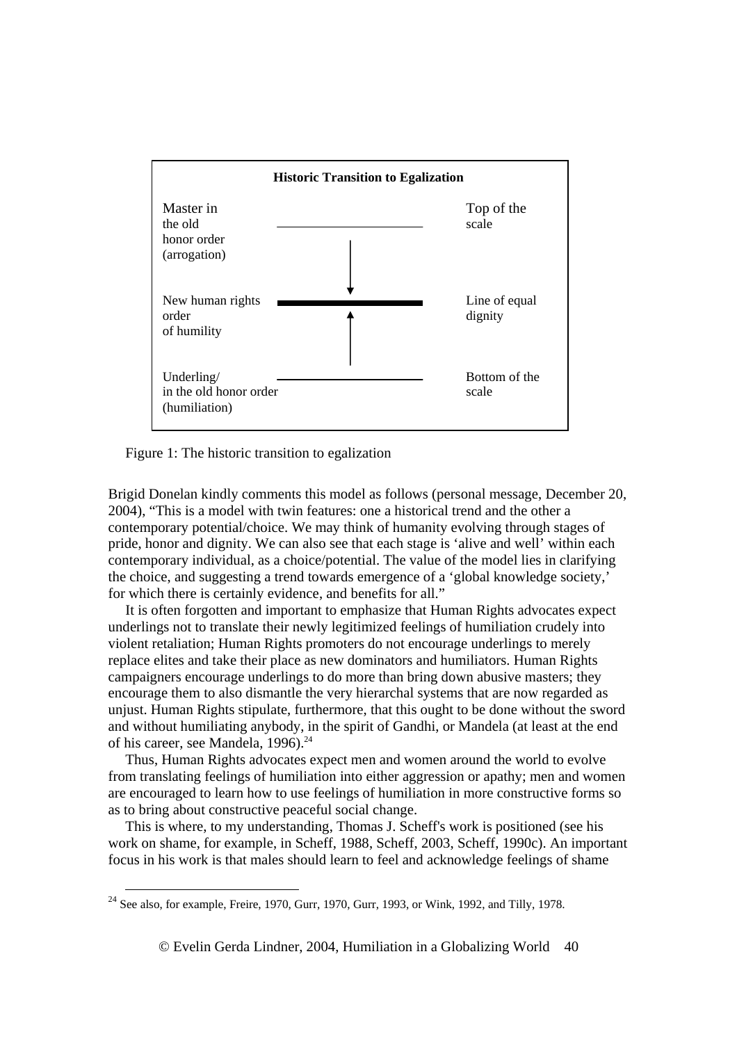**Historic Transition to Egalization**

| | | |
|---|---|---|
| Master in the old honor order (arrogation) | ↓ | Top of the scale |
| New human rights order of humility | ━━━━ | Line of equal dignity |
| Underling/ in the old honor order (humiliation) | ↑ | Bottom of the scale |

Figure 1: The historic transition to egalization

Brigid Donelan kindly comments this model as follows (personal message, December 20, 2004), "This is a model with twin features: one a historical trend and the other a contemporary potential/choice. We may think of humanity evolving through stages of pride, honor and dignity. We can also see that each stage is 'alive and well' within each contemporary individual, as a choice/potential. The value of the model lies in clarifying the choice, and suggesting a trend towards emergence of a 'global knowledge society,' for which there is certainly evidence, and benefits for all."

It is often forgotten and important to emphasize that Human Rights advocates expect underlings not to translate their newly legitimized feelings of humiliation crudely into violent retaliation; Human Rights promoters do not encourage underlings to merely replace elites and take their place as new dominators and humiliators. Human Rights campaigners encourage underlings to do more than bring down abusive masters; they encourage them to also dismantle the very hierarchal systems that are now regarded as unjust. Human Rights stipulate, furthermore, that this ought to be done without the sword and without humiliating anybody, in the spirit of Gandhi, or Mandela (at least at the end of his career, see Mandela, 1996).[24]

Thus, Human Rights advocates expect men and women around the world to evolve from translating feelings of humiliation into either aggression or apathy; men and women are encouraged to learn how to use feelings of humiliation in more constructive forms so as to bring about constructive peaceful social change.

This is where, to my understanding, Thomas J. Scheff's work is positioned (see his work on shame, for example, in Scheff, 1988, Scheff, 2003, Scheff, 1990c). An important focus in his work is that males should learn to feel and acknowledge feelings of shame

---

[24] See also, for example, Freire, 1970, Gurr, 1970, Gurr, 1993, or Wink, 1992, and Tilly, 1978.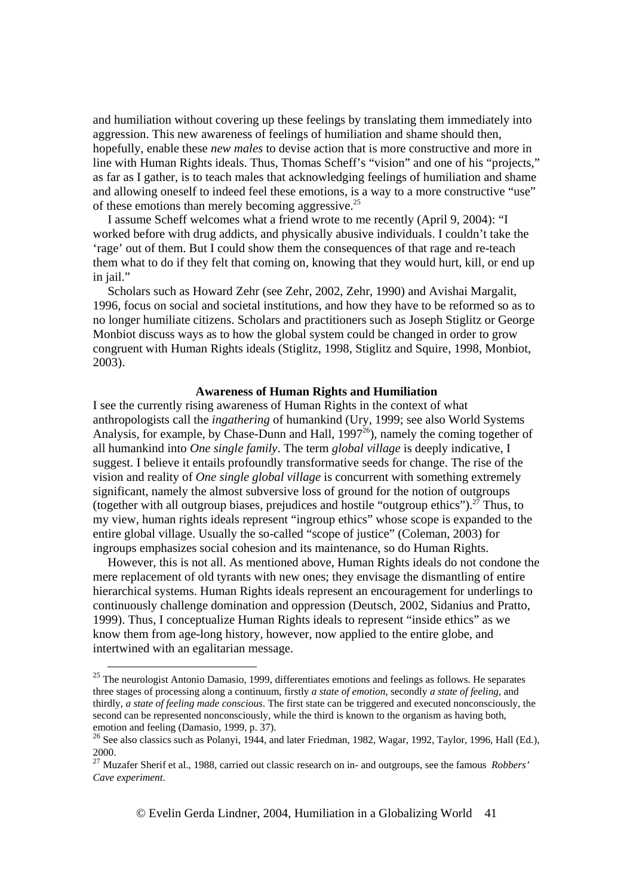and humiliation without covering up these feelings by translating them immediately into aggression. This new awareness of feelings of humiliation and shame should then, hopefully, enable these *new males* to devise action that is more constructive and more in line with Human Rights ideals. Thus, Thomas Scheff's "vision" and one of his "projects," as far as I gather, is to teach males that acknowledging feelings of humiliation and shame and allowing oneself to indeed feel these emotions, is a way to a more constructive "use" of these emotions than merely becoming aggressive.[25]

I assume Scheff welcomes what a friend wrote to me recently (April 9, 2004): "I worked before with drug addicts, and physically abusive individuals. I couldn't take the 'rage' out of them. But I could show them the consequences of that rage and re-teach them what to do if they felt that coming on, knowing that they would hurt, kill, or end up in jail."

Scholars such as Howard Zehr (see Zehr, 2002, Zehr, 1990) and Avishai Margalit, 1996, focus on social and societal institutions, and how they have to be reformed so as to no longer humiliate citizens. Scholars and practitioners such as Joseph Stiglitz or George Monbiot discuss ways as to how the global system could be changed in order to grow congruent with Human Rights ideals (Stiglitz, 1998, Stiglitz and Squire, 1998, Monbiot, 2003).

## Awareness of Human Rights and Humiliation

I see the currently rising awareness of Human Rights in the context of what anthropologists call the *ingathering* of humankind (Ury, 1999; see also World Systems Analysis, for example, by Chase-Dunn and Hall, 1997[26]), namely the coming together of all humankind into *One single family*. The term *global village* is deeply indicative, I suggest. I believe it entails profoundly transformative seeds for change. The rise of the vision and reality of *One single global village* is concurrent with something extremely significant, namely the almost subversive loss of ground for the notion of outgroups (together with all outgroup biases, prejudices and hostile "outgroup ethics").[27] Thus, to my view, human rights ideals represent "ingroup ethics" whose scope is expanded to the entire global village. Usually the so-called "scope of justice" (Coleman, 2003) for ingroups emphasizes social cohesion and its maintenance, so do Human Rights.

However, this is not all. As mentioned above, Human Rights ideals do not condone the mere replacement of old tyrants with new ones; they envisage the dismantling of entire hierarchical systems. Human Rights ideals represent an encouragement for underlings to continuously challenge domination and oppression (Deutsch, 2002, Sidanius and Pratto, 1999). Thus, I conceptualize Human Rights ideals to represent "inside ethics" as we know them from age-long history, however, now applied to the entire globe, and intertwined with an egalitarian message.

---

[25] The neurologist Antonio Damasio, 1999, differentiates emotions and feelings as follows. He separates three stages of processing along a continuum, firstly *a state of emotion*, secondly *a state of feeling*, and thirdly, *a state of feeling made conscious*. The first state can be triggered and executed nonconsciously, the second can be represented nonconsciously, while the third is known to the organism as having both, emotion and feeling (Damasio, 1999, p. 37).

[26] See also classics such as Polanyi, 1944, and later Friedman, 1982, Wagar, 1992, Taylor, 1996, Hall (Ed.), 2000.

[27] Muzafer Sherif et al., 1988, carried out classic research on in- and outgroups, see the famous *Robbers' Cave experiment*.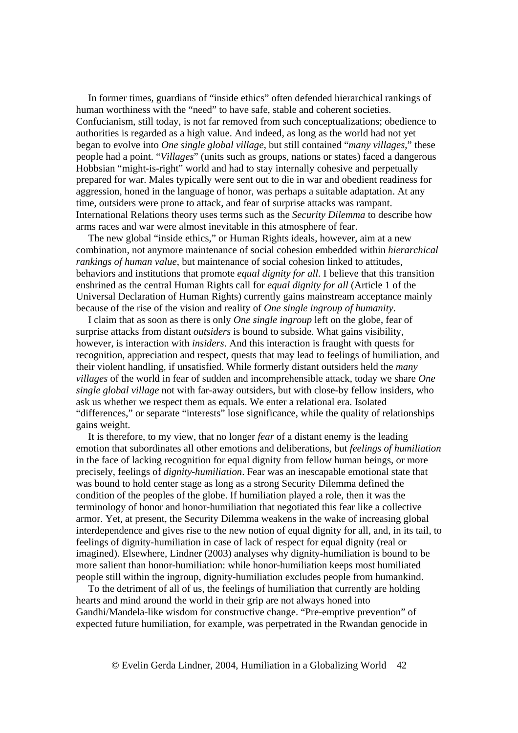In former times, guardians of "inside ethics" often defended hierarchical rankings of human worthiness with the "need" to have safe, stable and coherent societies. Confucianism, still today, is not far removed from such conceptualizations; obedience to authorities is regarded as a high value. And indeed, as long as the world had not yet began to evolve into *One single global village*, but still contained "*many villages*," these people had a point. "*Villages*" (units such as groups, nations or states) faced a dangerous Hobbsian "might-is-right" world and had to stay internally cohesive and perpetually prepared for war. Males typically were sent out to die in war and obedient readiness for aggression, honed in the language of honor, was perhaps a suitable adaptation. At any time, outsiders were prone to attack, and fear of surprise attacks was rampant. International Relations theory uses terms such as the *Security Dilemma* to describe how arms races and war were almost inevitable in this atmosphere of fear.

The new global "inside ethics," or Human Rights ideals, however, aim at a new combination, not anymore maintenance of social cohesion embedded within *hierarchical rankings of human value*, but maintenance of social cohesion linked to attitudes, behaviors and institutions that promote *equal dignity for all*. I believe that this transition enshrined as the central Human Rights call for *equal dignity for all* (Article 1 of the Universal Declaration of Human Rights) currently gains mainstream acceptance mainly because of the rise of the vision and reality of *One single ingroup of humanity*.

I claim that as soon as there is only *One single ingroup* left on the globe, fear of surprise attacks from distant *outsiders* is bound to subside. What gains visibility, however, is interaction with *insiders*. And this interaction is fraught with quests for recognition, appreciation and respect, quests that may lead to feelings of humiliation, and their violent handling, if unsatisfied. While formerly distant outsiders held the *many villages* of the world in fear of sudden and incomprehensible attack, today we share *One single global village* not with far-away outsiders, but with close-by fellow insiders, who ask us whether we respect them as equals. We enter a relational era. Isolated "differences," or separate "interests" lose significance, while the quality of relationships gains weight.

It is therefore, to my view, that no longer *fear* of a distant enemy is the leading emotion that subordinates all other emotions and deliberations, but *feelings of humiliation* in the face of lacking recognition for equal dignity from fellow human beings, or more precisely, feelings of *dignity-humiliation*. Fear was an inescapable emotional state that was bound to hold center stage as long as a strong Security Dilemma defined the condition of the peoples of the globe. If humiliation played a role, then it was the terminology of honor and honor-humiliation that negotiated this fear like a collective armor. Yet, at present, the Security Dilemma weakens in the wake of increasing global interdependence and gives rise to the new notion of equal dignity for all, and, in its tail, to feelings of dignity-humiliation in case of lack of respect for equal dignity (real or imagined). Elsewhere, Lindner (2003) analyses why dignity-humiliation is bound to be more salient than honor-humiliation: while honor-humiliation keeps most humiliated people still within the ingroup, dignity-humiliation excludes people from humankind.

To the detriment of all of us, the feelings of humiliation that currently are holding hearts and mind around the world in their grip are not always honed into Gandhi/Mandela-like wisdom for constructive change. "Pre-emptive prevention" of expected future humiliation, for example, was perpetrated in the Rwandan genocide in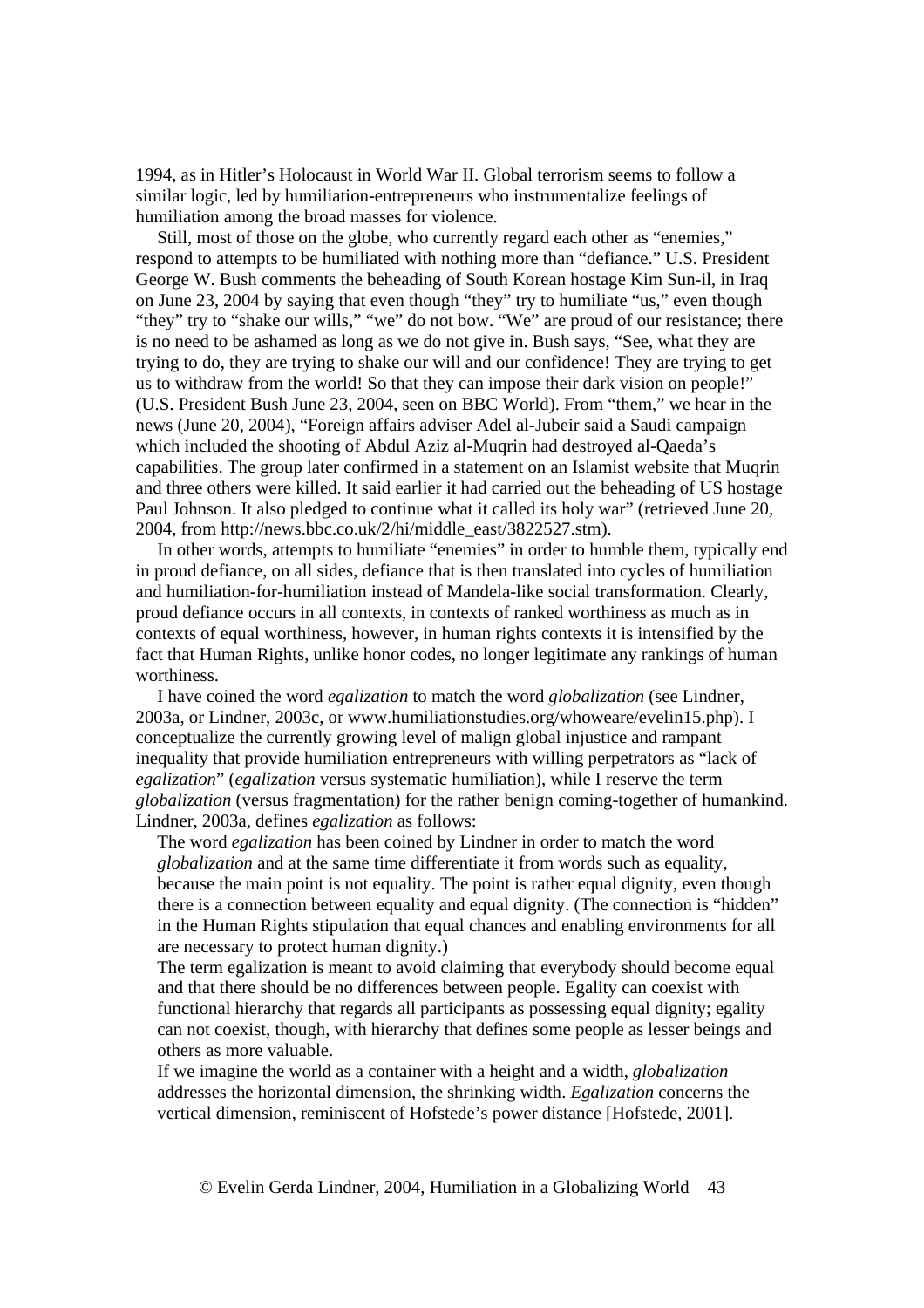1994, as in Hitler's Holocaust in World War II. Global terrorism seems to follow a similar logic, led by humiliation-entrepreneurs who instrumentalize feelings of humiliation among the broad masses for violence.

Still, most of those on the globe, who currently regard each other as "enemies," respond to attempts to be humiliated with nothing more than "defiance." U.S. President George W. Bush comments the beheading of South Korean hostage Kim Sun-il, in Iraq on June 23, 2004 by saying that even though "they" try to humiliate "us," even though "they" try to "shake our wills," "we" do not bow. "We" are proud of our resistance; there is no need to be ashamed as long as we do not give in. Bush says, "See, what they are trying to do, they are trying to shake our will and our confidence! They are trying to get us to withdraw from the world! So that they can impose their dark vision on people!" (U.S. President Bush June 23, 2004, seen on BBC World). From "them," we hear in the news (June 20, 2004), "Foreign affairs adviser Adel al-Jubeir said a Saudi campaign which included the shooting of Abdul Aziz al-Muqrin had destroyed al-Qaeda's capabilities. The group later confirmed in a statement on an Islamist website that Muqrin and three others were killed. It said earlier it had carried out the beheading of US hostage Paul Johnson. It also pledged to continue what it called its holy war" (retrieved June 20, 2004, from http://news.bbc.co.uk/2/hi/middle_east/3822527.stm).

In other words, attempts to humiliate "enemies" in order to humble them, typically end in proud defiance, on all sides, defiance that is then translated into cycles of humiliation and humiliation-for-humiliation instead of Mandela-like social transformation. Clearly, proud defiance occurs in all contexts, in contexts of ranked worthiness as much as in contexts of equal worthiness, however, in human rights contexts it is intensified by the fact that Human Rights, unlike honor codes, no longer legitimate any rankings of human worthiness.

I have coined the word *egalization* to match the word *globalization* (see Lindner, 2003a, or Lindner, 2003c, or www.humiliationstudies.org/whoweare/evelin15.php). I conceptualize the currently growing level of malign global injustice and rampant inequality that provide humiliation entrepreneurs with willing perpetrators as "lack of *egalization*" (*egalization* versus systematic humiliation), while I reserve the term *globalization* (versus fragmentation) for the rather benign coming-together of humankind. Lindner, 2003a, defines *egalization* as follows:

> The word *egalization* has been coined by Lindner in order to match the word *globalization* and at the same time differentiate it from words such as equality, because the main point is not equality. The point is rather equal dignity, even though there is a connection between equality and equal dignity. (The connection is "hidden" in the Human Rights stipulation that equal chances and enabling environments for all are necessary to protect human dignity.)
>
> The term egalization is meant to avoid claiming that everybody should become equal and that there should be no differences between people. Egality can coexist with functional hierarchy that regards all participants as possessing equal dignity; egality can not coexist, though, with hierarchy that defines some people as lesser beings and others as more valuable.
>
> If we imagine the world as a container with a height and a width, *globalization* addresses the horizontal dimension, the shrinking width. *Egalization* concerns the vertical dimension, reminiscent of Hofstede's power distance [Hofstede, 2001].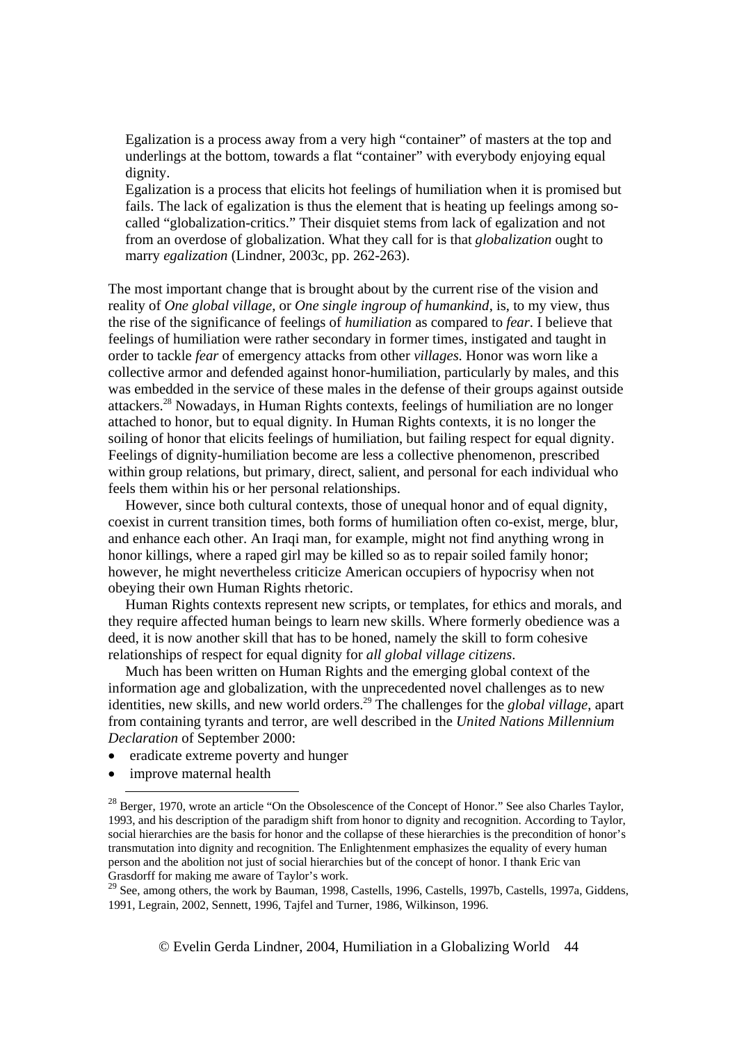> Egalization is a process away from a very high "container" of masters at the top and underlings at the bottom, towards a flat "container" with everybody enjoying equal dignity.
> Egalization is a process that elicits hot feelings of humiliation when it is promised but fails. The lack of egalization is thus the element that is heating up feelings among so-called "globalization-critics." Their disquiet stems from lack of egalization and not from an overdose of globalization. What they call for is that *globalization* ought to marry *egalization* (Lindner, 2003c, pp. 262-263).

The most important change that is brought about by the current rise of the vision and reality of *One global village*, or *One single ingroup of humankind*, is, to my view, thus the rise of the significance of feelings of *humiliation* as compared to *fear*. I believe that feelings of humiliation were rather secondary in former times, instigated and taught in order to tackle *fear* of emergency attacks from other *villages.* Honor was worn like a collective armor and defended against honor-humiliation, particularly by males, and this was embedded in the service of these males in the defense of their groups against outside attackers.[28] Nowadays, in Human Rights contexts, feelings of humiliation are no longer attached to honor, but to equal dignity. In Human Rights contexts, it is no longer the soiling of honor that elicits feelings of humiliation, but failing respect for equal dignity. Feelings of dignity-humiliation become are less a collective phenomenon, prescribed within group relations, but primary, direct, salient, and personal for each individual who feels them within his or her personal relationships.

However, since both cultural contexts, those of unequal honor and of equal dignity, coexist in current transition times, both forms of humiliation often co-exist, merge, blur, and enhance each other. An Iraqi man, for example, might not find anything wrong in honor killings, where a raped girl may be killed so as to repair soiled family honor; however, he might nevertheless criticize American occupiers of hypocrisy when not obeying their own Human Rights rhetoric.

Human Rights contexts represent new scripts, or templates, for ethics and morals, and they require affected human beings to learn new skills. Where formerly obedience was a deed, it is now another skill that has to be honed, namely the skill to form cohesive relationships of respect for equal dignity for *all global village citizens*.

Much has been written on Human Rights and the emerging global context of the information age and globalization, with the unprecedented novel challenges as to new identities, new skills, and new world orders.[29] The challenges for the *global village*, apart from containing tyrants and terror, are well described in the *United Nations Millennium Declaration* of September 2000:

- eradicate extreme poverty and hunger
- improve maternal health

---

[28] Berger, 1970, wrote an article "On the Obsolescence of the Concept of Honor." See also Charles Taylor, 1993, and his description of the paradigm shift from honor to dignity and recognition. According to Taylor, social hierarchies are the basis for honor and the collapse of these hierarchies is the precondition of honor's transmutation into dignity and recognition. The Enlightenment emphasizes the equality of every human person and the abolition not just of social hierarchies but of the concept of honor. I thank Eric van Grasdorff for making me aware of Taylor's work.

[29] See, among others, the work by Bauman, 1998, Castells, 1996, Castells, 1997b, Castells, 1997a, Giddens, 1991, Legrain, 2002, Sennett, 1996, Tajfel and Turner, 1986, Wilkinson, 1996.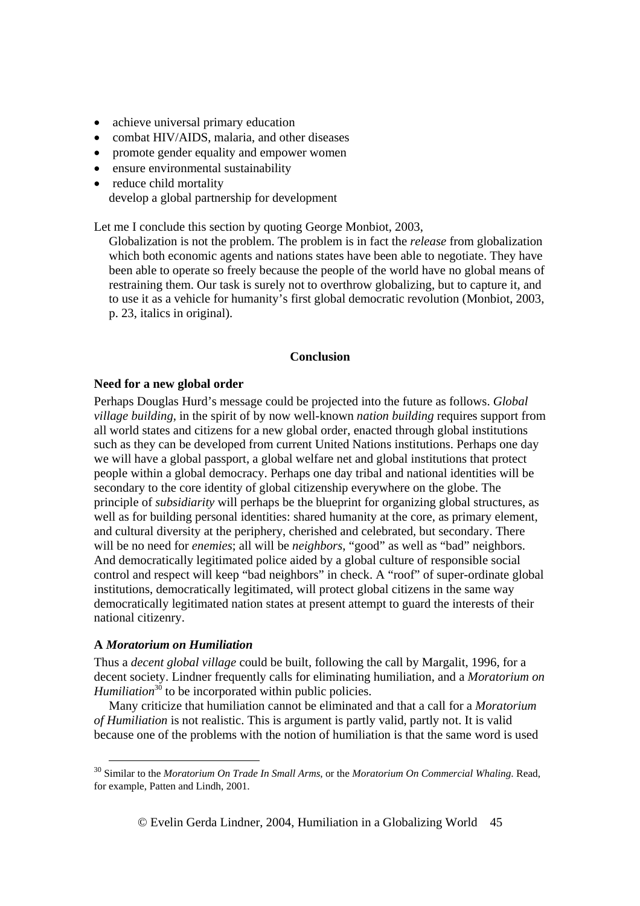- achieve universal primary education
- combat HIV/AIDS, malaria, and other diseases
- promote gender equality and empower women
- ensure environmental sustainability
- reduce child mortality
  develop a global partnership for development

Let me I conclude this section by quoting George Monbiot, 2003,

> Globalization is not the problem. The problem is in fact the *release* from globalization which both economic agents and nations states have been able to negotiate. They have been able to operate so freely because the people of the world have no global means of restraining them. Our task is surely not to overthrow globalizing, but to capture it, and to use it as a vehicle for humanity's first global democratic revolution (Monbiot, 2003, p. 23, italics in original).

## Conclusion

### Need for a new global order

Perhaps Douglas Hurd's message could be projected into the future as follows. *Global village building*, in the spirit of by now well-known *nation building* requires support from all world states and citizens for a new global order, enacted through global institutions such as they can be developed from current United Nations institutions. Perhaps one day we will have a global passport, a global welfare net and global institutions that protect people within a global democracy. Perhaps one day tribal and national identities will be secondary to the core identity of global citizenship everywhere on the globe. The principle of *subsidiarity* will perhaps be the blueprint for organizing global structures, as well as for building personal identities: shared humanity at the core, as primary element, and cultural diversity at the periphery, cherished and celebrated, but secondary. There will be no need for *enemies*; all will be *neighbors*, "good" as well as "bad" neighbors. And democratically legitimated police aided by a global culture of responsible social control and respect will keep "bad neighbors" in check. A "roof" of super-ordinate global institutions, democratically legitimated, will protect global citizens in the same way democratically legitimated nation states at present attempt to guard the interests of their national citizenry.

### A *Moratorium on Humiliation*

Thus a *decent global village* could be built, following the call by Margalit, 1996, for a decent society. Lindner frequently calls for eliminating humiliation, and a *Moratorium on Humiliation*[30] to be incorporated within public policies.

Many criticize that humiliation cannot be eliminated and that a call for a *Moratorium of Humiliation* is not realistic. This is argument is partly valid, partly not. It is valid because one of the problems with the notion of humiliation is that the same word is used

[30] Similar to the *Moratorium On Trade In Small Arms*, or the *Moratorium On Commercial Whaling*. Read, for example, Patten and Lindh, 2001.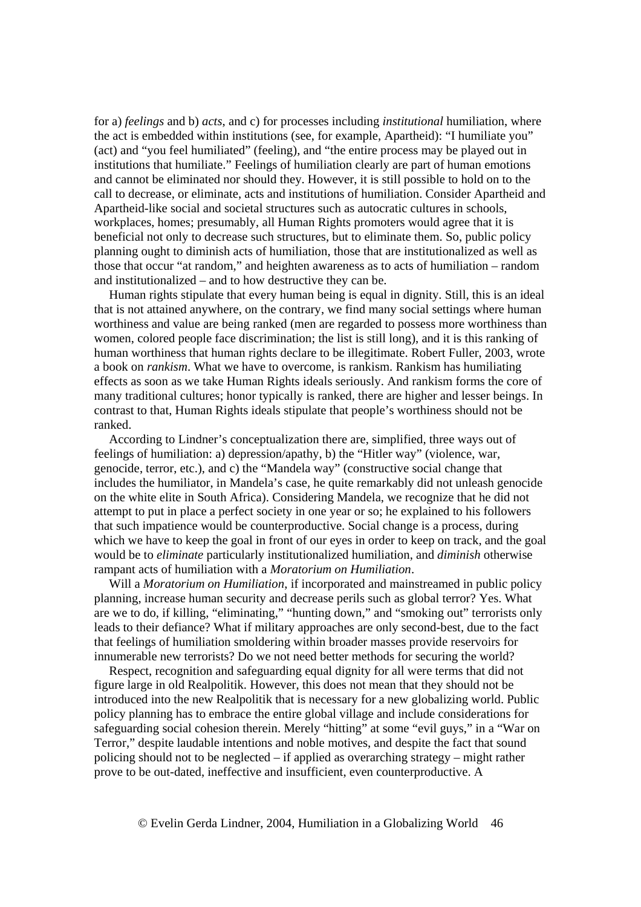for a) *feelings* and b) *acts*, and c) for processes including *institutional* humiliation, where the act is embedded within institutions (see, for example, Apartheid): "I humiliate you" (act) and "you feel humiliated" (feeling), and "the entire process may be played out in institutions that humiliate." Feelings of humiliation clearly are part of human emotions and cannot be eliminated nor should they. However, it is still possible to hold on to the call to decrease, or eliminate, acts and institutions of humiliation. Consider Apartheid and Apartheid-like social and societal structures such as autocratic cultures in schools, workplaces, homes; presumably, all Human Rights promoters would agree that it is beneficial not only to decrease such structures, but to eliminate them. So, public policy planning ought to diminish acts of humiliation, those that are institutionalized as well as those that occur "at random," and heighten awareness as to acts of humiliation – random and institutionalized – and to how destructive they can be.

Human rights stipulate that every human being is equal in dignity. Still, this is an ideal that is not attained anywhere, on the contrary, we find many social settings where human worthiness and value are being ranked (men are regarded to possess more worthiness than women, colored people face discrimination; the list is still long), and it is this ranking of human worthiness that human rights declare to be illegitimate. Robert Fuller, 2003, wrote a book on *rankism*. What we have to overcome, is rankism. Rankism has humiliating effects as soon as we take Human Rights ideals seriously. And rankism forms the core of many traditional cultures; honor typically is ranked, there are higher and lesser beings. In contrast to that, Human Rights ideals stipulate that people's worthiness should not be ranked.

According to Lindner's conceptualization there are, simplified, three ways out of feelings of humiliation: a) depression/apathy, b) the "Hitler way" (violence, war, genocide, terror, etc.), and c) the "Mandela way" (constructive social change that includes the humiliator, in Mandela's case, he quite remarkably did not unleash genocide on the white elite in South Africa). Considering Mandela, we recognize that he did not attempt to put in place a perfect society in one year or so; he explained to his followers that such impatience would be counterproductive. Social change is a process, during which we have to keep the goal in front of our eyes in order to keep on track, and the goal would be to *eliminate* particularly institutionalized humiliation, and *diminish* otherwise rampant acts of humiliation with a *Moratorium on Humiliation*.

Will a *Moratorium on Humiliation*, if incorporated and mainstreamed in public policy planning, increase human security and decrease perils such as global terror? Yes. What are we to do, if killing, "eliminating," "hunting down," and "smoking out" terrorists only leads to their defiance? What if military approaches are only second-best, due to the fact that feelings of humiliation smoldering within broader masses provide reservoirs for innumerable new terrorists? Do we not need better methods for securing the world?

Respect, recognition and safeguarding equal dignity for all were terms that did not figure large in old Realpolitik. However, this does not mean that they should not be introduced into the new Realpolitik that is necessary for a new globalizing world. Public policy planning has to embrace the entire global village and include considerations for safeguarding social cohesion therein. Merely "hitting" at some "evil guys," in a "War on Terror," despite laudable intentions and noble motives, and despite the fact that sound policing should not to be neglected – if applied as overarching strategy – might rather prove to be out-dated, ineffective and insufficient, even counterproductive. A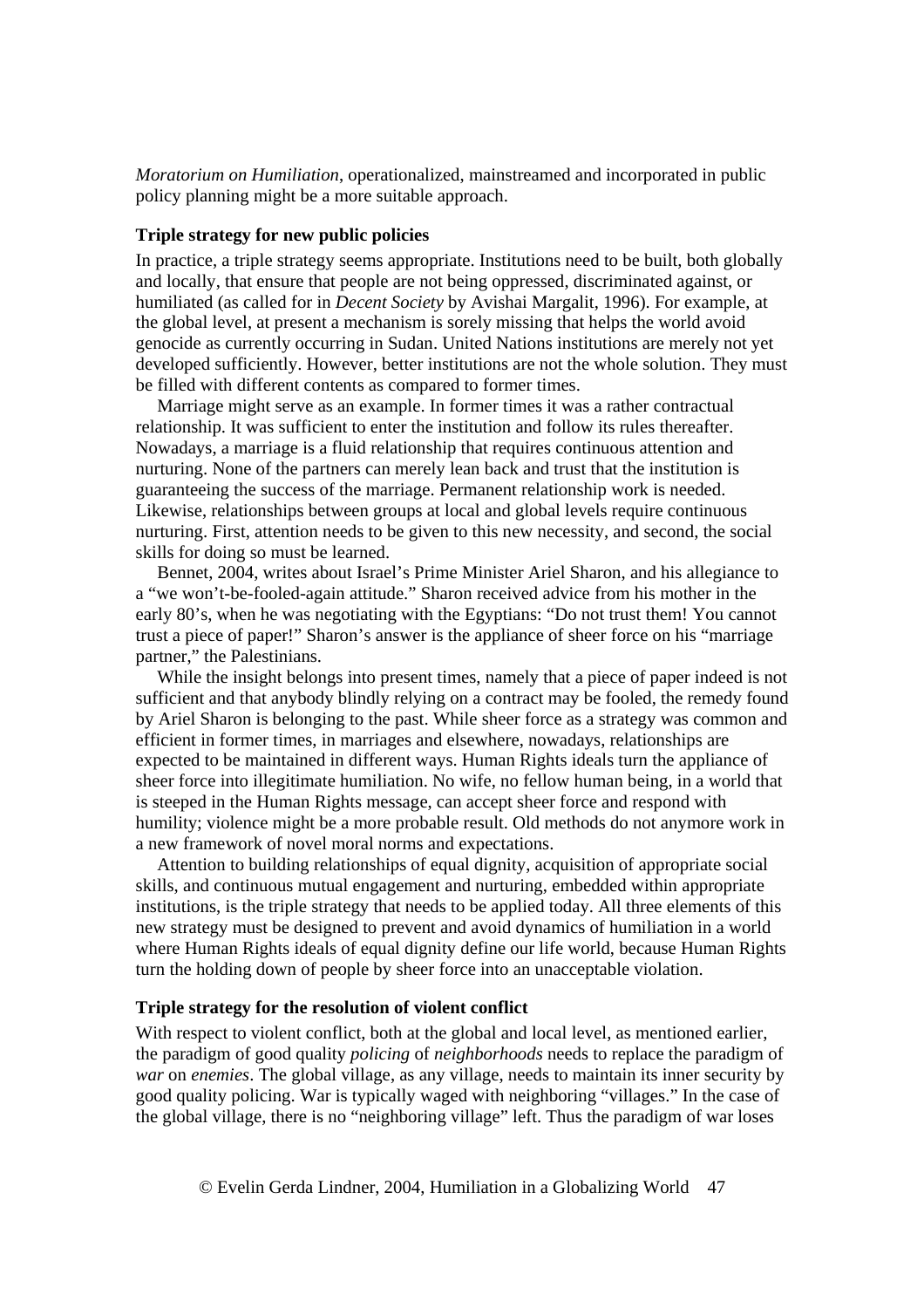*Moratorium on Humiliation*, operationalized, mainstreamed and incorporated in public policy planning might be a more suitable approach.

**Triple strategy for new public policies**

In practice, a triple strategy seems appropriate. Institutions need to be built, both globally and locally, that ensure that people are not being oppressed, discriminated against, or humiliated (as called for in *Decent Society* by Avishai Margalit, 1996). For example, at the global level, at present a mechanism is sorely missing that helps the world avoid genocide as currently occurring in Sudan. United Nations institutions are merely not yet developed sufficiently. However, better institutions are not the whole solution. They must be filled with different contents as compared to former times.

Marriage might serve as an example. In former times it was a rather contractual relationship. It was sufficient to enter the institution and follow its rules thereafter. Nowadays, a marriage is a fluid relationship that requires continuous attention and nurturing. None of the partners can merely lean back and trust that the institution is guaranteeing the success of the marriage. Permanent relationship work is needed. Likewise, relationships between groups at local and global levels require continuous nurturing. First, attention needs to be given to this new necessity, and second, the social skills for doing so must be learned.

Bennet, 2004, writes about Israel's Prime Minister Ariel Sharon, and his allegiance to a "we won't-be-fooled-again attitude." Sharon received advice from his mother in the early 80's, when he was negotiating with the Egyptians: "Do not trust them! You cannot trust a piece of paper!" Sharon's answer is the appliance of sheer force on his "marriage partner," the Palestinians.

While the insight belongs into present times, namely that a piece of paper indeed is not sufficient and that anybody blindly relying on a contract may be fooled, the remedy found by Ariel Sharon is belonging to the past. While sheer force as a strategy was common and efficient in former times, in marriages and elsewhere, nowadays, relationships are expected to be maintained in different ways. Human Rights ideals turn the appliance of sheer force into illegitimate humiliation. No wife, no fellow human being, in a world that is steeped in the Human Rights message, can accept sheer force and respond with humility; violence might be a more probable result. Old methods do not anymore work in a new framework of novel moral norms and expectations.

Attention to building relationships of equal dignity, acquisition of appropriate social skills, and continuous mutual engagement and nurturing, embedded within appropriate institutions, is the triple strategy that needs to be applied today. All three elements of this new strategy must be designed to prevent and avoid dynamics of humiliation in a world where Human Rights ideals of equal dignity define our life world, because Human Rights turn the holding down of people by sheer force into an unacceptable violation.

**Triple strategy for the resolution of violent conflict**

With respect to violent conflict, both at the global and local level, as mentioned earlier, the paradigm of good quality *policing* of *neighborhoods* needs to replace the paradigm of *war* on *enemies*. The global village, as any village, needs to maintain its inner security by good quality policing. War is typically waged with neighboring "villages." In the case of the global village, there is no "neighboring village" left. Thus the paradigm of war loses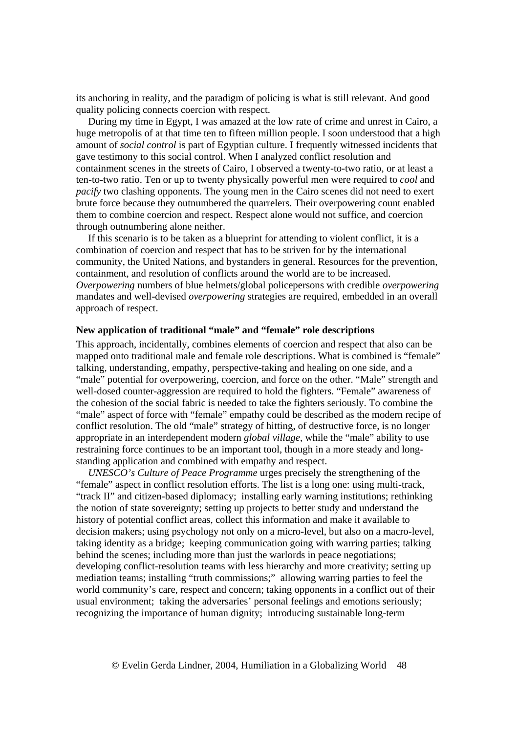its anchoring in reality, and the paradigm of policing is what is still relevant. And good quality policing connects coercion with respect.

During my time in Egypt, I was amazed at the low rate of crime and unrest in Cairo, a huge metropolis of at that time ten to fifteen million people. I soon understood that a high amount of *social control* is part of Egyptian culture. I frequently witnessed incidents that gave testimony to this social control. When I analyzed conflict resolution and containment scenes in the streets of Cairo, I observed a twenty-to-two ratio, or at least a ten-to-two ratio. Ten or up to twenty physically powerful men were required to *cool* and *pacify* two clashing opponents. The young men in the Cairo scenes did not need to exert brute force because they outnumbered the quarrelers. Their overpowering count enabled them to combine coercion and respect. Respect alone would not suffice, and coercion through outnumbering alone neither.

If this scenario is to be taken as a blueprint for attending to violent conflict, it is a combination of coercion and respect that has to be striven for by the international community, the United Nations, and bystanders in general. Resources for the prevention, containment, and resolution of conflicts around the world are to be increased. *Overpowering* numbers of blue helmets/global policepersons with credible *overpowering* mandates and well-devised *overpowering* strategies are required, embedded in an overall approach of respect.

### New application of traditional "male" and "female" role descriptions

This approach, incidentally, combines elements of coercion and respect that also can be mapped onto traditional male and female role descriptions. What is combined is "female" talking, understanding, empathy, perspective-taking and healing on one side, and a "male" potential for overpowering, coercion, and force on the other. "Male" strength and well-dosed counter-aggression are required to hold the fighters. "Female" awareness of the cohesion of the social fabric is needed to take the fighters seriously. To combine the "male" aspect of force with "female" empathy could be described as the modern recipe of conflict resolution. The old "male" strategy of hitting, of destructive force, is no longer appropriate in an interdependent modern *global village*, while the "male" ability to use restraining force continues to be an important tool, though in a more steady and long-standing application and combined with empathy and respect.

*UNESCO's Culture of Peace Programme* urges precisely the strengthening of the "female" aspect in conflict resolution efforts. The list is a long one: using multi-track, "track II" and citizen-based diplomacy; installing early warning institutions; rethinking the notion of state sovereignty; setting up projects to better study and understand the history of potential conflict areas, collect this information and make it available to decision makers; using psychology not only on a micro-level, but also on a macro-level, taking identity as a bridge; keeping communication going with warring parties; talking behind the scenes; including more than just the warlords in peace negotiations; developing conflict-resolution teams with less hierarchy and more creativity; setting up mediation teams; installing "truth commissions;" allowing warring parties to feel the world community's care, respect and concern; taking opponents in a conflict out of their usual environment; taking the adversaries' personal feelings and emotions seriously; recognizing the importance of human dignity; introducing sustainable long-term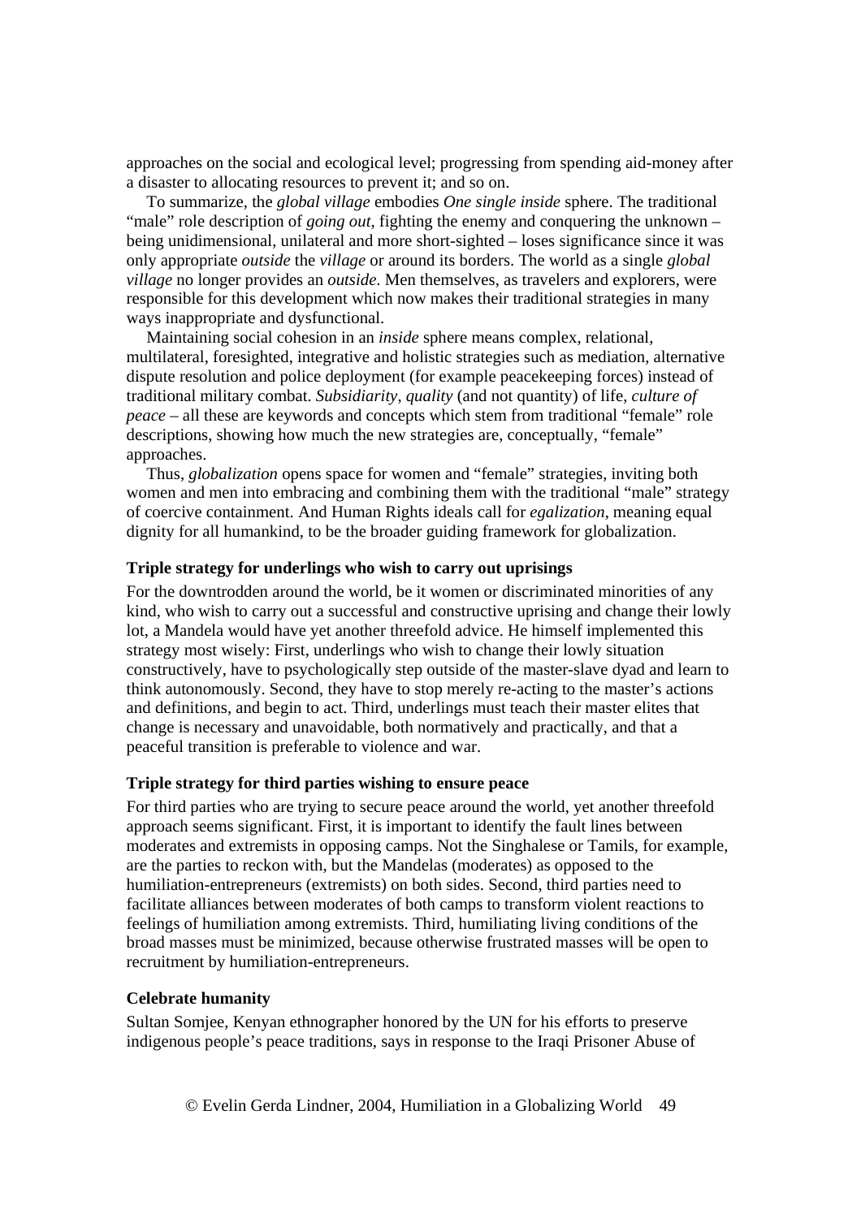approaches on the social and ecological level; progressing from spending aid-money after a disaster to allocating resources to prevent it; and so on.

To summarize, the *global village* embodies *One single inside* sphere. The traditional "male" role description of *going out*, fighting the enemy and conquering the unknown – being unidimensional, unilateral and more short-sighted – loses significance since it was only appropriate *outside* the *village* or around its borders. The world as a single *global village* no longer provides an *outside*. Men themselves, as travelers and explorers, were responsible for this development which now makes their traditional strategies in many ways inappropriate and dysfunctional.

Maintaining social cohesion in an *inside* sphere means complex, relational, multilateral, foresighted, integrative and holistic strategies such as mediation, alternative dispute resolution and police deployment (for example peacekeeping forces) instead of traditional military combat. *Subsidiarity*, *quality* (and not quantity) of life, *culture of peace* – all these are keywords and concepts which stem from traditional "female" role descriptions, showing how much the new strategies are, conceptually, "female" approaches.

Thus, *globalization* opens space for women and "female" strategies, inviting both women and men into embracing and combining them with the traditional "male" strategy of coercive containment. And Human Rights ideals call for *egalization*, meaning equal dignity for all humankind, to be the broader guiding framework for globalization.

**Triple strategy for underlings who wish to carry out uprisings**

For the downtrodden around the world, be it women or discriminated minorities of any kind, who wish to carry out a successful and constructive uprising and change their lowly lot, a Mandela would have yet another threefold advice. He himself implemented this strategy most wisely: First, underlings who wish to change their lowly situation constructively, have to psychologically step outside of the master-slave dyad and learn to think autonomously. Second, they have to stop merely re-acting to the master's actions and definitions, and begin to act. Third, underlings must teach their master elites that change is necessary and unavoidable, both normatively and practically, and that a peaceful transition is preferable to violence and war.

**Triple strategy for third parties wishing to ensure peace**

For third parties who are trying to secure peace around the world, yet another threefold approach seems significant. First, it is important to identify the fault lines between moderates and extremists in opposing camps. Not the Singhalese or Tamils, for example, are the parties to reckon with, but the Mandelas (moderates) as opposed to the humiliation-entrepreneurs (extremists) on both sides. Second, third parties need to facilitate alliances between moderates of both camps to transform violent reactions to feelings of humiliation among extremists. Third, humiliating living conditions of the broad masses must be minimized, because otherwise frustrated masses will be open to recruitment by humiliation-entrepreneurs.

**Celebrate humanity**

Sultan Somjee, Kenyan ethnographer honored by the UN for his efforts to preserve indigenous people's peace traditions, says in response to the Iraqi Prisoner Abuse of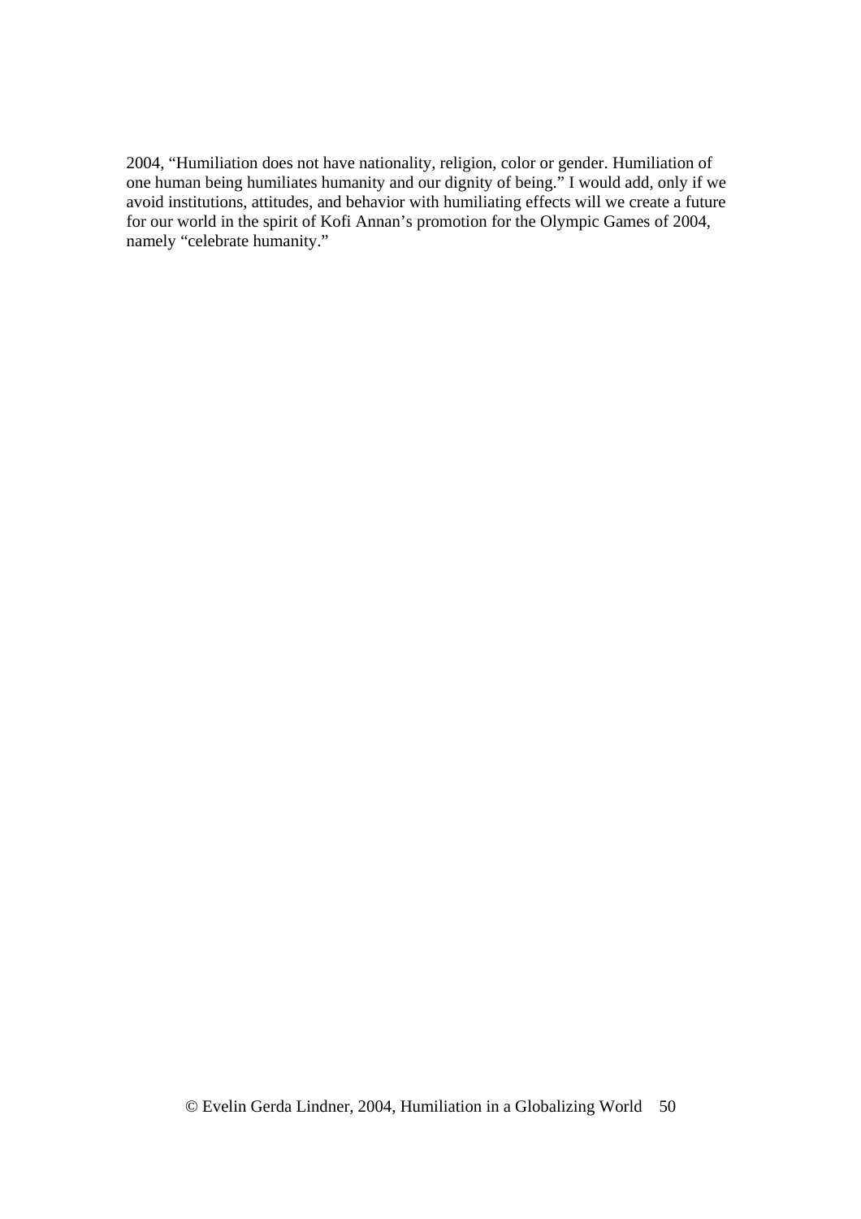2004, “Humiliation does not have nationality, religion, color or gender. Humiliation of one human being humiliates humanity and our dignity of being.” I would add, only if we avoid institutions, attitudes, and behavior with humiliating effects will we create a future for our world in the spirit of Kofi Annan’s promotion for the Olympic Games of 2004, namely “celebrate humanity.”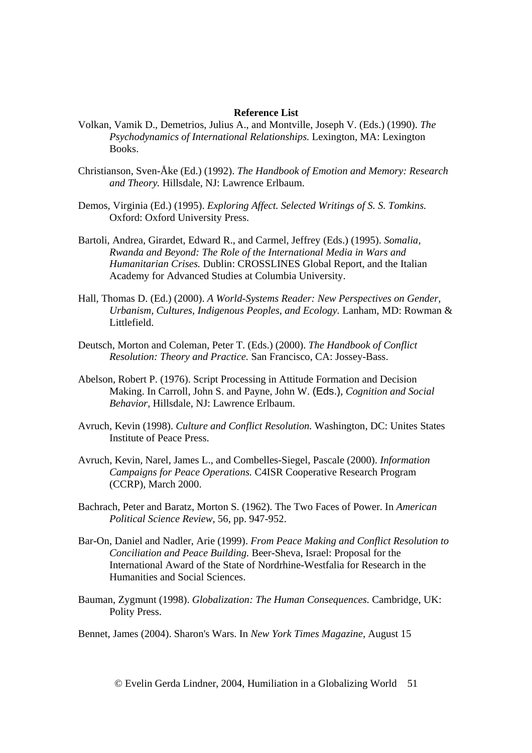**Reference List**

Volkan, Vamik D., Demetrios, Julius A., and Montville, Joseph V. (Eds.) (1990). *The Psychodynamics of International Relationships.* Lexington, MA: Lexington Books.

Christianson, Sven-Åke (Ed.) (1992). *The Handbook of Emotion and Memory: Research and Theory.* Hillsdale, NJ: Lawrence Erlbaum.

Demos, Virginia (Ed.) (1995). *Exploring Affect. Selected Writings of S. S. Tomkins.* Oxford: Oxford University Press.

Bartoli, Andrea, Girardet, Edward R., and Carmel, Jeffrey (Eds.) (1995). *Somalia, Rwanda and Beyond: The Role of the International Media in Wars and Humanitarian Crises.* Dublin: CROSSLINES Global Report, and the Italian Academy for Advanced Studies at Columbia University.

Hall, Thomas D. (Ed.) (2000). *A World-Systems Reader: New Perspectives on Gender, Urbanism, Cultures, Indigenous Peoples, and Ecology.* Lanham, MD: Rowman & Littlefield.

Deutsch, Morton and Coleman, Peter T. (Eds.) (2000). *The Handbook of Conflict Resolution: Theory and Practice.* San Francisco, CA: Jossey-Bass.

Abelson, Robert P. (1976). Script Processing in Attitude Formation and Decision Making. In Carroll, John S. and Payne, John W. (Eds.), *Cognition and Social Behavior*, Hillsdale, NJ: Lawrence Erlbaum.

Avruch, Kevin (1998). *Culture and Conflict Resolution.* Washington, DC: Unites States Institute of Peace Press.

Avruch, Kevin, Narel, James L., and Combelles-Siegel, Pascale (2000). *Information Campaigns for Peace Operations.* C4ISR Cooperative Research Program (CCRP), March 2000.

Bachrach, Peter and Baratz, Morton S. (1962). The Two Faces of Power. In *American Political Science Review,* 56, pp. 947-952.

Bar-On, Daniel and Nadler, Arie (1999). *From Peace Making and Conflict Resolution to Conciliation and Peace Building.* Beer-Sheva, Israel: Proposal for the International Award of the State of Nordrhine-Westfalia for Research in the Humanities and Social Sciences.

Bauman, Zygmunt (1998). *Globalization: The Human Consequences.* Cambridge, UK: Polity Press.

Bennet, James (2004). Sharon's Wars. In *New York Times Magazine*, August 15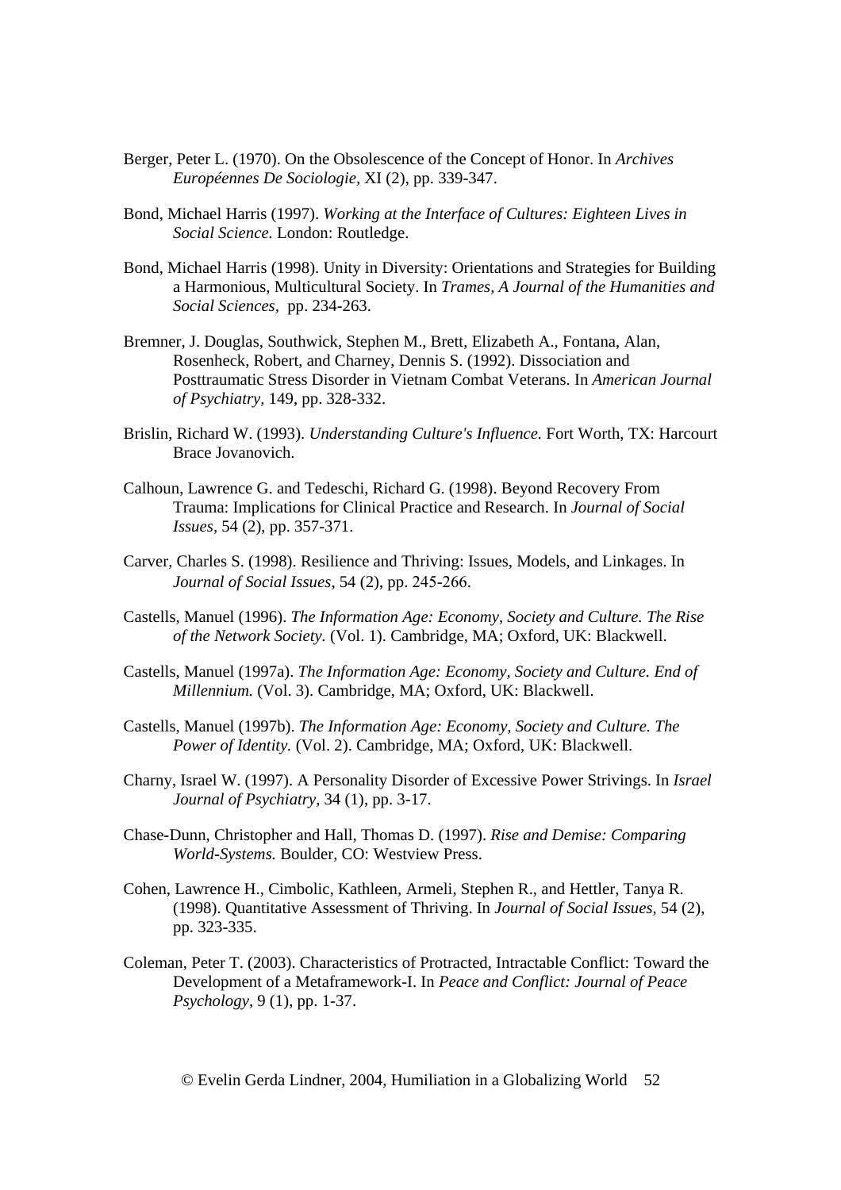Berger, Peter L. (1970). On the Obsolescence of the Concept of Honor. In *Archives Européennes De Sociologie,* XI (2), pp. 339-347.

Bond, Michael Harris (1997). *Working at the Interface of Cultures: Eighteen Lives in Social Science.* London: Routledge.

Bond, Michael Harris (1998). Unity in Diversity: Orientations and Strategies for Building a Harmonious, Multicultural Society. In *Trames, A Journal of the Humanities and Social Sciences,* pp. 234-263.

Bremner, J. Douglas, Southwick, Stephen M., Brett, Elizabeth A., Fontana, Alan, Rosenheck, Robert, and Charney, Dennis S. (1992). Dissociation and Posttraumatic Stress Disorder in Vietnam Combat Veterans. In *American Journal of Psychiatry,* 149, pp. 328-332.

Brislin, Richard W. (1993). *Understanding Culture's Influence.* Fort Worth, TX: Harcourt Brace Jovanovich.

Calhoun, Lawrence G. and Tedeschi, Richard G. (1998). Beyond Recovery From Trauma: Implications for Clinical Practice and Research. In *Journal of Social Issues,* 54 (2), pp. 357-371.

Carver, Charles S. (1998). Resilience and Thriving: Issues, Models, and Linkages. In *Journal of Social Issues,* 54 (2), pp. 245-266.

Castells, Manuel (1996). *The Information Age: Economy, Society and Culture. The Rise of the Network Society.* (Vol. 1). Cambridge, MA; Oxford, UK: Blackwell.

Castells, Manuel (1997a). *The Information Age: Economy, Society and Culture. End of Millennium.* (Vol. 3). Cambridge, MA; Oxford, UK: Blackwell.

Castells, Manuel (1997b). *The Information Age: Economy, Society and Culture. The Power of Identity.* (Vol. 2). Cambridge, MA; Oxford, UK: Blackwell.

Charny, Israel W. (1997). A Personality Disorder of Excessive Power Strivings. In *Israel Journal of Psychiatry,* 34 (1), pp. 3-17.

Chase-Dunn, Christopher and Hall, Thomas D. (1997). *Rise and Demise: Comparing World-Systems.* Boulder, CO: Westview Press.

Cohen, Lawrence H., Cimbolic, Kathleen, Armeli, Stephen R., and Hettler, Tanya R. (1998). Quantitative Assessment of Thriving. In *Journal of Social Issues,* 54 (2), pp. 323-335.

Coleman, Peter T. (2003). Characteristics of Protracted, Intractable Conflict: Toward the Development of a Metaframework-I. In *Peace and Conflict: Journal of Peace Psychology,* 9 (1), pp. 1-37.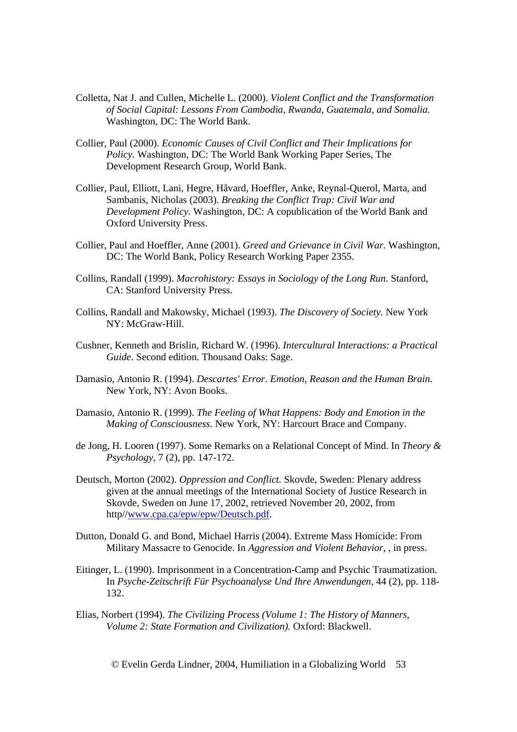Colletta, Nat J. and Cullen, Michelle L. (2000). *Violent Conflict and the Transformation of Social Capital: Lessons From Cambodia, Rwanda, Guatemala, and Somalia.* Washington, DC: The World Bank.

Collier, Paul (2000). *Economic Causes of Civil Conflict and Their Implications for Policy.* Washington, DC: The World Bank Working Paper Series, The Development Research Group, World Bank.

Collier, Paul, Elliott, Lani, Hegre, Håvard, Hoeffler, Anke, Reynal-Querol, Marta, and Sambanis, Nicholas (2003). *Breaking the Conflict Trap: Civil War and Development Policy.* Washington, DC: A copublication of the World Bank and Oxford University Press.

Collier, Paul and Hoeffler, Anne (2001). *Greed and Grievance in Civil War.* Washington, DC: The World Bank, Policy Research Working Paper 2355.

Collins, Randall (1999). *Macrohistory: Essays in Sociology of the Long Run.* Stanford, CA: Stanford University Press.

Collins, Randall and Makowsky, Michael (1993). *The Discovery of Society.* New York NY: McGraw-Hill.

Cushner, Kenneth and Brislin, Richard W. (1996). *Intercultural Interactions: a Practical Guide.* Second edition. Thousand Oaks: Sage.

Damasio, Antonio R. (1994). *Descartes' Error. Emotion, Reason and the Human Brain.* New York, NY: Avon Books.

Damasio, Antonio R. (1999). *The Feeling of What Happens: Body and Emotion in the Making of Consciousness.* New York, NY: Harcourt Brace and Company.

de Jong, H. Looren (1997). Some Remarks on a Relational Concept of Mind. In *Theory & Psychology*, 7 (2), pp. 147-172.

Deutsch, Morton (2002). *Oppression and Conflict.* Skovde, Sweden: Plenary address given at the annual meetings of the International Society of Justice Research in Skovde, Sweden on June 17, 2002, retrieved November 20, 2002, from http//www.cpa.ca/epw/epw/Deutsch.pdf.

Dutton, Donald G. and Bond, Michael Harris (2004). Extreme Mass Homicide: From Military Massacre to Genocide. In *Aggression and Violent Behavior*, , in press.

Eitinger, L. (1990). Imprisonment in a Concentration-Camp and Psychic Traumatization. In *Psyche-Zeitschrift Für Psychoanalyse Und Ihre Anwendungen*, 44 (2), pp. 118-132.

Elias, Norbert (1994). *The Civilizing Process (Volume 1: The History of Manners, Volume 2: State Formation and Civilization).* Oxford: Blackwell.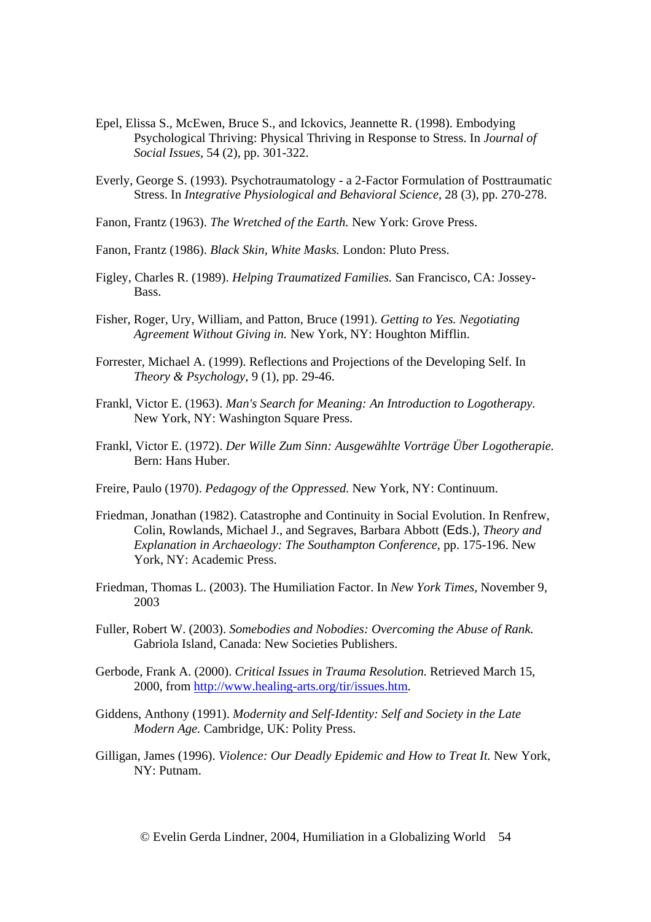Epel, Elissa S., McEwen, Bruce S., and Ickovics, Jeannette R. (1998). Embodying Psychological Thriving: Physical Thriving in Response to Stress. In *Journal of Social Issues,* 54 (2), pp. 301-322.

Everly, George S. (1993). Psychotraumatology - a 2-Factor Formulation of Posttraumatic Stress. In *Integrative Physiological and Behavioral Science,* 28 (3), pp. 270-278.

Fanon, Frantz (1963). *The Wretched of the Earth.* New York: Grove Press.

Fanon, Frantz (1986). *Black Skin, White Masks.* London: Pluto Press.

Figley, Charles R. (1989). *Helping Traumatized Families.* San Francisco, CA: Jossey-Bass.

Fisher, Roger, Ury, William, and Patton, Bruce (1991). *Getting to Yes. Negotiating Agreement Without Giving in.* New York, NY: Houghton Mifflin.

Forrester, Michael A. (1999). Reflections and Projections of the Developing Self. In *Theory & Psychology,* 9 (1), pp. 29-46.

Frankl, Victor E. (1963). *Man's Search for Meaning: An Introduction to Logotherapy.* New York, NY: Washington Square Press.

Frankl, Victor E. (1972). *Der Wille Zum Sinn: Ausgewählte Vorträge Über Logotherapie.* Bern: Hans Huber.

Freire, Paulo (1970). *Pedagogy of the Oppressed.* New York, NY: Continuum.

Friedman, Jonathan (1982). Catastrophe and Continuity in Social Evolution. In Renfrew, Colin, Rowlands, Michael J., and Segraves, Barbara Abbott (Eds.), *Theory and Explanation in Archaeology: The Southampton Conference,* pp. 175-196. New York, NY: Academic Press.

Friedman, Thomas L. (2003). The Humiliation Factor. In *New York Times,* November 9, 2003

Fuller, Robert W. (2003). *Somebodies and Nobodies: Overcoming the Abuse of Rank.* Gabriola Island, Canada: New Societies Publishers.

Gerbode, Frank A. (2000). *Critical Issues in Trauma Resolution.* Retrieved March 15, 2000, from [http://www.healing-arts.org/tir/issues.htm](http://www.healing-arts.org/tir/issues.htm).

Giddens, Anthony (1991). *Modernity and Self-Identity: Self and Society in the Late Modern Age.* Cambridge, UK: Polity Press.

Gilligan, James (1996). *Violence: Our Deadly Epidemic and How to Treat It.* New York, NY: Putnam.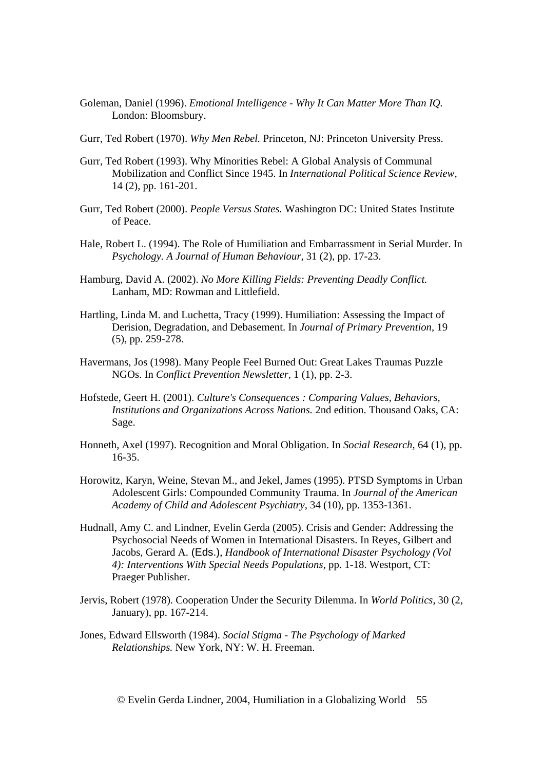Goleman, Daniel (1996). *Emotional Intelligence - Why It Can Matter More Than IQ.* London: Bloomsbury.

Gurr, Ted Robert (1970). *Why Men Rebel.* Princeton, NJ: Princeton University Press.

Gurr, Ted Robert (1993). Why Minorities Rebel: A Global Analysis of Communal Mobilization and Conflict Since 1945. In *International Political Science Review,* 14 (2), pp. 161-201.

Gurr, Ted Robert (2000). *People Versus States.* Washington DC: United States Institute of Peace.

Hale, Robert L. (1994). The Role of Humiliation and Embarrassment in Serial Murder. In *Psychology. A Journal of Human Behaviour,* 31 (2), pp. 17-23.

Hamburg, David A. (2002). *No More Killing Fields: Preventing Deadly Conflict.* Lanham, MD: Rowman and Littlefield.

Hartling, Linda M. and Luchetta, Tracy (1999). Humiliation: Assessing the Impact of Derision, Degradation, and Debasement. In *Journal of Primary Prevention,* 19 (5), pp. 259-278.

Havermans, Jos (1998). Many People Feel Burned Out: Great Lakes Traumas Puzzle NGOs. In *Conflict Prevention Newsletter,* 1 (1), pp. 2-3.

Hofstede, Geert H. (2001). *Culture's Consequences : Comparing Values, Behaviors, Institutions and Organizations Across Nations.* 2nd edition. Thousand Oaks, CA: Sage.

Honneth, Axel (1997). Recognition and Moral Obligation. In *Social Research,* 64 (1), pp. 16-35.

Horowitz, Karyn, Weine, Stevan M., and Jekel, James (1995). PTSD Symptoms in Urban Adolescent Girls: Compounded Community Trauma. In *Journal of the American Academy of Child and Adolescent Psychiatry,* 34 (10), pp. 1353-1361.

Hudnall, Amy C. and Lindner, Evelin Gerda (2005). Crisis and Gender: Addressing the Psychosocial Needs of Women in International Disasters. In Reyes, Gilbert and Jacobs, Gerard A. (Eds.), *Handbook of International Disaster Psychology (Vol 4): Interventions With Special Needs Populations*, pp. 1-18. Westport, CT: Praeger Publisher.

Jervis, Robert (1978). Cooperation Under the Security Dilemma. In *World Politics,* 30 (2, January), pp. 167-214.

Jones, Edward Ellsworth (1984). *Social Stigma - The Psychology of Marked Relationships.* New York, NY: W. H. Freeman.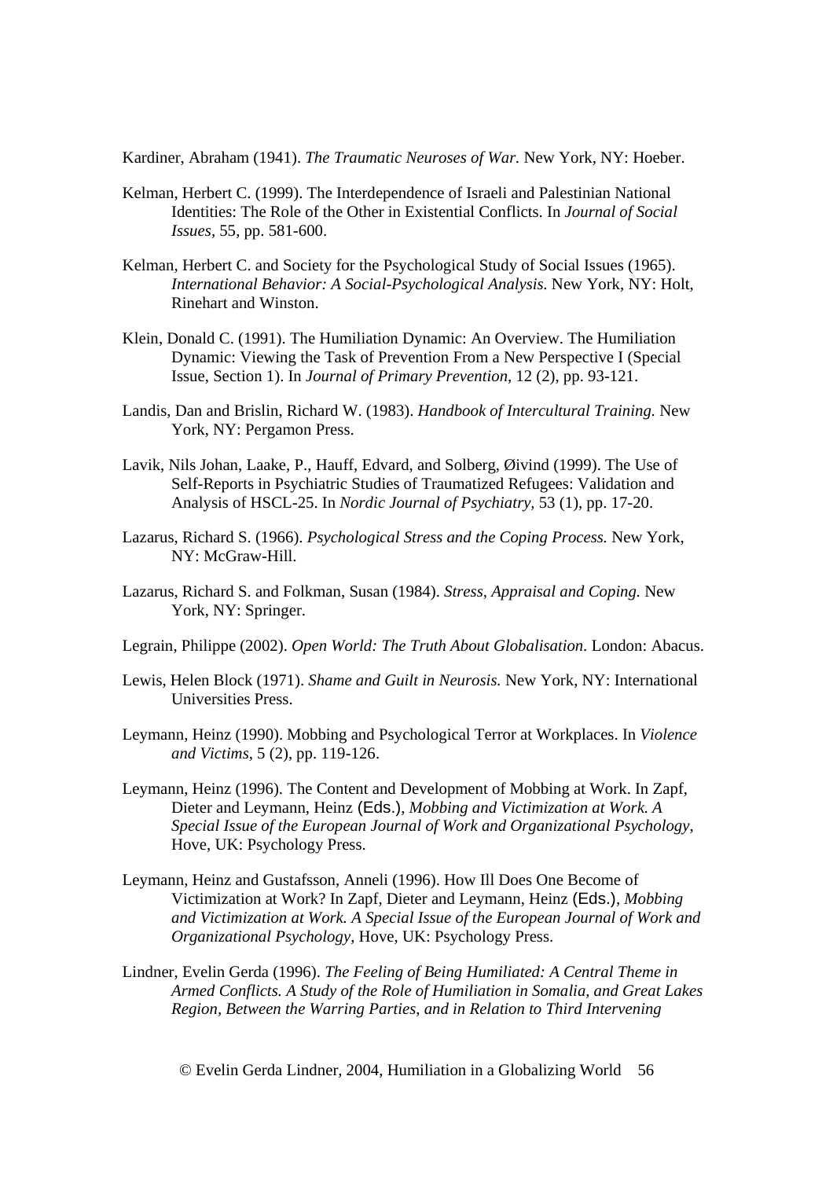Kardiner, Abraham (1941). *The Traumatic Neuroses of War.* New York, NY: Hoeber.

Kelman, Herbert C. (1999). The Interdependence of Israeli and Palestinian National Identities: The Role of the Other in Existential Conflicts. In *Journal of Social Issues,* 55, pp. 581-600.

Kelman, Herbert C. and Society for the Psychological Study of Social Issues (1965). *International Behavior: A Social-Psychological Analysis.* New York, NY: Holt, Rinehart and Winston.

Klein, Donald C. (1991). The Humiliation Dynamic: An Overview. The Humiliation Dynamic: Viewing the Task of Prevention From a New Perspective I (Special Issue, Section 1). In *Journal of Primary Prevention,* 12 (2), pp. 93-121.

Landis, Dan and Brislin, Richard W. (1983). *Handbook of Intercultural Training.* New York, NY: Pergamon Press.

Lavik, Nils Johan, Laake, P., Hauff, Edvard, and Solberg, Øivind (1999). The Use of Self-Reports in Psychiatric Studies of Traumatized Refugees: Validation and Analysis of HSCL-25. In *Nordic Journal of Psychiatry,* 53 (1), pp. 17-20.

Lazarus, Richard S. (1966). *Psychological Stress and the Coping Process.* New York, NY: McGraw-Hill.

Lazarus, Richard S. and Folkman, Susan (1984). *Stress, Appraisal and Coping.* New York, NY: Springer.

Legrain, Philippe (2002). *Open World: The Truth About Globalisation.* London: Abacus.

Lewis, Helen Block (1971). *Shame and Guilt in Neurosis.* New York, NY: International Universities Press.

Leymann, Heinz (1990). Mobbing and Psychological Terror at Workplaces. In *Violence and Victims,* 5 (2), pp. 119-126.

Leymann, Heinz (1996). The Content and Development of Mobbing at Work. In Zapf, Dieter and Leymann, Heinz (Eds.), *Mobbing and Victimization at Work. A Special Issue of the European Journal of Work and Organizational Psychology*, Hove, UK: Psychology Press.

Leymann, Heinz and Gustafsson, Anneli (1996). How Ill Does One Become of Victimization at Work? In Zapf, Dieter and Leymann, Heinz (Eds.), *Mobbing and Victimization at Work. A Special Issue of the European Journal of Work and Organizational Psychology,* Hove, UK: Psychology Press.

Lindner, Evelin Gerda (1996). *The Feeling of Being Humiliated: A Central Theme in Armed Conflicts. A Study of the Role of Humiliation in Somalia, and Great Lakes Region, Between the Warring Parties, and in Relation to Third Intervening*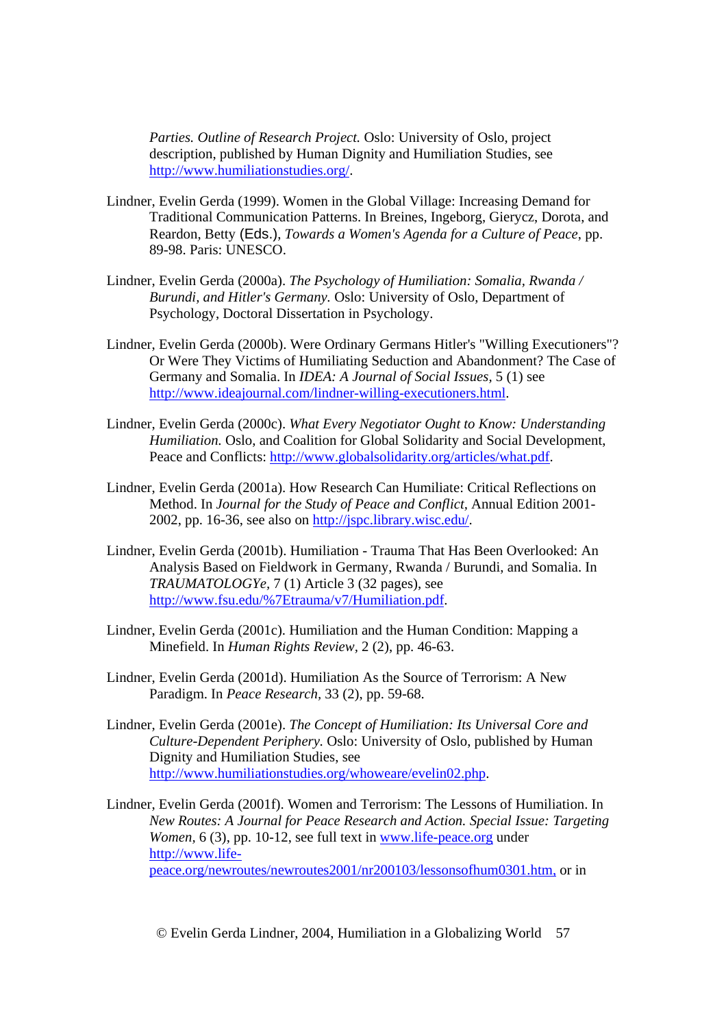*Parties. Outline of Research Project.* Oslo: University of Oslo, project description, published by Human Dignity and Humiliation Studies, see http://www.humiliationstudies.org/.

Lindner, Evelin Gerda (1999). Women in the Global Village: Increasing Demand for Traditional Communication Patterns. In Breines, Ingeborg, Gierycz, Dorota, and Reardon, Betty (Eds.), *Towards a Women's Agenda for a Culture of Peace*, pp. 89-98. Paris: UNESCO.

Lindner, Evelin Gerda (2000a). *The Psychology of Humiliation: Somalia, Rwanda / Burundi, and Hitler's Germany.* Oslo: University of Oslo, Department of Psychology, Doctoral Dissertation in Psychology.

Lindner, Evelin Gerda (2000b). Were Ordinary Germans Hitler's "Willing Executioners"? Or Were They Victims of Humiliating Seduction and Abandonment? The Case of Germany and Somalia. In *IDEA: A Journal of Social Issues*, 5 (1) see http://www.ideajournal.com/lindner-willing-executioners.html.

Lindner, Evelin Gerda (2000c). *What Every Negotiator Ought to Know: Understanding Humiliation.* Oslo, and Coalition for Global Solidarity and Social Development, Peace and Conflicts: http://www.globalsolidarity.org/articles/what.pdf.

Lindner, Evelin Gerda (2001a). How Research Can Humiliate: Critical Reflections on Method. In *Journal for the Study of Peace and Conflict*, Annual Edition 2001-2002, pp. 16-36, see also on http://jspc.library.wisc.edu/.

Lindner, Evelin Gerda (2001b). Humiliation - Trauma That Has Been Overlooked: An Analysis Based on Fieldwork in Germany, Rwanda / Burundi, and Somalia. In *TRAUMATOLOGYe*, 7 (1) Article 3 (32 pages), see http://www.fsu.edu/%7Etrauma/v7/Humiliation.pdf.

Lindner, Evelin Gerda (2001c). Humiliation and the Human Condition: Mapping a Minefield. In *Human Rights Review*, 2 (2), pp. 46-63.

Lindner, Evelin Gerda (2001d). Humiliation As the Source of Terrorism: A New Paradigm. In *Peace Research*, 33 (2), pp. 59-68.

Lindner, Evelin Gerda (2001e). *The Concept of Humiliation: Its Universal Core and Culture-Dependent Periphery.* Oslo: University of Oslo, published by Human Dignity and Humiliation Studies, see http://www.humiliationstudies.org/whoweare/evelin02.php.

Lindner, Evelin Gerda (2001f). Women and Terrorism: The Lessons of Humiliation. In *New Routes: A Journal for Peace Research and Action. Special Issue: Targeting Women*, 6 (3), pp. 10-12, see full text in www.life-peace.org under http://www.life-peace.org/newroutes/newroutes2001/nr200103/lessonsofhum0301.htm, or in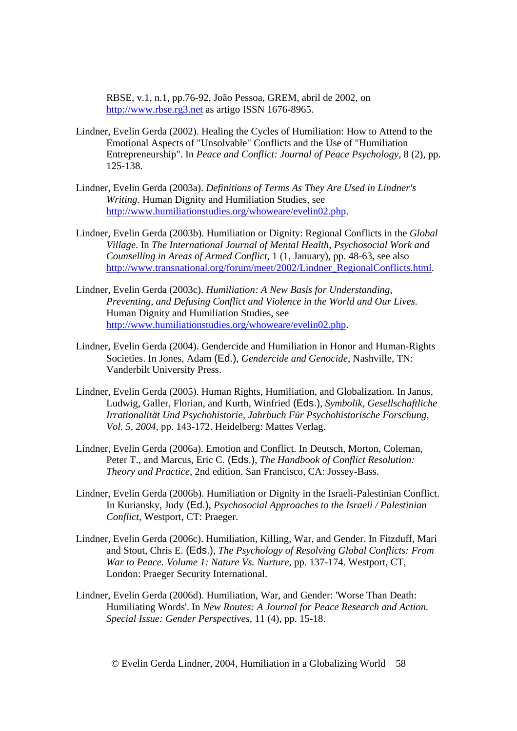RBSE, v.1, n.1, pp.76-92, João Pessoa, GREM, abril de 2002, on http://www.rbse.rg3.net as artigo ISSN 1676-8965.

Lindner, Evelin Gerda (2002). Healing the Cycles of Humiliation: How to Attend to the Emotional Aspects of "Unsolvable" Conflicts and the Use of "Humiliation Entrepreneurship". In *Peace and Conflict: Journal of Peace Psychology,* 8 (2), pp. 125-138.

Lindner, Evelin Gerda (2003a). *Definitions of Terms As They Are Used in Lindner's Writing.* Human Dignity and Humiliation Studies, see http://www.humiliationstudies.org/whoweare/evelin02.php.

Lindner, Evelin Gerda (2003b). Humiliation or Dignity: Regional Conflicts in the *Global Village*. In *The International Journal of Mental Health, Psychosocial Work and Counselling in Areas of Armed Conflict*, 1 (1, January), pp. 48-63, see also http://www.transnational.org/forum/meet/2002/Lindner_RegionalConflicts.html.

Lindner, Evelin Gerda (2003c). *Humiliation: A New Basis for Understanding, Preventing, and Defusing Conflict and Violence in the World and Our Lives.* Human Dignity and Humiliation Studies, see http://www.humiliationstudies.org/whoweare/evelin02.php.

Lindner, Evelin Gerda (2004). Gendercide and Humiliation in Honor and Human-Rights Societies. In Jones, Adam (Ed.), *Gendercide and Genocide*, Nashville, TN: Vanderbilt University Press.

Lindner, Evelin Gerda (2005). Human Rights, Humiliation, and Globalization. In Janus, Ludwig, Galler, Florian, and Kurth, Winfried (Eds.), *Symbolik, Gesellschaftliche Irrationalität Und Psychohistorie, Jahrbuch Für Psychohistorische Forschung, Vol. 5, 2004*, pp. 143-172. Heidelberg: Mattes Verlag.

Lindner, Evelin Gerda (2006a). Emotion and Conflict. In Deutsch, Morton, Coleman, Peter T., and Marcus, Eric C. (Eds.), *The Handbook of Conflict Resolution: Theory and Practice*, 2nd edition. San Francisco, CA: Jossey-Bass.

Lindner, Evelin Gerda (2006b). Humiliation or Dignity in the Israeli-Palestinian Conflict. In Kuriansky, Judy (Ed.), *Psychosocial Approaches to the Israeli / Palestinian Conflict*, Westport, CT: Praeger.

Lindner, Evelin Gerda (2006c). Humiliation, Killing, War, and Gender. In Fitzduff, Mari and Stout, Chris E. (Eds.), *The Psychology of Resolving Global Conflicts: From War to Peace. Volume 1: Nature Vs. Nurture*, pp. 137-174. Westport, CT, London: Praeger Security International.

Lindner, Evelin Gerda (2006d). Humiliation, War, and Gender: 'Worse Than Death: Humiliating Words'. In *New Routes: A Journal for Peace Research and Action. Special Issue: Gender Perspectives*, 11 (4), pp. 15-18.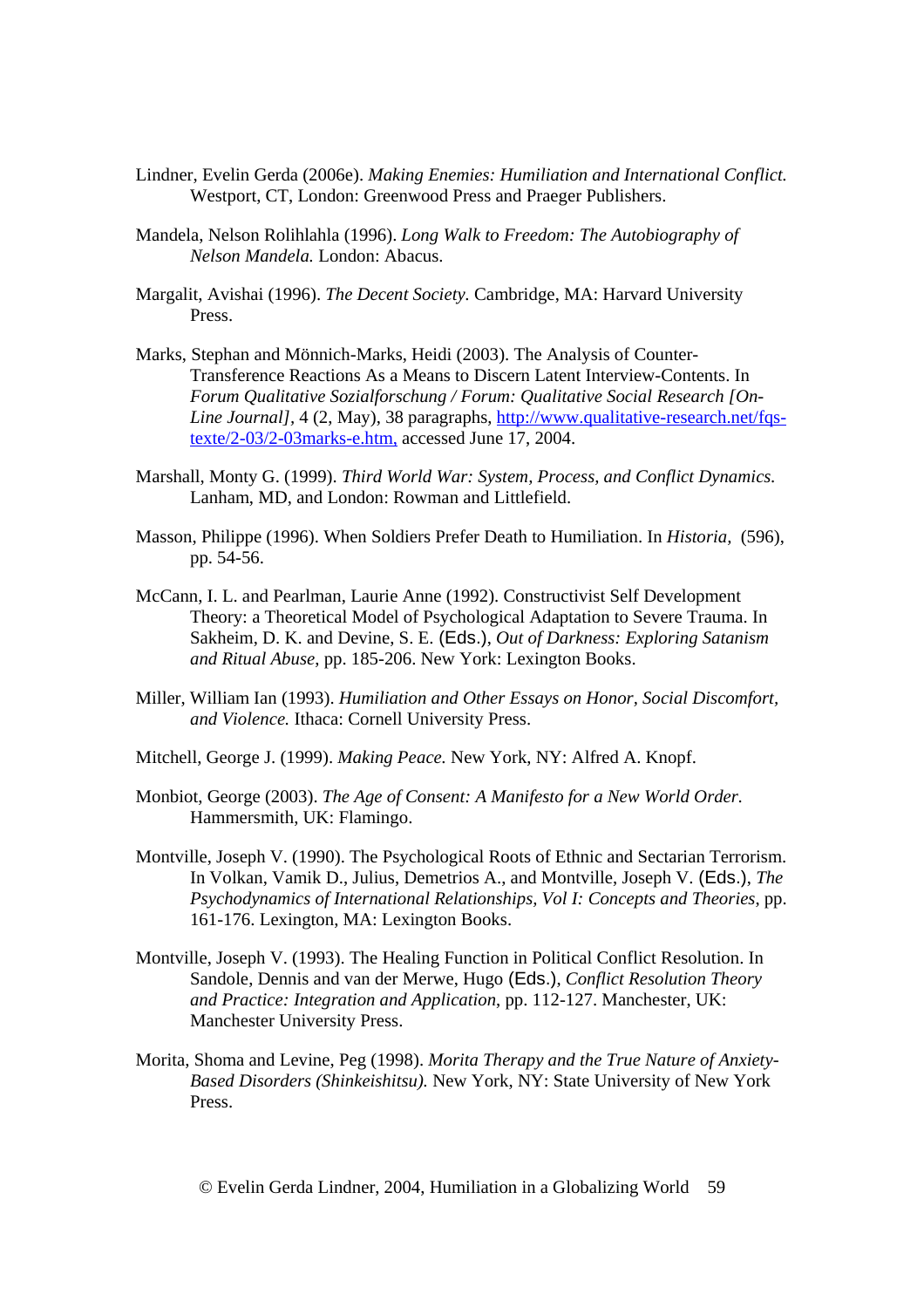Lindner, Evelin Gerda (2006e). *Making Enemies: Humiliation and International Conflict.* Westport, CT, London: Greenwood Press and Praeger Publishers.

Mandela, Nelson Rolihlahla (1996). *Long Walk to Freedom: The Autobiography of Nelson Mandela.* London: Abacus.

Margalit, Avishai (1996). *The Decent Society.* Cambridge, MA: Harvard University Press.

Marks, Stephan and Mönnich-Marks, Heidi (2003). The Analysis of Counter-Transference Reactions As a Means to Discern Latent Interview-Contents. In *Forum Qualitative Sozialforschung / Forum: Qualitative Social Research [On-Line Journal],* 4 (2, May), 38 paragraphs, http://www.qualitative-research.net/fqs-texte/2-03/2-03marks-e.htm, accessed June 17, 2004.

Marshall, Monty G. (1999). *Third World War: System, Process, and Conflict Dynamics.* Lanham, MD, and London: Rowman and Littlefield.

Masson, Philippe (1996). When Soldiers Prefer Death to Humiliation. In *Historia,* (596), pp. 54-56.

McCann, I. L. and Pearlman, Laurie Anne (1992). Constructivist Self Development Theory: a Theoretical Model of Psychological Adaptation to Severe Trauma. In Sakheim, D. K. and Devine, S. E. (Eds.), *Out of Darkness: Exploring Satanism and Ritual Abuse*, pp. 185-206. New York: Lexington Books.

Miller, William Ian (1993). *Humiliation and Other Essays on Honor, Social Discomfort, and Violence.* Ithaca: Cornell University Press.

Mitchell, George J. (1999). *Making Peace.* New York, NY: Alfred A. Knopf.

Monbiot, George (2003). *The Age of Consent: A Manifesto for a New World Order.* Hammersmith, UK: Flamingo.

Montville, Joseph V. (1990). The Psychological Roots of Ethnic and Sectarian Terrorism. In Volkan, Vamik D., Julius, Demetrios A., and Montville, Joseph V. (Eds.), *The Psychodynamics of International Relationships, Vol I: Concepts and Theories*, pp. 161-176. Lexington, MA: Lexington Books.

Montville, Joseph V. (1993). The Healing Function in Political Conflict Resolution. In Sandole, Dennis and van der Merwe, Hugo (Eds.), *Conflict Resolution Theory and Practice: Integration and Application*, pp. 112-127. Manchester, UK: Manchester University Press.

Morita, Shoma and Levine, Peg (1998). *Morita Therapy and the True Nature of Anxiety-Based Disorders (Shinkeishitsu).* New York, NY: State University of New York Press.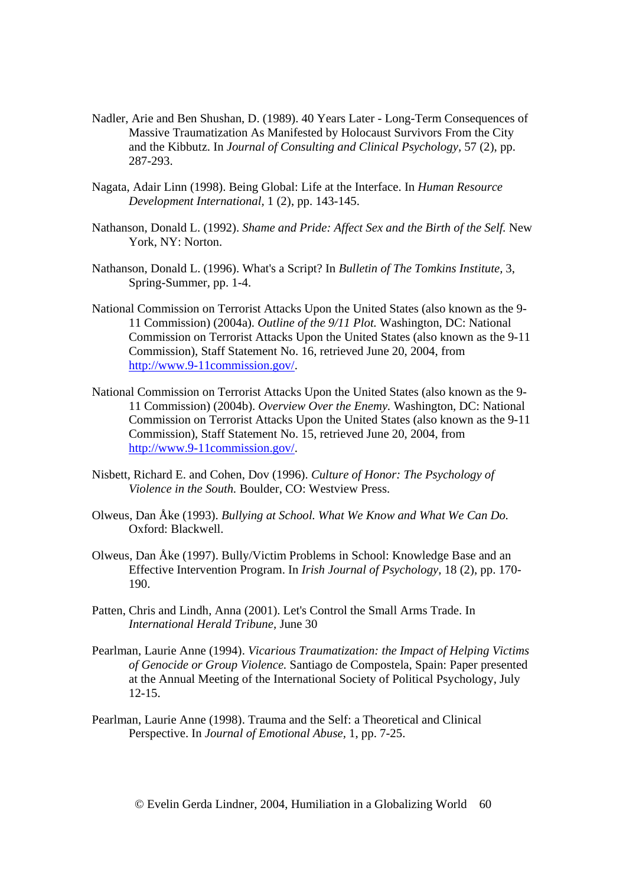Nadler, Arie and Ben Shushan, D. (1989). 40 Years Later - Long-Term Consequences of Massive Traumatization As Manifested by Holocaust Survivors From the City and the Kibbutz. In *Journal of Consulting and Clinical Psychology*, 57 (2), pp. 287-293.

Nagata, Adair Linn (1998). Being Global: Life at the Interface. In *Human Resource Development International*, 1 (2), pp. 143-145.

Nathanson, Donald L. (1992). *Shame and Pride: Affect Sex and the Birth of the Self.* New York, NY: Norton.

Nathanson, Donald L. (1996). What's a Script? In *Bulletin of The Tomkins Institute*, 3, Spring-Summer, pp. 1-4.

National Commission on Terrorist Attacks Upon the United States (also known as the 9-11 Commission) (2004a). *Outline of the 9/11 Plot.* Washington, DC: National Commission on Terrorist Attacks Upon the United States (also known as the 9-11 Commission), Staff Statement No. 16, retrieved June 20, 2004, from http://www.9-11commission.gov/.

National Commission on Terrorist Attacks Upon the United States (also known as the 9-11 Commission) (2004b). *Overview Over the Enemy.* Washington, DC: National Commission on Terrorist Attacks Upon the United States (also known as the 9-11 Commission), Staff Statement No. 15, retrieved June 20, 2004, from http://www.9-11commission.gov/.

Nisbett, Richard E. and Cohen, Dov (1996). *Culture of Honor: The Psychology of Violence in the South.* Boulder, CO: Westview Press.

Olweus, Dan Åke (1993). *Bullying at School. What We Know and What We Can Do.* Oxford: Blackwell.

Olweus, Dan Åke (1997). Bully/Victim Problems in School: Knowledge Base and an Effective Intervention Program. In *Irish Journal of Psychology*, 18 (2), pp. 170-190.

Patten, Chris and Lindh, Anna (2001). Let's Control the Small Arms Trade. In *International Herald Tribune*, June 30

Pearlman, Laurie Anne (1994). *Vicarious Traumatization: the Impact of Helping Victims of Genocide or Group Violence.* Santiago de Compostela, Spain: Paper presented at the Annual Meeting of the International Society of Political Psychology, July 12-15.

Pearlman, Laurie Anne (1998). Trauma and the Self: a Theoretical and Clinical Perspective. In *Journal of Emotional Abuse*, 1, pp. 7-25.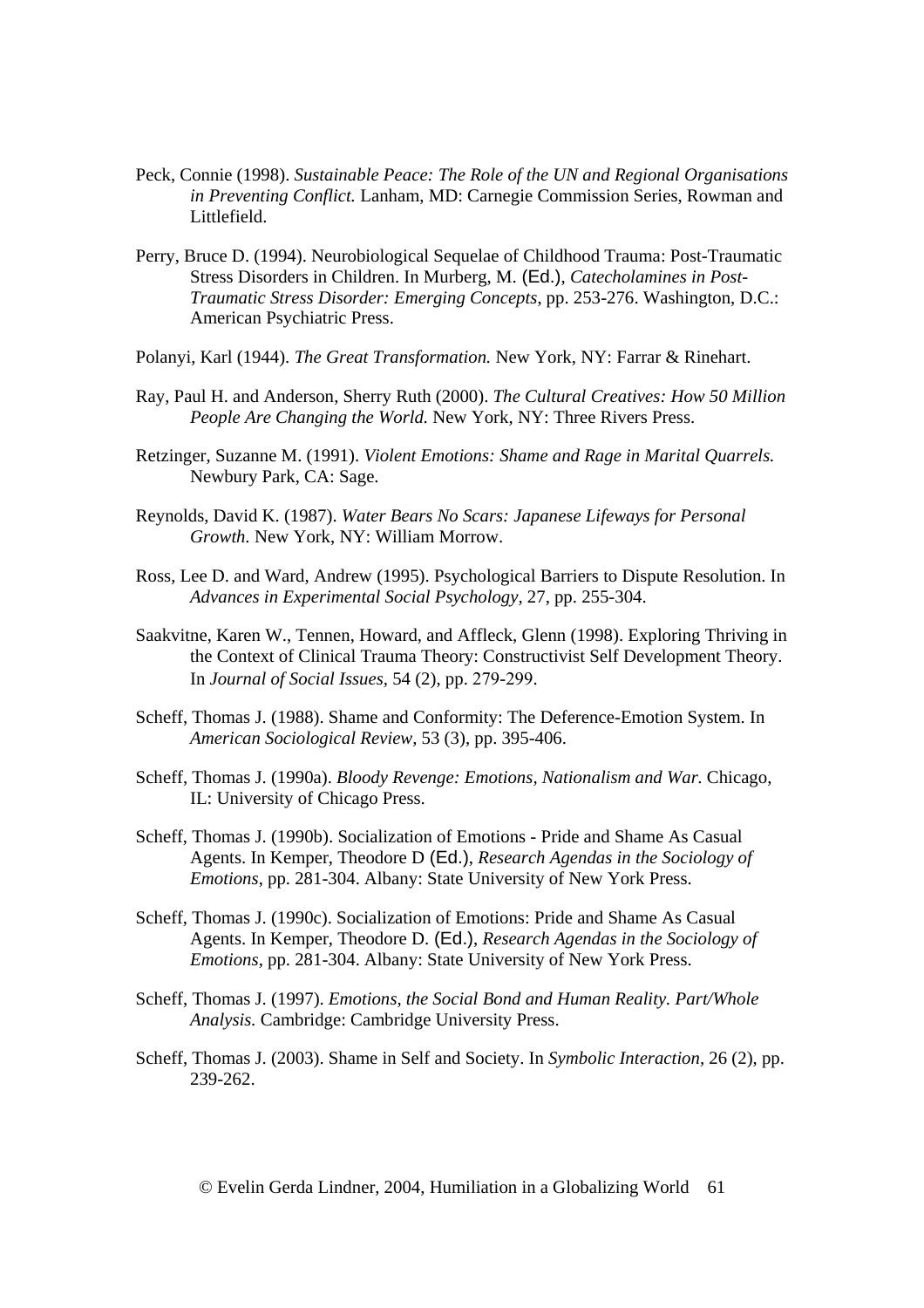Peck, Connie (1998). *Sustainable Peace: The Role of the UN and Regional Organisations in Preventing Conflict.* Lanham, MD: Carnegie Commission Series, Rowman and Littlefield.

Perry, Bruce D. (1994). Neurobiological Sequelae of Childhood Trauma: Post-Traumatic Stress Disorders in Children. In Murberg, M. (Ed.), *Catecholamines in Post-Traumatic Stress Disorder: Emerging Concepts*, pp. 253-276. Washington, D.C.: American Psychiatric Press.

Polanyi, Karl (1944). *The Great Transformation.* New York, NY: Farrar & Rinehart.

Ray, Paul H. and Anderson, Sherry Ruth (2000). *The Cultural Creatives: How 50 Million People Are Changing the World.* New York, NY: Three Rivers Press.

Retzinger, Suzanne M. (1991). *Violent Emotions: Shame and Rage in Marital Quarrels.* Newbury Park, CA: Sage.

Reynolds, David K. (1987). *Water Bears No Scars: Japanese Lifeways for Personal Growth.* New York, NY: William Morrow.

Ross, Lee D. and Ward, Andrew (1995). Psychological Barriers to Dispute Resolution. In *Advances in Experimental Social Psychology*, 27, pp. 255-304.

Saakvitne, Karen W., Tennen, Howard, and Affleck, Glenn (1998). Exploring Thriving in the Context of Clinical Trauma Theory: Constructivist Self Development Theory. In *Journal of Social Issues*, 54 (2), pp. 279-299.

Scheff, Thomas J. (1988). Shame and Conformity: The Deference-Emotion System. In *American Sociological Review*, 53 (3), pp. 395-406.

Scheff, Thomas J. (1990a). *Bloody Revenge: Emotions, Nationalism and War.* Chicago, IL: University of Chicago Press.

Scheff, Thomas J. (1990b). Socialization of Emotions - Pride and Shame As Casual Agents. In Kemper, Theodore D (Ed.), *Research Agendas in the Sociology of Emotions*, pp. 281-304. Albany: State University of New York Press.

Scheff, Thomas J. (1990c). Socialization of Emotions: Pride and Shame As Casual Agents. In Kemper, Theodore D. (Ed.), *Research Agendas in the Sociology of Emotions*, pp. 281-304. Albany: State University of New York Press.

Scheff, Thomas J. (1997). *Emotions, the Social Bond and Human Reality. Part/Whole Analysis.* Cambridge: Cambridge University Press.

Scheff, Thomas J. (2003). Shame in Self and Society. In *Symbolic Interaction*, 26 (2), pp. 239-262.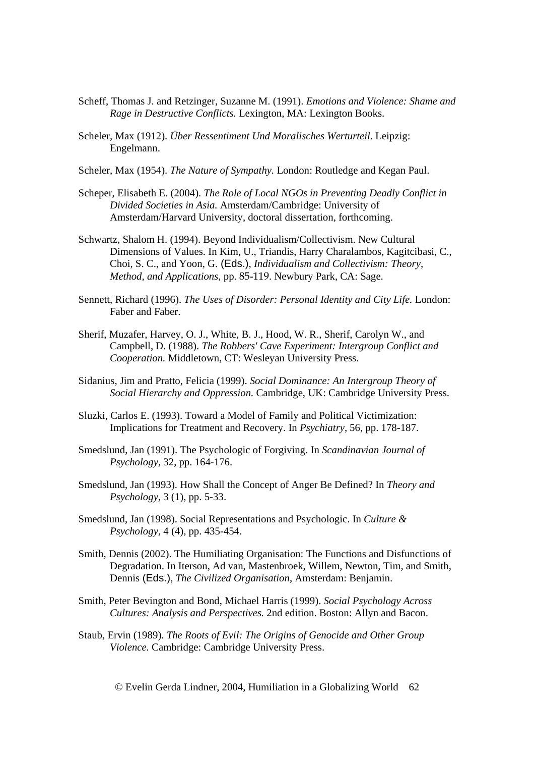Scheff, Thomas J. and Retzinger, Suzanne M. (1991). *Emotions and Violence: Shame and Rage in Destructive Conflicts.* Lexington, MA: Lexington Books.

Scheler, Max (1912). *Über Ressentiment Und Moralisches Werturteil.* Leipzig: Engelmann.

Scheler, Max (1954). *The Nature of Sympathy.* London: Routledge and Kegan Paul.

Scheper, Elisabeth E. (2004). *The Role of Local NGOs in Preventing Deadly Conflict in Divided Societies in Asia.* Amsterdam/Cambridge: University of Amsterdam/Harvard University, doctoral dissertation, forthcoming.

Schwartz, Shalom H. (1994). Beyond Individualism/Collectivism. New Cultural Dimensions of Values. In Kim, U., Triandis, Harry Charalambos, Kagitcibasi, C., Choi, S. C., and Yoon, G. (Eds.), *Individualism and Collectivism: Theory, Method, and Applications,* pp. 85-119. Newbury Park, CA: Sage.

Sennett, Richard (1996). *The Uses of Disorder: Personal Identity and City Life.* London: Faber and Faber.

Sherif, Muzafer, Harvey, O. J., White, B. J., Hood, W. R., Sherif, Carolyn W., and Campbell, D. (1988). *The Robbers' Cave Experiment: Intergroup Conflict and Cooperation.* Middletown, CT: Wesleyan University Press.

Sidanius, Jim and Pratto, Felicia (1999). *Social Dominance: An Intergroup Theory of Social Hierarchy and Oppression.* Cambridge, UK: Cambridge University Press.

Sluzki, Carlos E. (1993). Toward a Model of Family and Political Victimization: Implications for Treatment and Recovery. In *Psychiatry,* 56, pp. 178-187.

Smedslund, Jan (1991). The Psychologic of Forgiving. In *Scandinavian Journal of Psychology,* 32, pp. 164-176.

Smedslund, Jan (1993). How Shall the Concept of Anger Be Defined? In *Theory and Psychology,* 3 (1), pp. 5-33.

Smedslund, Jan (1998). Social Representations and Psychologic. In *Culture & Psychology,* 4 (4), pp. 435-454.

Smith, Dennis (2002). The Humiliating Organisation: The Functions and Disfunctions of Degradation. In Iterson, Ad van, Mastenbroek, Willem, Newton, Tim, and Smith, Dennis (Eds.), *The Civilized Organisation,* Amsterdam: Benjamin.

Smith, Peter Bevington and Bond, Michael Harris (1999). *Social Psychology Across Cultures: Analysis and Perspectives.* 2nd edition. Boston: Allyn and Bacon.

Staub, Ervin (1989). *The Roots of Evil: The Origins of Genocide and Other Group Violence.* Cambridge: Cambridge University Press.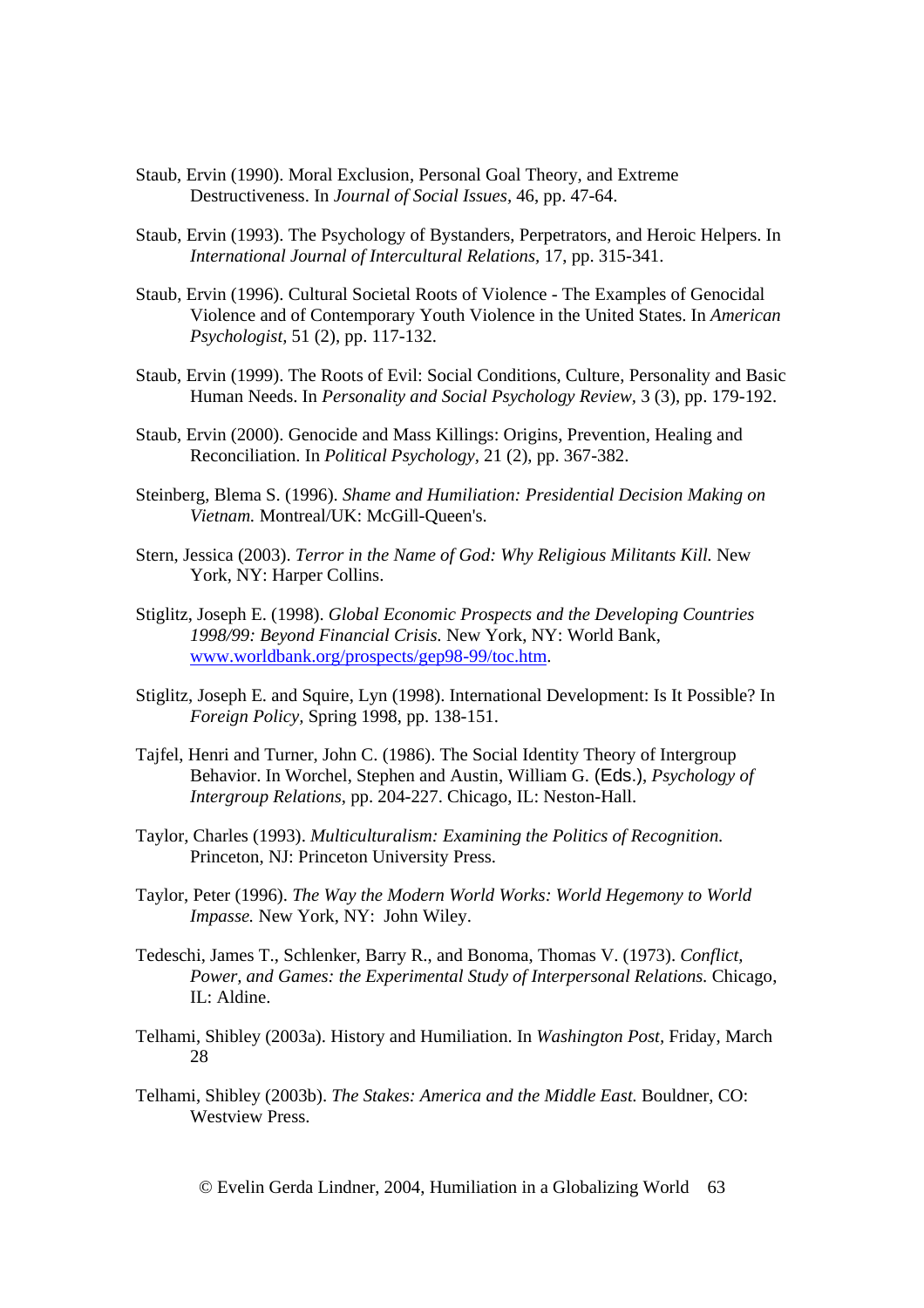Staub, Ervin (1990). Moral Exclusion, Personal Goal Theory, and Extreme Destructiveness. In *Journal of Social Issues*, 46, pp. 47-64.

Staub, Ervin (1993). The Psychology of Bystanders, Perpetrators, and Heroic Helpers. In *International Journal of Intercultural Relations*, 17, pp. 315-341.

Staub, Ervin (1996). Cultural Societal Roots of Violence - The Examples of Genocidal Violence and of Contemporary Youth Violence in the United States. In *American Psychologist*, 51 (2), pp. 117-132.

Staub, Ervin (1999). The Roots of Evil: Social Conditions, Culture, Personality and Basic Human Needs. In *Personality and Social Psychology Review*, 3 (3), pp. 179-192.

Staub, Ervin (2000). Genocide and Mass Killings: Origins, Prevention, Healing and Reconciliation. In *Political Psychology*, 21 (2), pp. 367-382.

Steinberg, Blema S. (1996). *Shame and Humiliation: Presidential Decision Making on Vietnam.* Montreal/UK: McGill-Queen's.

Stern, Jessica (2003). *Terror in the Name of God: Why Religious Militants Kill.* New York, NY: Harper Collins.

Stiglitz, Joseph E. (1998). *Global Economic Prospects and the Developing Countries 1998/99: Beyond Financial Crisis.* New York, NY: World Bank, [www.worldbank.org/prospects/gep98-99/toc.htm](www.worldbank.org/prospects/gep98-99/toc.htm).

Stiglitz, Joseph E. and Squire, Lyn (1998). International Development: Is It Possible? In *Foreign Policy*, Spring 1998, pp. 138-151.

Tajfel, Henri and Turner, John C. (1986). The Social Identity Theory of Intergroup Behavior. In Worchel, Stephen and Austin, William G. (Eds.), *Psychology of Intergroup Relations*, pp. 204-227. Chicago, IL: Neston-Hall.

Taylor, Charles (1993). *Multiculturalism: Examining the Politics of Recognition.* Princeton, NJ: Princeton University Press.

Taylor, Peter (1996). *The Way the Modern World Works: World Hegemony to World Impasse.* New York, NY: John Wiley.

Tedeschi, James T., Schlenker, Barry R., and Bonoma, Thomas V. (1973). *Conflict, Power, and Games: the Experimental Study of Interpersonal Relations.* Chicago, IL: Aldine.

Telhami, Shibley (2003a). History and Humiliation. In *Washington Post*, Friday, March 28

Telhami, Shibley (2003b). *The Stakes: America and the Middle East.* Bouldner, CO: Westview Press.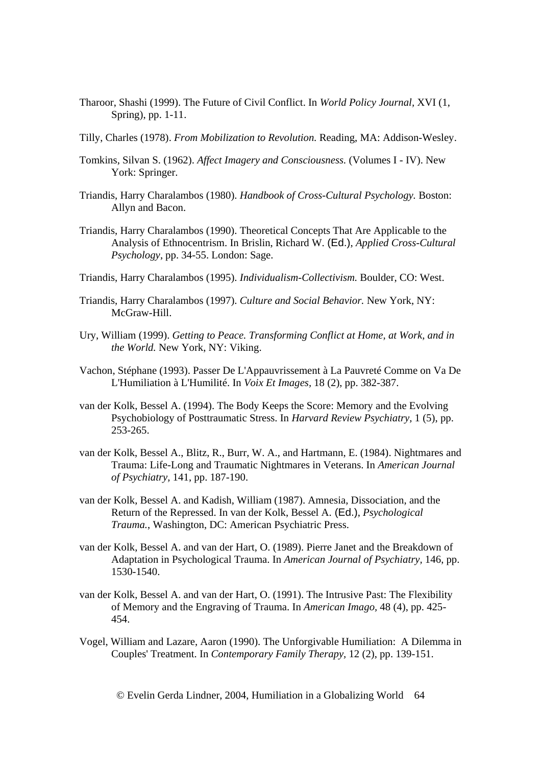Tharoor, Shashi (1999). The Future of Civil Conflict. In *World Policy Journal,* XVI (1, Spring), pp. 1-11.

Tilly, Charles (1978). *From Mobilization to Revolution.* Reading, MA: Addison-Wesley.

Tomkins, Silvan S. (1962). *Affect Imagery and Consciousness.* (Volumes I - IV). New York: Springer.

Triandis, Harry Charalambos (1980). *Handbook of Cross-Cultural Psychology.* Boston: Allyn and Bacon.

Triandis, Harry Charalambos (1990). Theoretical Concepts That Are Applicable to the Analysis of Ethnocentrism. In Brislin, Richard W. (Ed.), *Applied Cross-Cultural Psychology*, pp. 34-55. London: Sage.

Triandis, Harry Charalambos (1995). *Individualism-Collectivism.* Boulder, CO: West.

Triandis, Harry Charalambos (1997). *Culture and Social Behavior.* New York, NY: McGraw-Hill.

Ury, William (1999). *Getting to Peace. Transforming Conflict at Home, at Work, and in the World.* New York, NY: Viking.

Vachon, Stéphane (1993). Passer De L'Appauvrissement à La Pauvreté Comme on Va De L'Humiliation à L'Humilité. In *Voix Et Images,* 18 (2), pp. 382-387.

van der Kolk, Bessel A. (1994). The Body Keeps the Score: Memory and the Evolving Psychobiology of Posttraumatic Stress. In *Harvard Review Psychiatry,* 1 (5), pp. 253-265.

van der Kolk, Bessel A., Blitz, R., Burr, W. A., and Hartmann, E. (1984). Nightmares and Trauma: Life-Long and Traumatic Nightmares in Veterans. In *American Journal of Psychiatry,* 141, pp. 187-190.

van der Kolk, Bessel A. and Kadish, William (1987). Amnesia, Dissociation, and the Return of the Repressed. In van der Kolk, Bessel A. (Ed.), *Psychological Trauma.*, Washington, DC: American Psychiatric Press.

van der Kolk, Bessel A. and van der Hart, O. (1989). Pierre Janet and the Breakdown of Adaptation in Psychological Trauma. In *American Journal of Psychiatry,* 146, pp. 1530-1540.

van der Kolk, Bessel A. and van der Hart, O. (1991). The Intrusive Past: The Flexibility of Memory and the Engraving of Trauma. In *American Imago,* 48 (4), pp. 425-454.

Vogel, William and Lazare, Aaron (1990). The Unforgivable Humiliation: A Dilemma in Couples' Treatment. In *Contemporary Family Therapy,* 12 (2), pp. 139-151.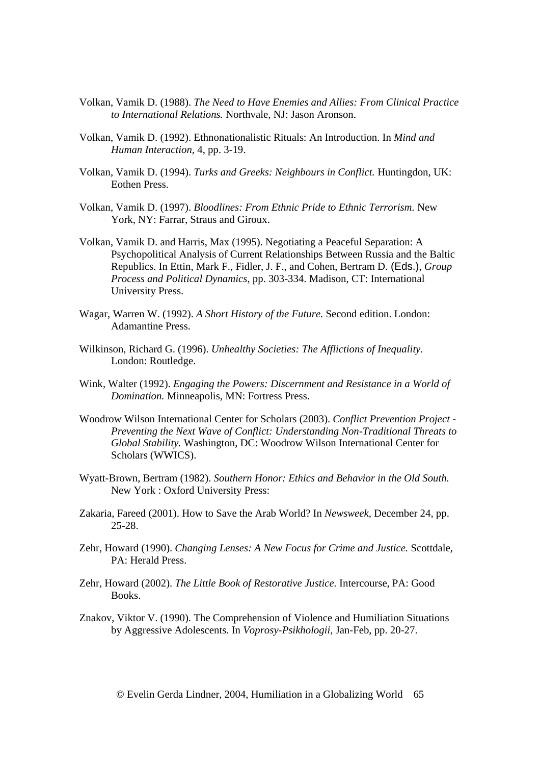Volkan, Vamik D. (1988). *The Need to Have Enemies and Allies: From Clinical Practice to International Relations.* Northvale, NJ: Jason Aronson.

Volkan, Vamik D. (1992). Ethnonationalistic Rituals: An Introduction. In *Mind and Human Interaction*, 4, pp. 3-19.

Volkan, Vamik D. (1994). *Turks and Greeks: Neighbours in Conflict.* Huntingdon, UK: Eothen Press.

Volkan, Vamik D. (1997). *Bloodlines: From Ethnic Pride to Ethnic Terrorism.* New York, NY: Farrar, Straus and Giroux.

Volkan, Vamik D. and Harris, Max (1995). Negotiating a Peaceful Separation: A Psychopolitical Analysis of Current Relationships Between Russia and the Baltic Republics. In Ettin, Mark F., Fidler, J. F., and Cohen, Bertram D. (Eds.), *Group Process and Political Dynamics*, pp. 303-334. Madison, CT: International University Press.

Wagar, Warren W. (1992). *A Short History of the Future.* Second edition. London: Adamantine Press.

Wilkinson, Richard G. (1996). *Unhealthy Societies: The Afflictions of Inequality*. London: Routledge.

Wink, Walter (1992). *Engaging the Powers: Discernment and Resistance in a World of Domination.* Minneapolis, MN: Fortress Press.

Woodrow Wilson International Center for Scholars (2003). *Conflict Prevention Project - Preventing the Next Wave of Conflict: Understanding Non-Traditional Threats to Global Stability.* Washington, DC: Woodrow Wilson International Center for Scholars (WWICS).

Wyatt-Brown, Bertram (1982). *Southern Honor: Ethics and Behavior in the Old South.* New York : Oxford University Press:

Zakaria, Fareed (2001). How to Save the Arab World? In *Newsweek*, December 24, pp. 25-28.

Zehr, Howard (1990). *Changing Lenses: A New Focus for Crime and Justice.* Scottdale, PA: Herald Press.

Zehr, Howard (2002). *The Little Book of Restorative Justice.* Intercourse, PA: Good Books.

Znakov, Viktor V. (1990). The Comprehension of Violence and Humiliation Situations by Aggressive Adolescents. In *Voprosy-Psikhologii*, Jan-Feb, pp. 20-27.